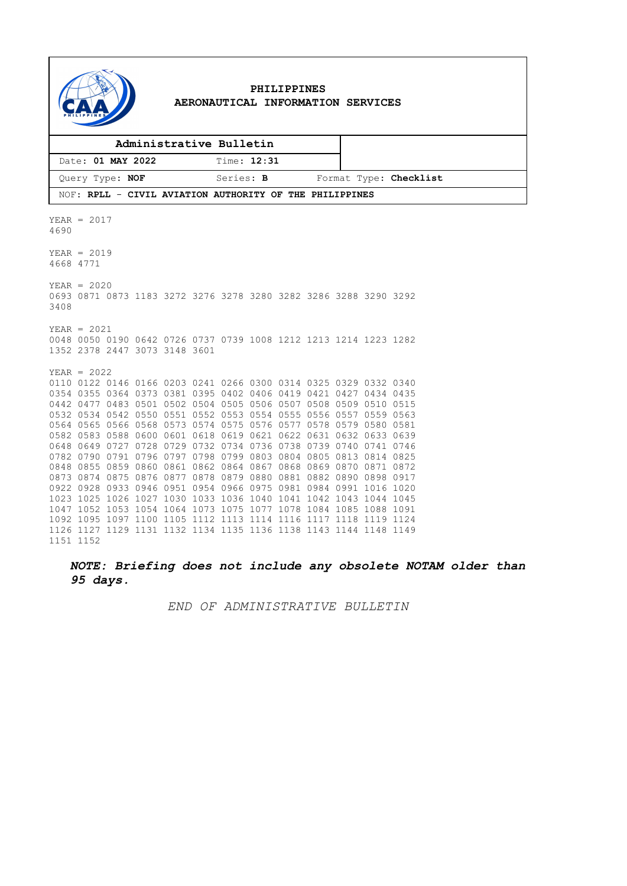**PHILIPPINES**
**AERONAUTICAL INFORMATION SERVICES**

| **Administrative Bulletin** | | |
|---|---|---|
| Date: **01 MAY 2022** | Time: **12:31** | |
| Query Type: **NOF** | Series: **B** | Format Type: **Checklist** |
| NOF: **RPLL - CIVIL AVIATION AUTHORITY OF THE PHILIPPINES** | | |

YEAR = 2017
4690

YEAR = 2019
4668 4771

YEAR = 2020
0693 0871 0873 1183 3272 3276 3278 3280 3282 3286 3288 3290 3292
3408

YEAR = 2021
0048 0050 0190 0642 0726 0737 0739 1008 1212 1213 1214 1223 1282
1352 2378 2447 3073 3148 3601

YEAR = 2022
0110 0122 0146 0166 0203 0241 0266 0300 0314 0325 0329 0332 0340
0354 0355 0364 0373 0381 0395 0402 0406 0419 0421 0427 0434 0435
0442 0477 0483 0501 0502 0504 0505 0506 0507 0508 0509 0510 0515
0532 0534 0542 0550 0551 0552 0553 0554 0555 0556 0557 0559 0563
0564 0565 0566 0568 0573 0574 0575 0576 0577 0578 0579 0580 0581
0582 0583 0588 0600 0601 0618 0619 0621 0622 0631 0632 0633 0639
0648 0649 0727 0728 0729 0732 0734 0736 0738 0739 0740 0741 0746
0782 0790 0791 0796 0797 0798 0799 0803 0804 0805 0813 0814 0825
0848 0855 0859 0860 0861 0862 0864 0867 0868 0869 0870 0871 0872
0873 0874 0875 0876 0877 0878 0879 0880 0881 0882 0890 0898 0917
0922 0928 0933 0946 0951 0954 0966 0975 0981 0984 0991 1016 1020
1023 1025 1026 1027 1030 1033 1036 1040 1041 1042 1043 1044 1045
1047 1052 1053 1054 1064 1073 1075 1077 1078 1084 1085 1088 1091
1092 1095 1097 1100 1105 1112 1113 1114 1116 1117 1118 1119 1124
1126 1127 1129 1131 1132 1134 1135 1136 1138 1143 1144 1148 1149
1151 1152

***NOTE: Briefing does not include any obsolete NOTAM older than 95 days.***

*END OF ADMINISTRATIVE BULLETIN*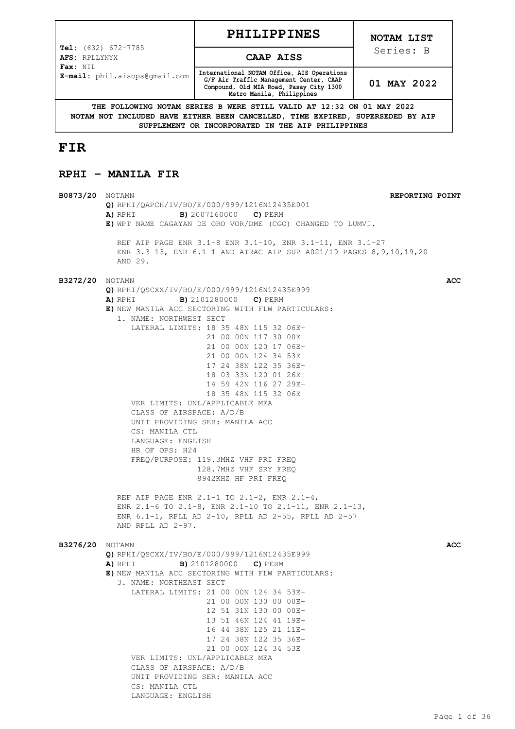| | **PHILIPPINES** | **NOTAM LIST** |
|---|---|---|
| **Tel:** (632) 672-7785<br>**AFS:** RPLLYNYX<br>**Fax:** NIL<br>**E-mail:** phil.aisops@gmail.com | **CAAP AISS** | Series: B |
| | **International NOTAM Office, AIS Operations G/F Air Traffic Management Center, CAAP Compound, Old MIA Road, Pasay City 1300 Metro Manila, Philippines** | **01 MAY 2022** |

**THE FOLLOWING NOTAM SERIES B WERE STILL VALID AT 12:32 ON 01 MAY 2022**
**NOTAM NOT INCLUDED HAVE EITHER BEEN CANCELLED, TIME EXPIRED, SUPERSEDED BY AIP SUPPLEMENT OR INCORPORATED IN THE AIP PHILIPPINES**

# FIR

## RPHI - MANILA FIR

**B0873/20** NOTAMN **REPORTING POINT**

```
Q) RPHI/QAPCH/IV/BO/E/000/999/1216N12435E001
A) RPHI     B) 2007160000   C) PERM
E) WPT NAME CAGAYAN DE ORO VOR/DME (CGO) CHANGED TO LUMVI.

   REF AIP PAGE ENR 3.1-8 ENR 3.1-10, ENR 3.1-11, ENR 3.1-27
   ENR 3.3-13, ENR 6.1-1 AND AIRAC AIP SUP A021/19 PAGES 8,9,10,19,20
   AND 29.
```

**B3272/20** NOTAMN **ACC**

```
Q) RPHI/QSCXX/IV/BO/E/000/999/1216N12435E999
A) RPHI     B) 2101280000   C) PERM
E) NEW MANILA ACC SECTORING WITH FLW PARTICULARS:
   1. NAME: NORTHWEST SECT
      LATERAL LIMITS: 18 35 48N 115 32 06E-
                      21 00 00N 117 30 00E-
                      21 00 00N 120 17 06E-
                      21 00 00N 124 34 53E-
                      17 24 38N 122 35 36E-
                      18 03 33N 120 01 26E-
                      14 59 42N 116 27 29E-
                      18 35 48N 115 32 06E
      VER LIMITS: UNL/APPLICABLE MEA
      CLASS OF AIRSPACE: A/D/B
      UNIT PROVIDING SER: MANILA ACC
      CS: MANILA CTL
      LANGUAGE: ENGLISH
      HR OF OPS: H24
      FREQ/PURPOSE: 119.3MHZ VHF PRI FREQ
                    128.7MHZ VHF SRY FREQ
                    8942KHZ HF PRI FREQ

   REF AIP PAGE ENR 2.1-1 TO 2.1-2, ENR 2.1-4,
   ENR 2.1-6 TO 2.1-8, ENR 2.1-10 TO 2.1-11, ENR 2.1-13,
   ENR 6.1-1, RPLL AD 2-10, RPLL AD 2-55, RPLL AD 2-57
   AND RPLL AD 2-97.
```

**B3276/20** NOTAMN **ACC**

```
Q) RPHI/QSCXX/IV/BO/E/000/999/1216N12435E999
A) RPHI     B) 2101280000   C) PERM
E) NEW MANILA ACC SECTORING WITH FLW PARTICULARS:
   3. NAME: NORTHEAST SECT
      LATERAL LIMITS: 21 00 00N 124 34 53E-
                      21 00 00N 130 00 00E-
                      12 51 31N 130 00 00E-
                      13 51 46N 124 41 19E-
                      16 44 38N 125 21 11E-
                      17 24 38N 122 35 36E-
                      21 00 00N 124 34 53E
      VER LIMITS: UNL/APPLICABLE MEA
      CLASS OF AIRSPACE: A/D/B
      UNIT PROVIDING SER: MANILA ACC
      CS: MANILA CTL
      LANGUAGE: ENGLISH
```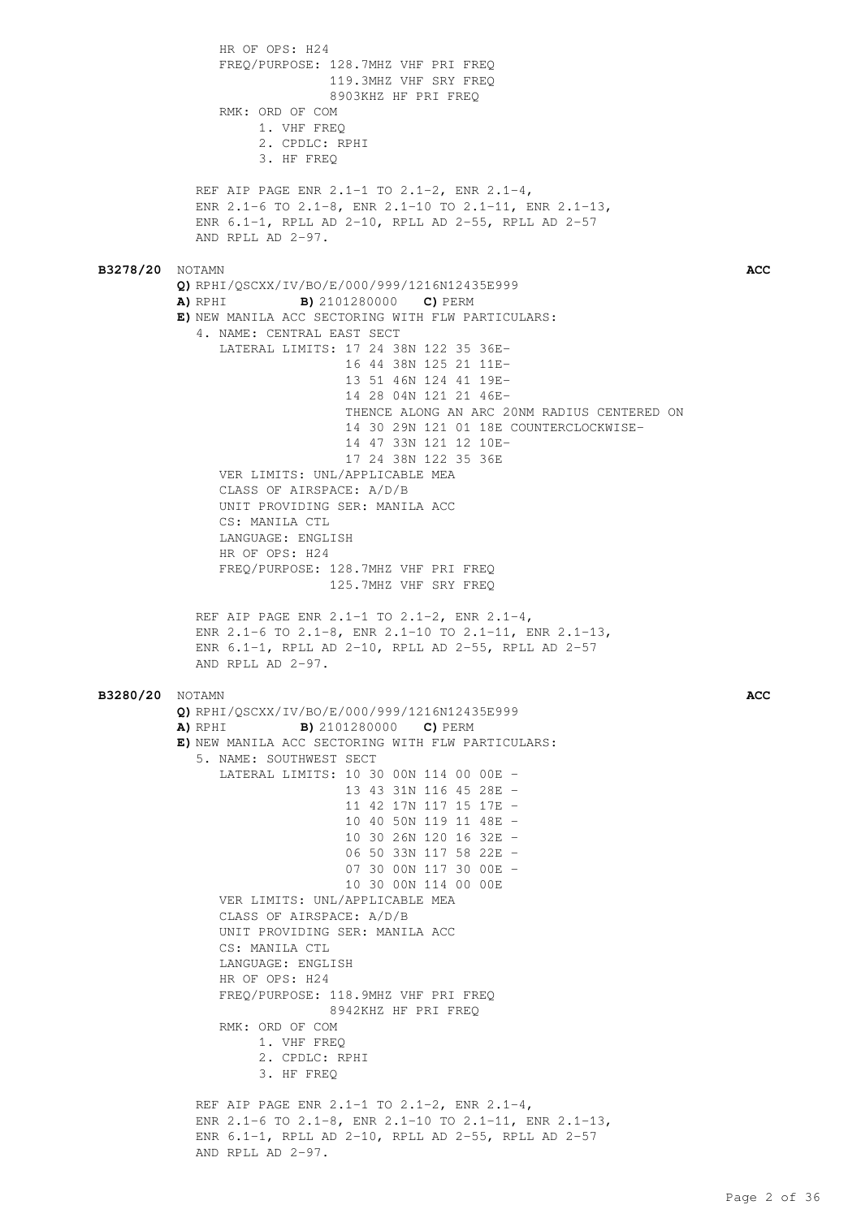```
HR OF OPS: H24
FREQ/PURPOSE: 128.7MHZ VHF PRI FREQ
              119.3MHZ VHF SRY FREQ
              8903KHZ HF PRI FREQ
RMK: ORD OF COM
     1. VHF FREQ
     2. CPDLC: RPHI
     3. HF FREQ

REF AIP PAGE ENR 2.1-1 TO 2.1-2, ENR 2.1-4,
ENR 2.1-6 TO 2.1-8, ENR 2.1-10 TO 2.1-11, ENR 2.1-13,
ENR 6.1-1, RPLL AD 2-10, RPLL AD 2-55, RPLL AD 2-57
AND RPLL AD 2-97.
```

**B3278/20** NOTAMN **ACC**

**Q)** RPHI/QSCXX/IV/BO/E/000/999/1216N12435E999
**A)** RPHI **B)** 2101280000 **C)** PERM
**E)** NEW MANILA ACC SECTORING WITH FLW PARTICULARS:

```
4. NAME: CENTRAL EAST SECT
   LATERAL LIMITS: 17 24 38N 122 35 36E-
                   16 44 38N 125 21 11E-
                   13 51 46N 124 41 19E-
                   14 28 04N 121 21 46E-
                   THENCE ALONG AN ARC 20NM RADIUS CENTERED ON
                   14 30 29N 121 01 18E COUNTERCLOCKWISE-
                   14 47 33N 121 12 10E-
                   17 24 38N 122 35 36E
   VER LIMITS: UNL/APPLICABLE MEA
   CLASS OF AIRSPACE: A/D/B
   UNIT PROVIDING SER: MANILA ACC
   CS: MANILA CTL
   LANGUAGE: ENGLISH
   HR OF OPS: H24
   FREQ/PURPOSE: 128.7MHZ VHF PRI FREQ
                 125.7MHZ VHF SRY FREQ

REF AIP PAGE ENR 2.1-1 TO 2.1-2, ENR 2.1-4,
ENR 2.1-6 TO 2.1-8, ENR 2.1-10 TO 2.1-11, ENR 2.1-13,
ENR 6.1-1, RPLL AD 2-10, RPLL AD 2-55, RPLL AD 2-57
AND RPLL AD 2-97.
```

**B3280/20** NOTAMN **ACC**

**Q)** RPHI/QSCXX/IV/BO/E/000/999/1216N12435E999
**A)** RPHI **B)** 2101280000 **C)** PERM
**E)** NEW MANILA ACC SECTORING WITH FLW PARTICULARS:

```
5. NAME: SOUTHWEST SECT
   LATERAL LIMITS: 10 30 00N 114 00 00E -
                   13 43 31N 116 45 28E -
                   11 42 17N 117 15 17E -
                   10 40 50N 119 11 48E -
                   10 30 26N 120 16 32E -
                   06 50 33N 117 58 22E -
                   07 30 00N 117 30 00E -
                   10 30 00N 114 00 00E
   VER LIMITS: UNL/APPLICABLE MEA
   CLASS OF AIRSPACE: A/D/B
   UNIT PROVIDING SER: MANILA ACC
   CS: MANILA CTL
   LANGUAGE: ENGLISH
   HR OF OPS: H24
   FREQ/PURPOSE: 118.9MHZ VHF PRI FREQ
                 8942KHZ HF PRI FREQ
   RMK: ORD OF COM
        1. VHF FREQ
        2. CPDLC: RPHI
        3. HF FREQ

REF AIP PAGE ENR 2.1-1 TO 2.1-2, ENR 2.1-4,
ENR 2.1-6 TO 2.1-8, ENR 2.1-10 TO 2.1-11, ENR 2.1-13,
ENR 6.1-1, RPLL AD 2-10, RPLL AD 2-55, RPLL AD 2-57
AND RPLL AD 2-97.
```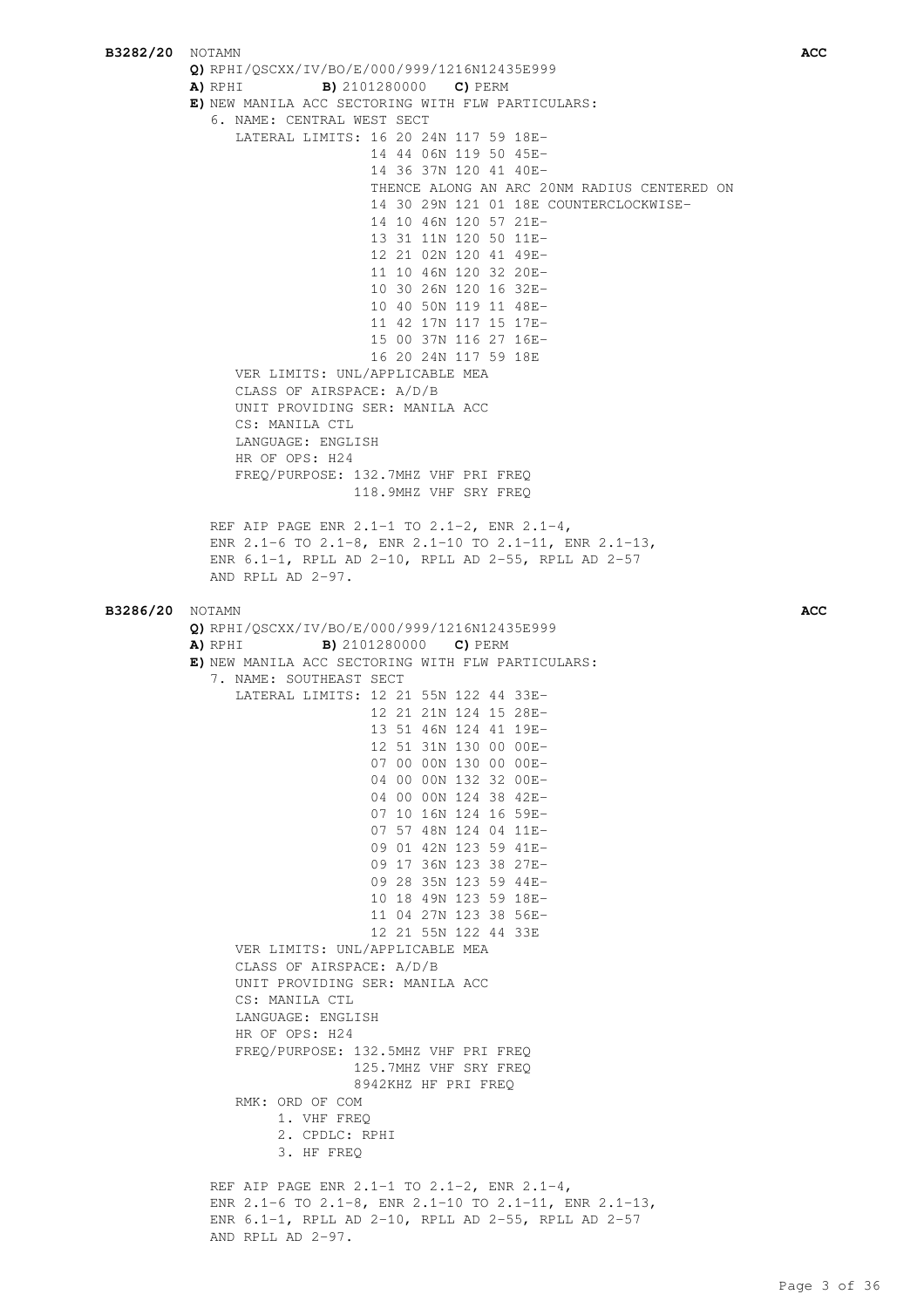**B3282/20** NOTAMN **ACC**

**Q)** RPHI/QSCXX/IV/BO/E/000/999/1216N12435E999
**A)** RPHI **B)** 2101280000 **C)** PERM
**E)** NEW MANILA ACC SECTORING WITH FLW PARTICULARS:

```
6. NAME: CENTRAL WEST SECT
   LATERAL LIMITS: 16 20 24N 117 59 18E-
                   14 44 06N 119 50 45E-
                   14 36 37N 120 41 40E-
                   THENCE ALONG AN ARC 20NM RADIUS CENTERED ON
                   14 30 29N 121 01 18E COUNTERCLOCKWISE-
                   14 10 46N 120 57 21E-
                   13 31 11N 120 50 11E-
                   12 21 02N 120 41 49E-
                   11 10 46N 120 32 20E-
                   10 30 26N 120 16 32E-
                   10 40 50N 119 11 48E-
                   11 42 17N 117 15 17E-
                   15 00 37N 116 27 16E-
                   16 20 24N 117 59 18E
   VER LIMITS: UNL/APPLICABLE MEA
   CLASS OF AIRSPACE: A/D/B
   UNIT PROVIDING SER: MANILA ACC
   CS: MANILA CTL
   LANGUAGE: ENGLISH
   HR OF OPS: H24
   FREQ/PURPOSE: 132.7MHZ VHF PRI FREQ
                 118.9MHZ VHF SRY FREQ
```

REF AIP PAGE ENR 2.1-1 TO 2.1-2, ENR 2.1-4, ENR 2.1-6 TO 2.1-8, ENR 2.1-10 TO 2.1-11, ENR 2.1-13, ENR 6.1-1, RPLL AD 2-10, RPLL AD 2-55, RPLL AD 2-57 AND RPLL AD 2-97.

**B3286/20** NOTAMN **ACC**

**Q)** RPHI/QSCXX/IV/BO/E/000/999/1216N12435E999
**A)** RPHI **B)** 2101280000 **C)** PERM
**E)** NEW MANILA ACC SECTORING WITH FLW PARTICULARS:

```
7. NAME: SOUTHEAST SECT
   LATERAL LIMITS: 12 21 55N 122 44 33E-
                   12 21 21N 124 15 28E-
                   13 51 46N 124 41 19E-
                   12 51 31N 130 00 00E-
                   07 00 00N 130 00 00E-
                   04 00 00N 132 32 00E-
                   04 00 00N 124 38 42E-
                   07 10 16N 124 16 59E-
                   07 57 48N 124 04 11E-
                   09 01 42N 123 59 41E-
                   09 17 36N 123 38 27E-
                   09 28 35N 123 59 44E-
                   10 18 49N 123 59 18E-
                   11 04 27N 123 38 56E-
                   12 21 55N 122 44 33E
   VER LIMITS: UNL/APPLICABLE MEA
   CLASS OF AIRSPACE: A/D/B
   UNIT PROVIDING SER: MANILA ACC
   CS: MANILA CTL
   LANGUAGE: ENGLISH
   HR OF OPS: H24
   FREQ/PURPOSE: 132.5MHZ VHF PRI FREQ
                 125.7MHZ VHF SRY FREQ
                 8942KHZ HF PRI FREQ
   RMK: ORD OF COM
        1. VHF FREQ
        2. CPDLC: RPHI
        3. HF FREQ
```

REF AIP PAGE ENR 2.1-1 TO 2.1-2, ENR 2.1-4, ENR 2.1-6 TO 2.1-8, ENR 2.1-10 TO 2.1-11, ENR 2.1-13, ENR 6.1-1, RPLL AD 2-10, RPLL AD 2-55, RPLL AD 2-57 AND RPLL AD 2-97.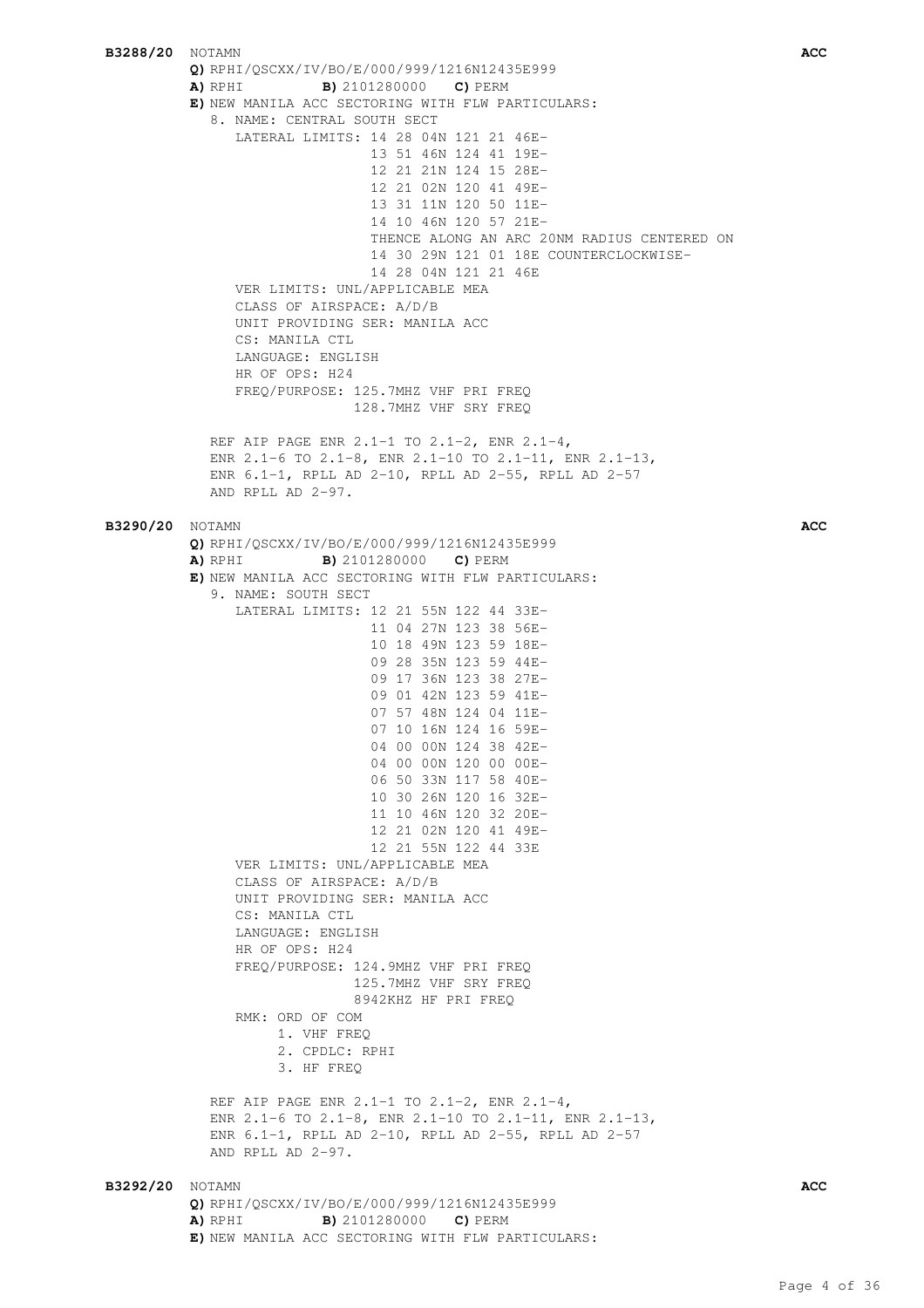**B3288/20** NOTAMN **ACC**

**Q)** RPHI/QSCXX/IV/BO/E/000/999/1216N12435E999
**A)** RPHI **B)** 2101280000 **C)** PERM
**E)** NEW MANILA ACC SECTORING WITH FLW PARTICULARS:

```
8. NAME: CENTRAL SOUTH SECT
   LATERAL LIMITS: 14 28 04N 121 21 46E-
                   13 51 46N 124 41 19E-
                   12 21 21N 124 15 28E-
                   12 21 02N 120 41 49E-
                   13 31 11N 120 50 11E-
                   14 10 46N 120 57 21E-
                   THENCE ALONG AN ARC 20NM RADIUS CENTERED ON
                   14 30 29N 121 01 18E COUNTERCLOCKWISE-
                   14 28 04N 121 21 46E
   VER LIMITS: UNL/APPLICABLE MEA
   CLASS OF AIRSPACE: A/D/B
   UNIT PROVIDING SER: MANILA ACC
   CS: MANILA CTL
   LANGUAGE: ENGLISH
   HR OF OPS: H24
   FREQ/PURPOSE: 125.7MHZ VHF PRI FREQ
                 128.7MHZ VHF SRY FREQ

REF AIP PAGE ENR 2.1-1 TO 2.1-2, ENR 2.1-4,
ENR 2.1-6 TO 2.1-8, ENR 2.1-10 TO 2.1-11, ENR 2.1-13,
ENR 6.1-1, RPLL AD 2-10, RPLL AD 2-55, RPLL AD 2-57
AND RPLL AD 2-97.
```

**B3290/20** NOTAMN **ACC**

**Q)** RPHI/QSCXX/IV/BO/E/000/999/1216N12435E999
**A)** RPHI **B)** 2101280000 **C)** PERM
**E)** NEW MANILA ACC SECTORING WITH FLW PARTICULARS:

```
9. NAME: SOUTH SECT
   LATERAL LIMITS: 12 21 55N 122 44 33E-
                   11 04 27N 123 38 56E-
                   10 18 49N 123 59 18E-
                   09 28 35N 123 59 44E-
                   09 17 36N 123 38 27E-
                   09 01 42N 123 59 41E-
                   07 57 48N 124 04 11E-
                   07 10 16N 124 16 59E-
                   04 00 00N 124 38 42E-
                   04 00 00N 120 00 00E-
                   06 50 33N 117 58 40E-
                   10 30 26N 120 16 32E-
                   11 10 46N 120 32 20E-
                   12 21 02N 120 41 49E-
                   12 21 55N 122 44 33E
   VER LIMITS: UNL/APPLICABLE MEA
   CLASS OF AIRSPACE: A/D/B
   UNIT PROVIDING SER: MANILA ACC
   CS: MANILA CTL
   LANGUAGE: ENGLISH
   HR OF OPS: H24
   FREQ/PURPOSE: 124.9MHZ VHF PRI FREQ
                 125.7MHZ VHF SRY FREQ
                 8942KHZ HF PRI FREQ
   RMK: ORD OF COM
        1. VHF FREQ
        2. CPDLC: RPHI
        3. HF FREQ

REF AIP PAGE ENR 2.1-1 TO 2.1-2, ENR 2.1-4,
ENR 2.1-6 TO 2.1-8, ENR 2.1-10 TO 2.1-11, ENR 2.1-13,
ENR 6.1-1, RPLL AD 2-10, RPLL AD 2-55, RPLL AD 2-57
AND RPLL AD 2-97.
```

**B3292/20** NOTAMN **ACC**

**Q)** RPHI/QSCXX/IV/BO/E/000/999/1216N12435E999
**A)** RPHI **B)** 2101280000 **C)** PERM
**E)** NEW MANILA ACC SECTORING WITH FLW PARTICULARS: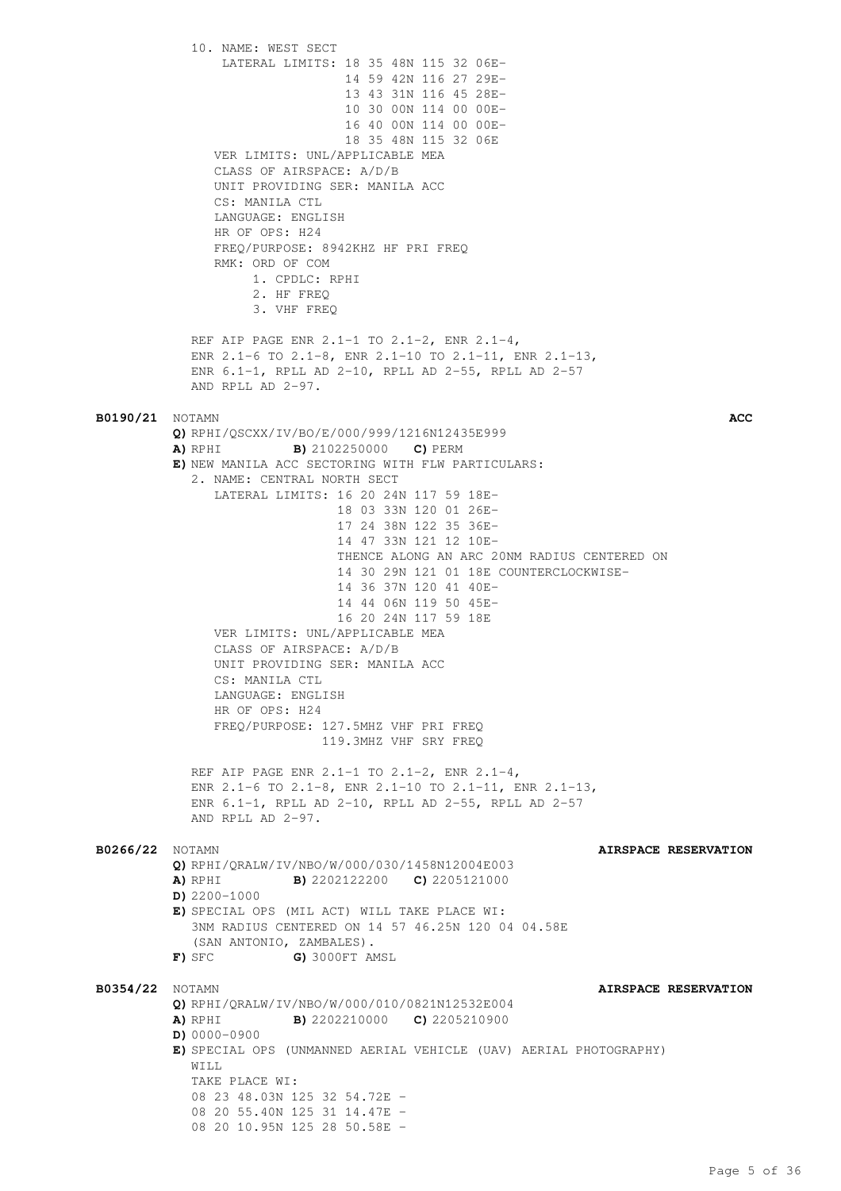10. NAME: WEST SECT
    LATERAL LIMITS: 18 35 48N 115 32 06E-
    14 59 42N 116 27 29E-
    13 43 31N 116 45 28E-
    10 30 00N 114 00 00E-
    16 40 00N 114 00 00E-
    18 35 48N 115 32 06E
    VER LIMITS: UNL/APPLICABLE MEA
    CLASS OF AIRSPACE: A/D/B
    UNIT PROVIDING SER: MANILA ACC
    CS: MANILA CTL
    LANGUAGE: ENGLISH
    HR OF OPS: H24
    FREQ/PURPOSE: 8942KHZ HF PRI FREQ
    RMK: ORD OF COM
    1. CPDLC: RPHI
    2. HF FREQ
    3. VHF FREQ

REF AIP PAGE ENR 2.1-1 TO 2.1-2, ENR 2.1-4, ENR 2.1-6 TO 2.1-8, ENR 2.1-10 TO 2.1-11, ENR 2.1-13, ENR 6.1-1, RPLL AD 2-10, RPLL AD 2-55, RPLL AD 2-57 AND RPLL AD 2-97.

**B0190/21** NOTAMN **ACC**

**Q)** RPHI/QSCXX/IV/BO/E/000/999/1216N12435E999
**A)** RPHI **B)** 2102250000 **C)** PERM
**E)** NEW MANILA ACC SECTORING WITH FLW PARTICULARS:
2. NAME: CENTRAL NORTH SECT
   LATERAL LIMITS: 16 20 24N 117 59 18E-
   18 03 33N 120 01 26E-
   17 24 38N 122 35 36E-
   14 47 33N 121 12 10E-
   THENCE ALONG AN ARC 20NM RADIUS CENTERED ON
   14 30 29N 121 01 18E COUNTERCLOCKWISE-
   14 36 37N 120 41 40E-
   14 44 06N 119 50 45E-
   16 20 24N 117 59 18E
   VER LIMITS: UNL/APPLICABLE MEA
   CLASS OF AIRSPACE: A/D/B
   UNIT PROVIDING SER: MANILA ACC
   CS: MANILA CTL
   LANGUAGE: ENGLISH
   HR OF OPS: H24
   FREQ/PURPOSE: 127.5MHZ VHF PRI FREQ
   119.3MHZ VHF SRY FREQ

REF AIP PAGE ENR 2.1-1 TO 2.1-2, ENR 2.1-4, ENR 2.1-6 TO 2.1-8, ENR 2.1-10 TO 2.1-11, ENR 2.1-13, ENR 6.1-1, RPLL AD 2-10, RPLL AD 2-55, RPLL AD 2-57 AND RPLL AD 2-97.

**B0266/22** NOTAMN **AIRSPACE RESERVATION**

**Q)** RPHI/QRALW/IV/NBO/W/000/030/1458N12004E003
**A)** RPHI **B)** 2202122200 **C)** 2205121000
**D)** 2200-1000
**E)** SPECIAL OPS (MIL ACT) WILL TAKE PLACE WI:
3NM RADIUS CENTERED ON 14 57 46.25N 120 04 04.58E
(SAN ANTONIO, ZAMBALES).
**F)** SFC **G)** 3000FT AMSL

**B0354/22** NOTAMN **AIRSPACE RESERVATION**

**Q)** RPHI/QRALW/IV/NBO/W/000/010/0821N12532E004
**A)** RPHI **B)** 2202210000 **C)** 2205210900
**D)** 0000-0900
**E)** SPECIAL OPS (UNMANNED AERIAL VEHICLE (UAV) AERIAL PHOTOGRAPHY)
WILL
TAKE PLACE WI:
08 23 48.03N 125 32 54.72E -
08 20 55.40N 125 31 14.47E -
08 20 10.95N 125 28 50.58E -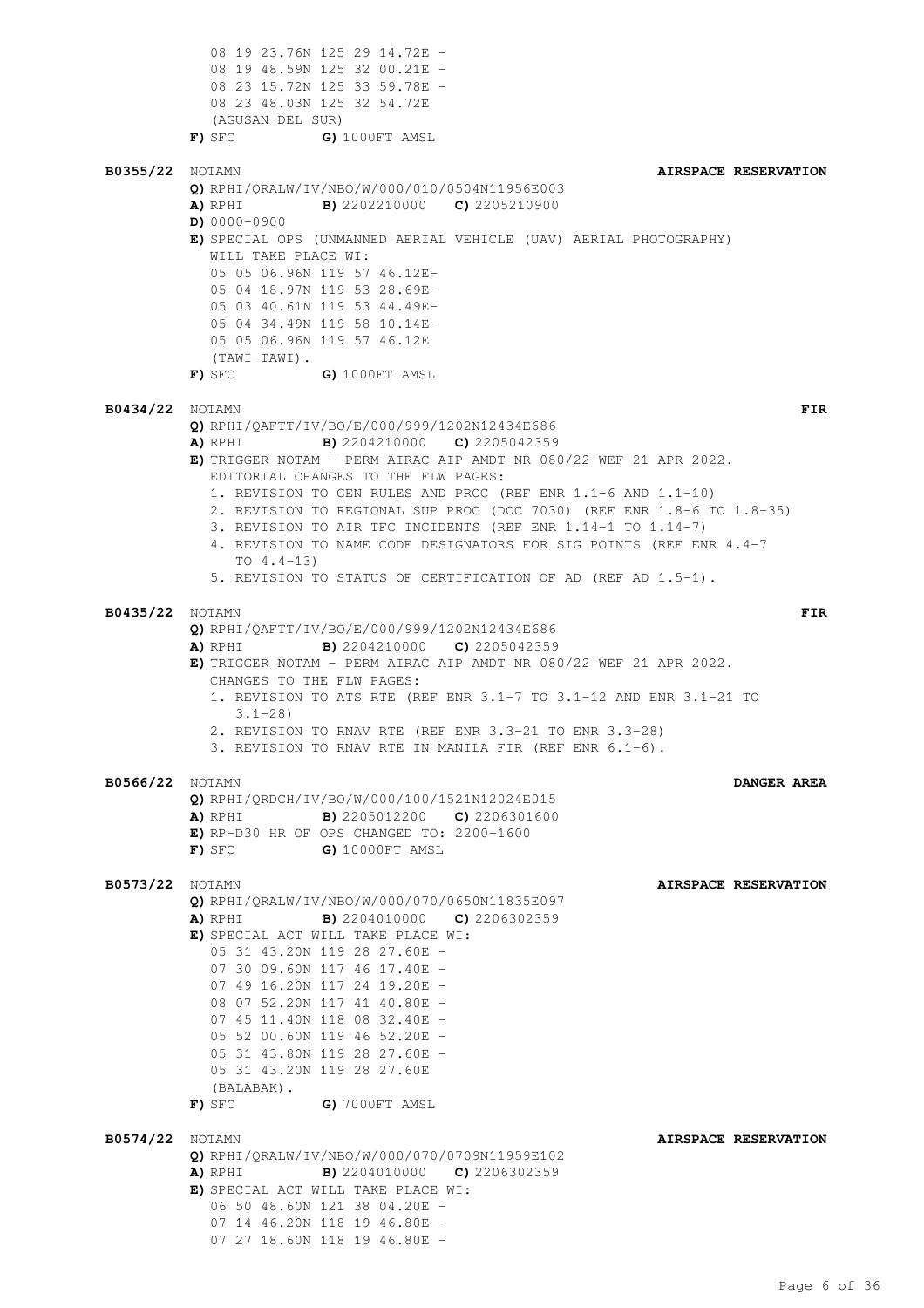08 19 23.76N 125 29 14.72E -
08 19 48.59N 125 32 00.21E -
08 23 15.72N 125 33 59.78E -
08 23 48.03N 125 32 54.72E
(AGUSAN DEL SUR)

**F)** SFC **G)** 1000FT AMSL

**B0355/22** NOTAMN **AIRSPACE RESERVATION**

**Q)** RPHI/QRALW/IV/NBO/W/000/010/0504N11956E003
**A)** RPHI **B)** 2202210000 **C)** 2205210900
**D)** 0000-0900
**E)** SPECIAL OPS (UNMANNED AERIAL VEHICLE (UAV) AERIAL PHOTOGRAPHY) WILL TAKE PLACE WI:
05 05 06.96N 119 57 46.12E-
05 04 18.97N 119 53 28.69E-
05 03 40.61N 119 53 44.49E-
05 04 34.49N 119 58 10.14E-
05 05 06.96N 119 57 46.12E
(TAWI-TAWI).
**F)** SFC **G)** 1000FT AMSL

**B0434/22** NOTAMN **FIR**

**Q)** RPHI/QAFTT/IV/BO/E/000/999/1202N12434E686
**A)** RPHI **B)** 2204210000 **C)** 2205042359
**E)** TRIGGER NOTAM - PERM AIRAC AIP AMDT NR 080/22 WEF 21 APR 2022.
EDITORIAL CHANGES TO THE FLW PAGES:
1. REVISION TO GEN RULES AND PROC (REF ENR 1.1-6 AND 1.1-10)
2. REVISION TO REGIONAL SUP PROC (DOC 7030) (REF ENR 1.8-6 TO 1.8-35)
3. REVISION TO AIR TFC INCIDENTS (REF ENR 1.14-1 TO 1.14-7)
4. REVISION TO NAME CODE DESIGNATORS FOR SIG POINTS (REF ENR 4.4-7 TO 4.4-13)
5. REVISION TO STATUS OF CERTIFICATION OF AD (REF AD 1.5-1).

**B0435/22** NOTAMN **FIR**

**Q)** RPHI/QAFTT/IV/BO/E/000/999/1202N12434E686
**A)** RPHI **B)** 2204210000 **C)** 2205042359
**E)** TRIGGER NOTAM - PERM AIRAC AIP AMDT NR 080/22 WEF 21 APR 2022.
CHANGES TO THE FLW PAGES:
1. REVISION TO ATS RTE (REF ENR 3.1-7 TO 3.1-12 AND ENR 3.1-21 TO 3.1-28)
2. REVISION TO RNAV RTE (REF ENR 3.3-21 TO ENR 3.3-28)
3. REVISION TO RNAV RTE IN MANILA FIR (REF ENR 6.1-6).

**B0566/22** NOTAMN **DANGER AREA**

**Q)** RPHI/QRDCH/IV/BO/W/000/100/1521N12024E015
**A)** RPHI **B)** 2205012200 **C)** 2206301600
**E)** RP-D30 HR OF OPS CHANGED TO: 2200-1600
**F)** SFC **G)** 10000FT AMSL

**B0573/22** NOTAMN **AIRSPACE RESERVATION**

**Q)** RPHI/QRALW/IV/NBO/W/000/070/0650N11835E097
**A)** RPHI **B)** 2204010000 **C)** 2206302359
**E)** SPECIAL ACT WILL TAKE PLACE WI:
05 31 43.20N 119 28 27.60E -
07 30 09.60N 117 46 17.40E -
07 49 16.20N 117 24 19.20E -
08 07 52.20N 117 41 40.80E -
07 45 11.40N 118 08 32.40E -
05 52 00.60N 119 46 52.20E -
05 31 43.80N 119 28 27.60E -
05 31 43.20N 119 28 27.60E
(BALABAK).
**F)** SFC **G)** 7000FT AMSL

**B0574/22** NOTAMN **AIRSPACE RESERVATION**

**Q)** RPHI/QRALW/IV/NBO/W/000/070/0709N11959E102
**A)** RPHI **B)** 2204010000 **C)** 2206302359
**E)** SPECIAL ACT WILL TAKE PLACE WI:
06 50 48.60N 121 38 04.20E -
07 14 46.20N 118 19 46.80E -
07 27 18.60N 118 19 46.80E -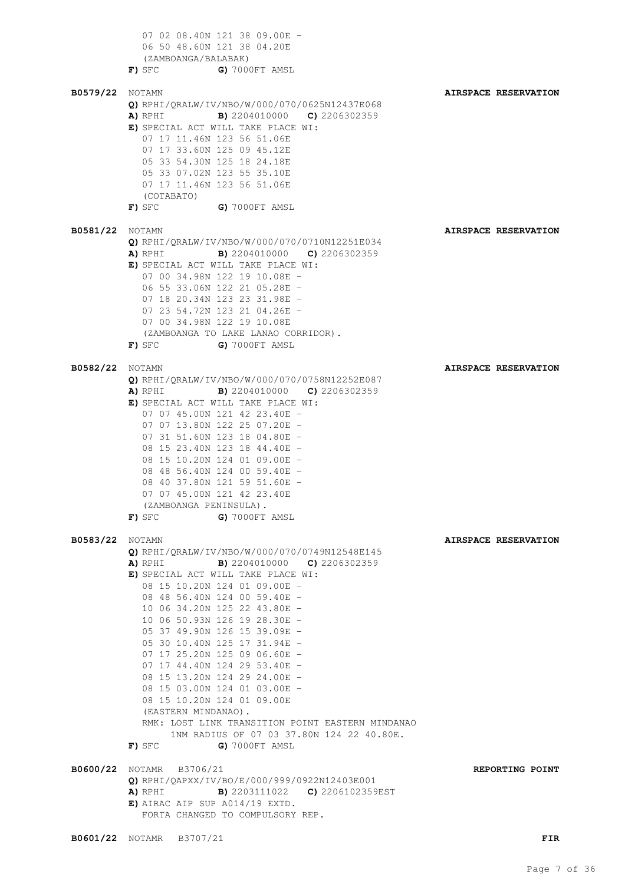07 02 08.40N 121 38 09.00E -
06 50 48.60N 121 38 04.20E
(ZAMBOANGA/BALABAK)
**F)** SFC **G)** 7000FT AMSL

**B0579/22** NOTAMN **AIRSPACE RESERVATION**

**Q)** RPHI/QRALW/IV/NBO/W/000/070/0625N12437E068
**A)** RPHI **B)** 2204010000 **C)** 2206302359
**E)** SPECIAL ACT WILL TAKE PLACE WI:
07 17 11.46N 123 56 51.06E
07 17 33.60N 125 09 45.12E
05 33 54.30N 125 18 24.18E
05 33 07.02N 123 55 35.10E
07 17 11.46N 123 56 51.06E
(COTABATO)
**F)** SFC **G)** 7000FT AMSL

**B0581/22** NOTAMN **AIRSPACE RESERVATION**

**Q)** RPHI/QRALW/IV/NBO/W/000/070/0710N12251E034
**A)** RPHI **B)** 2204010000 **C)** 2206302359
**E)** SPECIAL ACT WILL TAKE PLACE WI:
07 00 34.98N 122 19 10.08E -
06 55 33.06N 122 21 05.28E -
07 18 20.34N 123 23 31.98E -
07 23 54.72N 123 21 04.26E -
07 00 34.98N 122 19 10.08E
(ZAMBOANGA TO LAKE LANAO CORRIDOR).
**F)** SFC **G)** 7000FT AMSL

**B0582/22** NOTAMN **AIRSPACE RESERVATION**

**Q)** RPHI/QRALW/IV/NBO/W/000/070/0758N12252E087
**A)** RPHI **B)** 2204010000 **C)** 2206302359
**E)** SPECIAL ACT WILL TAKE PLACE WI:
07 07 45.00N 121 42 23.40E -
07 07 13.80N 122 25 07.20E -
07 31 51.60N 123 18 04.80E -
08 15 23.40N 123 18 44.40E -
08 15 10.20N 124 01 09.00E -
08 48 56.40N 124 00 59.40E -
08 40 37.80N 121 59 51.60E -
07 07 45.00N 121 42 23.40E
(ZAMBOANGA PENINSULA).
**F)** SFC **G)** 7000FT AMSL

**B0583/22** NOTAMN **AIRSPACE RESERVATION**

**Q)** RPHI/QRALW/IV/NBO/W/000/070/0749N12548E145
**A)** RPHI **B)** 2204010000 **C)** 2206302359
**E)** SPECIAL ACT WILL TAKE PLACE WI:
08 15 10.20N 124 01 09.00E -
08 48 56.40N 124 00 59.40E -
10 06 34.20N 125 22 43.80E -
10 06 50.93N 126 19 28.30E -
05 37 49.90N 126 15 39.09E -
05 30 10.40N 125 17 31.94E -
07 17 25.20N 125 09 06.60E -
07 17 44.40N 124 29 53.40E -
08 15 13.20N 124 29 24.00E -
08 15 03.00N 124 01 03.00E -
08 15 10.20N 124 01 09.00E
(EASTERN MINDANAO).
RMK: LOST LINK TRANSITION POINT EASTERN MINDANAO
1NM RADIUS OF 07 03 37.80N 124 22 40.80E.
**F)** SFC **G)** 7000FT AMSL

**B0600/22** NOTAMR B3706/21 **REPORTING POINT**

**Q)** RPHI/QAPXX/IV/BO/E/000/999/0922N12403E001
**A)** RPHI **B)** 2203111022 **C)** 2206102359EST
**E)** AIRAC AIP SUP A014/19 EXTD.
FORTA CHANGED TO COMPULSORY REP.

**B0601/22** NOTAMR B3707/21 **FIR**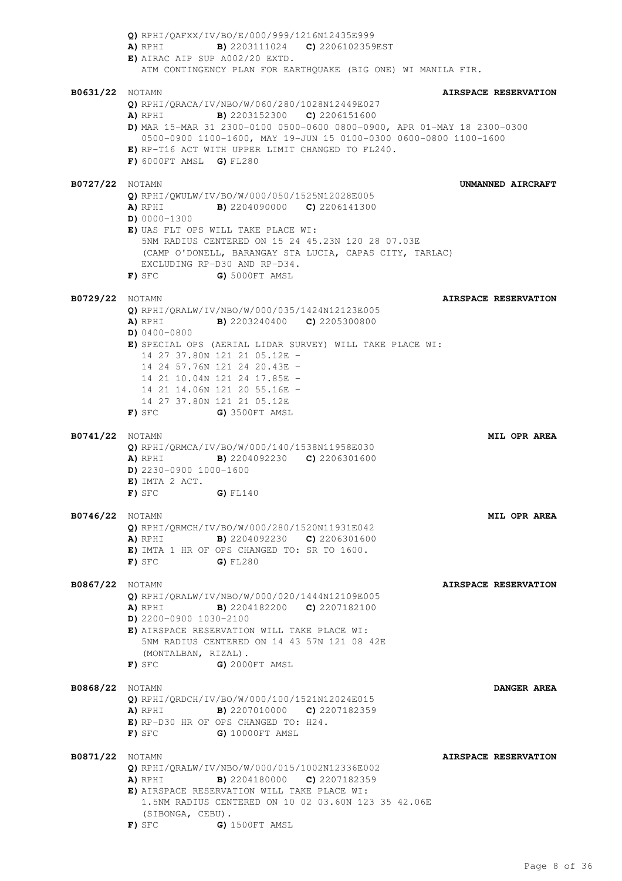**Q)** RPHI/QAFXX/IV/BO/E/000/999/1216N12435E999
**A)** RPHI **B)** 2203111024 **C)** 2206102359EST
**E)** AIRAC AIP SUP A002/20 EXTD.
ATM CONTINGENCY PLAN FOR EARTHQUAKE (BIG ONE) WI MANILA FIR.

**B0631/22** NOTAMN **AIRSPACE RESERVATION**
**Q)** RPHI/QRACA/IV/NBO/W/060/280/1028N12449E027
**A)** RPHI **B)** 2203152300 **C)** 2206151600
**D)** MAR 15-MAR 31 2300-0100 0500-0600 0800-0900, APR 01-MAY 18 2300-0300 0500-0900 1100-1600, MAY 19-JUN 15 0100-0300 0600-0800 1100-1600
**E)** RP-T16 ACT WITH UPPER LIMIT CHANGED TO FL240.
**F)** 6000FT AMSL **G)** FL280

**B0727/22** NOTAMN **UNMANNED AIRCRAFT**
**Q)** RPHI/QWULW/IV/BO/W/000/050/1525N12028E005
**A)** RPHI **B)** 2204090000 **C)** 2206141300
**D)** 0000-1300
**E)** UAS FLT OPS WILL TAKE PLACE WI:
5NM RADIUS CENTERED ON 15 24 45.23N 120 28 07.03E
(CAMP O'DONELL, BARANGAY STA LUCIA, CAPAS CITY, TARLAC)
EXCLUDING RP-D30 AND RP-D34.
**F)** SFC **G)** 5000FT AMSL

**B0729/22** NOTAMN **AIRSPACE RESERVATION**
**Q)** RPHI/QRALW/IV/NBO/W/000/035/1424N12123E005
**A)** RPHI **B)** 2203240400 **C)** 2205300800
**D)** 0400-0800
**E)** SPECIAL OPS (AERIAL LIDAR SURVEY) WILL TAKE PLACE WI:
14 27 37.80N 121 21 05.12E -
14 24 57.76N 121 24 20.43E -
14 21 10.04N 121 24 17.85E -
14 21 14.06N 121 20 55.16E -
14 27 37.80N 121 21 05.12E
**F)** SFC **G)** 3500FT AMSL

**B0741/22** NOTAMN **MIL OPR AREA**
**Q)** RPHI/QRMCA/IV/BO/W/000/140/1538N11958E030
**A)** RPHI **B)** 2204092230 **C)** 2206301600
**D)** 2230-0900 1000-1600
**E)** IMTA 2 ACT.
**F)** SFC **G)** FL140

**B0746/22** NOTAMN **MIL OPR AREA**
**Q)** RPHI/QRMCH/IV/BO/W/000/280/1520N11931E042
**A)** RPHI **B)** 2204092230 **C)** 2206301600
**E)** IMTA 1 HR OF OPS CHANGED TO: SR TO 1600.
**F)** SFC **G)** FL280

**B0867/22** NOTAMN **AIRSPACE RESERVATION**
**Q)** RPHI/QRALW/IV/NBO/W/000/020/1444N12109E005
**A)** RPHI **B)** 2204182200 **C)** 2207182100
**D)** 2200-0900 1030-2100
**E)** AIRSPACE RESERVATION WILL TAKE PLACE WI:
5NM RADIUS CENTERED ON 14 43 57N 121 08 42E
(MONTALBAN, RIZAL).
**F)** SFC **G)** 2000FT AMSL

**B0868/22** NOTAMN **DANGER AREA**
**Q)** RPHI/QRDCH/IV/BO/W/000/100/1521N12024E015
**A)** RPHI **B)** 2207010000 **C)** 2207182359
**E)** RP-D30 HR OF OPS CHANGED TO: H24.
**F)** SFC **G)** 10000FT AMSL

**B0871/22** NOTAMN **AIRSPACE RESERVATION**
**Q)** RPHI/QRALW/IV/NBO/W/000/015/1002N12336E002
**A)** RPHI **B)** 2204180000 **C)** 2207182359
**E)** AIRSPACE RESERVATION WILL TAKE PLACE WI:
1.5NM RADIUS CENTERED ON 10 02 03.60N 123 35 42.06E
(SIBONGA, CEBU).
**F)** SFC **G)** 1500FT AMSL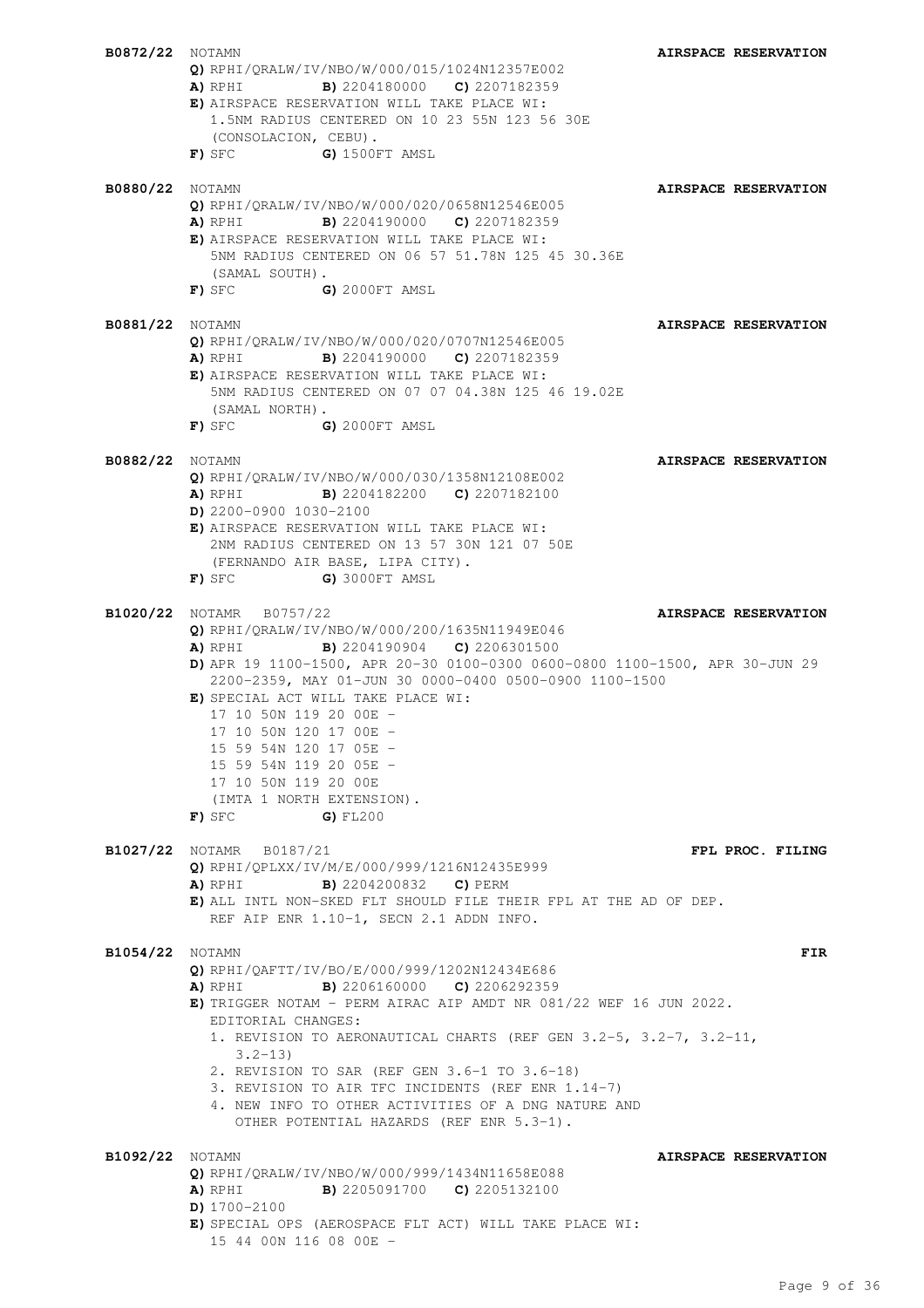**B0872/22** NOTAMN **AIRSPACE RESERVATION**

**Q)** RPHI/QRALW/IV/NBO/W/000/015/1024N12357E002
**A)** RPHI **B)** 2204180000 **C)** 2207182359
**E)** AIRSPACE RESERVATION WILL TAKE PLACE WI:
1.5NM RADIUS CENTERED ON 10 23 55N 123 56 30E
(CONSOLACION, CEBU).
**F)** SFC **G)** 1500FT AMSL

**B0880/22** NOTAMN **AIRSPACE RESERVATION**

**Q)** RPHI/QRALW/IV/NBO/W/000/020/0658N12546E005
**A)** RPHI **B)** 2204190000 **C)** 2207182359
**E)** AIRSPACE RESERVATION WILL TAKE PLACE WI:
5NM RADIUS CENTERED ON 06 57 51.78N 125 45 30.36E
(SAMAL SOUTH).
**F)** SFC **G)** 2000FT AMSL

**B0881/22** NOTAMN **AIRSPACE RESERVATION**

**Q)** RPHI/QRALW/IV/NBO/W/000/020/0707N12546E005
**A)** RPHI **B)** 2204190000 **C)** 2207182359
**E)** AIRSPACE RESERVATION WILL TAKE PLACE WI:
5NM RADIUS CENTERED ON 07 07 04.38N 125 46 19.02E
(SAMAL NORTH).
**F)** SFC **G)** 2000FT AMSL

**B0882/22** NOTAMN **AIRSPACE RESERVATION**

**Q)** RPHI/QRALW/IV/NBO/W/000/030/1358N12108E002
**A)** RPHI **B)** 2204182200 **C)** 2207182100
**D)** 2200-0900 1030-2100
**E)** AIRSPACE RESERVATION WILL TAKE PLACE WI:
2NM RADIUS CENTERED ON 13 57 30N 121 07 50E
(FERNANDO AIR BASE, LIPA CITY).
**F)** SFC **G)** 3000FT AMSL

**B1020/22** NOTAMR B0757/22 **AIRSPACE RESERVATION**

**Q)** RPHI/QRALW/IV/NBO/W/000/200/1635N11949E046
**A)** RPHI **B)** 2204190904 **C)** 2206301500
**D)** APR 19 1100-1500, APR 20-30 0100-0300 0600-0800 1100-1500, APR 30-JUN 29
2200-2359, MAY 01-JUN 30 0000-0400 0500-0900 1100-1500
**E)** SPECIAL ACT WILL TAKE PLACE WI:
17 10 50N 119 20 00E -
17 10 50N 120 17 00E -
15 59 54N 120 17 05E -
15 59 54N 119 20 05E -
17 10 50N 119 20 00E
(IMTA 1 NORTH EXTENSION).
**F)** SFC **G)** FL200

**B1027/22** NOTAMR B0187/21 **FPL PROC. FILING**

**Q)** RPHI/QPLXX/IV/M/E/000/999/1216N12435E999
**A)** RPHI **B)** 2204200832 **C)** PERM
**E)** ALL INTL NON-SKED FLT SHOULD FILE THEIR FPL AT THE AD OF DEP.
REF AIP ENR 1.10-1, SECN 2.1 ADDN INFO.

**B1054/22** NOTAMN **FIR**

**Q)** RPHI/QAFTT/IV/BO/E/000/999/1202N12434E686
**A)** RPHI **B)** 2206160000 **C)** 2206292359
**E)** TRIGGER NOTAM - PERM AIRAC AIP AMDT NR 081/22 WEF 16 JUN 2022.
EDITORIAL CHANGES:
1. REVISION TO AERONAUTICAL CHARTS (REF GEN 3.2-5, 3.2-7, 3.2-11,
3.2-13)
2. REVISION TO SAR (REF GEN 3.6-1 TO 3.6-18)
3. REVISION TO AIR TFC INCIDENTS (REF ENR 1.14-7)
4. NEW INFO TO OTHER ACTIVITIES OF A DNG NATURE AND
OTHER POTENTIAL HAZARDS (REF ENR 5.3-1).

**B1092/22** NOTAMN **AIRSPACE RESERVATION**

**Q)** RPHI/QRALW/IV/NBO/W/000/999/1434N11658E088
**A)** RPHI **B)** 2205091700 **C)** 2205132100
**D)** 1700-2100
**E)** SPECIAL OPS (AEROSPACE FLT ACT) WILL TAKE PLACE WI:
15 44 00N 116 08 00E -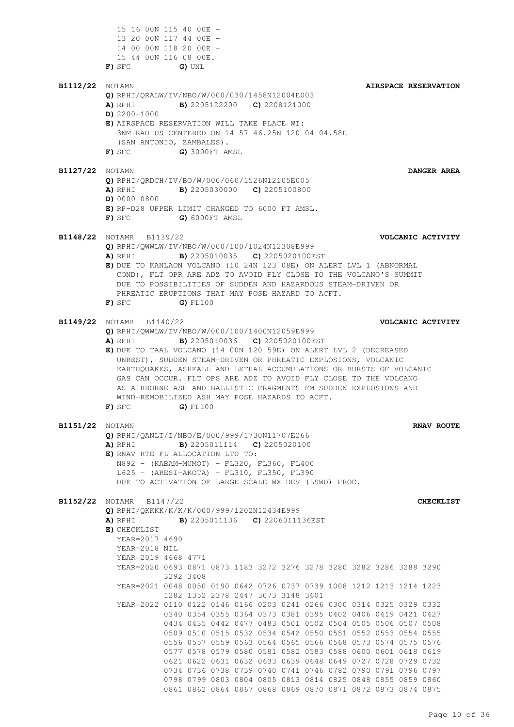15 16 00N 115 40 00E -
13 20 00N 117 44 00E -
14 00 00N 118 20 00E -
15 44 00N 116 08 00E.

**F)** SFC **G)** UNL

**B1112/22** NOTAMN **AIRSPACE RESERVATION**

**Q)** RPHI/QRALW/IV/NBO/W/000/030/1458N12004E003
**A)** RPHI **B)** 2205122200 **C)** 2208121000
**D)** 2200-1000
**E)** AIRSPACE RESERVATION WILL TAKE PLACE WI:
3NM RADIUS CENTERED ON 14 57 46.25N 120 04 04.58E
(SAN ANTONIO, ZAMBALES).
**F)** SFC **G)** 3000FT AMSL

**B1127/22** NOTAMN **DANGER AREA**

**Q)** RPHI/QRDCH/IV/BO/W/000/060/1526N12105E005
**A)** RPHI **B)** 2205030000 **C)** 2205100800
**D)** 0000-0800
**E)** RP-D28 UPPER LIMIT CHANGED TO 6000 FT AMSL.
**F)** SFC **G)** 6000FT AMSL

**B1148/22** NOTAMR B1139/22 **VOLCANIC ACTIVITY**

**Q)** RPHI/QWWLW/IV/NBO/W/000/100/1024N12308E999
**A)** RPHI **B)** 2205010035 **C)** 2205020100EST
**E)** DUE TO KANLAON VOLCANO (10 24N 123 08E) ON ALERT LVL 1 (ABNORMAL COND), FLT OPR ARE ADZ TO AVOID FLY CLOSE TO THE VOLCANO'S SUMMIT DUE TO POSSIBILITIES OF SUDDEN AND HAZARDOUS STEAM-DRIVEN OR PHREATIC ERUPTIONS THAT MAY POSE HAZARD TO ACFT.
**F)** SFC **G)** FL100

**B1149/22** NOTAMR B1140/22 **VOLCANIC ACTIVITY**

**Q)** RPHI/QWWLW/IV/NBO/W/000/100/1400N12059E999
**A)** RPHI **B)** 2205010036 **C)** 2205020100EST
**E)** DUE TO TAAL VOLCANO (14 00N 120 59E) ON ALERT LVL 2 (DECREASED UNREST), SUDDEN STEAM-DRIVEN OR PHREATIC EXPLOSIONS, VOLCANIC EARTHQUAKES, ASHFALL AND LETHAL ACCUMULATIONS OR BURSTS OF VOLCANIC GAS CAN OCCUR. FLT OPS ARE ADZ TO AVOID FLY CLOSE TO THE VOLCANO AS AIRBORNE ASH AND BALLISTIC FRAGMENTS FM SUDDEN EXPLOSIONS AND WIND-REMOBILIZED ASH MAY POSE HAZARDS TO ACFT.
**F)** SFC **G)** FL100

**B1151/22** NOTAMN **RNAV ROUTE**

**Q)** RPHI/QANLT/I/NBO/E/000/999/1730N11707E266
**A)** RPHI **B)** 2205011114 **C)** 2205020100
**E)** RNAV RTE FL ALLOCATION LTD TO:
N892 - (KABAM-MUMOT) - FL320, FL360, FL400
L625 - (ARESI-AKOTA) - FL310, FL350, FL390
DUE TO ACTIVATION OF LARGE SCALE WX DEV (LSWD) PROC.

**B1152/22** NOTAMR B1147/22 **CHECKLIST**

**Q)** RPHI/QKKKK/K/K/K/000/999/1202N12434E999
**A)** RPHI **B)** 2205011136 **C)** 2206011136EST
**E)** CHECKLIST
YEAR=2017 4690
YEAR=2018 NIL
YEAR=2019 4668 4771
YEAR=2020 0693 0871 0873 1183 3272 3276 3278 3280 3282 3286 3288 3290 3292 3408
YEAR=2021 0048 0050 0190 0642 0726 0737 0739 1008 1212 1213 1214 1223 1282 1352 2378 2447 3073 3148 3601
YEAR=2022 0110 0122 0146 0166 0203 0241 0266 0300 0314 0325 0329 0332 0340 0354 0355 0364 0373 0381 0395 0402 0406 0419 0421 0427 0434 0435 0442 0477 0483 0501 0502 0504 0505 0506 0507 0508 0509 0510 0515 0532 0534 0542 0550 0551 0552 0553 0554 0555 0556 0557 0559 0563 0564 0565 0566 0568 0573 0574 0575 0576 0577 0578 0579 0580 0581 0582 0583 0588 0600 0601 0618 0619 0621 0622 0631 0632 0633 0639 0648 0649 0727 0728 0729 0732 0734 0736 0738 0739 0740 0741 0746 0782 0790 0791 0796 0797 0798 0799 0803 0804 0805 0813 0814 0825 0848 0855 0859 0860 0861 0862 0864 0867 0868 0869 0870 0871 0872 0873 0874 0875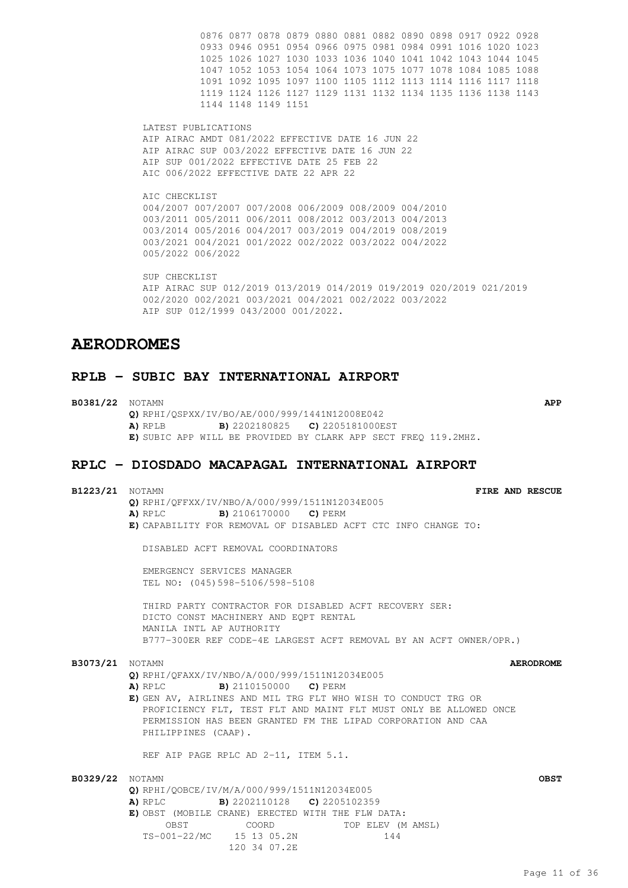0876 0877 0878 0879 0880 0881 0882 0890 0898 0917 0922 0928
0933 0946 0951 0954 0966 0975 0981 0984 0991 1016 1020 1023
1025 1026 1027 1030 1033 1036 1040 1041 1042 1043 1044 1045
1047 1052 1053 1054 1064 1073 1075 1077 1078 1084 1085 1088
1091 1092 1095 1097 1100 1105 1112 1113 1114 1116 1117 1118
1119 1124 1126 1127 1129 1131 1132 1134 1135 1136 1138 1143
1144 1148 1149 1151

LATEST PUBLICATIONS
AIP AIRAC AMDT 081/2022 EFFECTIVE DATE 16 JUN 22
AIP AIRAC SUP 003/2022 EFFECTIVE DATE 16 JUN 22
AIP SUP 001/2022 EFFECTIVE DATE 25 FEB 22
AIC 006/2022 EFFECTIVE DATE 22 APR 22

AIC CHECKLIST
004/2007 007/2007 007/2008 006/2009 008/2009 004/2010
003/2011 005/2011 006/2011 008/2012 003/2013 004/2013
003/2014 005/2016 004/2017 003/2019 004/2019 008/2019
003/2021 004/2021 001/2022 002/2022 003/2022 004/2022
005/2022 006/2022

SUP CHECKLIST
AIP AIRAC SUP 012/2019 013/2019 014/2019 019/2019 020/2019 021/2019
002/2020 002/2021 003/2021 004/2021 002/2022 003/2022
AIP SUP 012/1999 043/2000 001/2022.

# AERODROMES

## RPLB - SUBIC BAY INTERNATIONAL AIRPORT

**B0381/22** NOTAMN **APP**

**Q)** RPHI/QSPXX/IV/BO/AE/000/999/1441N12008E042
**A)** RPLB **B)** 2202180825 **C)** 2205181000EST
**E)** SUBIC APP WILL BE PROVIDED BY CLARK APP SECT FREQ 119.2MHZ.

## RPLC - DIOSDADO MACAPAGAL INTERNATIONAL AIRPORT

**B1223/21** NOTAMN **FIRE AND RESCUE**

**Q)** RPHI/QFFXX/IV/NBO/A/000/999/1511N12034E005
**A)** RPLC **B)** 2106170000 **C)** PERM
**E)** CAPABILITY FOR REMOVAL OF DISABLED ACFT CTC INFO CHANGE TO:

DISABLED ACFT REMOVAL COORDINATORS

EMERGENCY SERVICES MANAGER
TEL NO: (045)598-5106/598-5108

THIRD PARTY CONTRACTOR FOR DISABLED ACFT RECOVERY SER:
DICTO CONST MACHINERY AND EQPT RENTAL
MANILA INTL AP AUTHORITY
B777-300ER REF CODE-4E LARGEST ACFT REMOVAL BY AN ACFT OWNER/OPR.)

**B3073/21** NOTAMN **AERODROME**

**Q)** RPHI/QFAXX/IV/NBO/A/000/999/1511N12034E005
**A)** RPLC **B)** 2110150000 **C)** PERM
**E)** GEN AV, AIRLINES AND MIL TRG FLT WHO WISH TO CONDUCT TRG OR PROFICIENCY FLT, TEST FLT AND MAINT FLT MUST ONLY BE ALLOWED ONCE PERMISSION HAS BEEN GRANTED FM THE LIPAD CORPORATION AND CAA PHILIPPINES (CAAP).

REF AIP PAGE RPLC AD 2-11, ITEM 5.1.

**B0329/22** NOTAMN **OBST**

**Q)** RPHI/QOBCE/IV/M/A/000/999/1511N12034E005
**A)** RPLC **B)** 2202110128 **C)** 2205102359
**E)** OBST (MOBILE CRANE) ERECTED WITH THE FLW DATA:

| OBST | COORD | TOP ELEV (M AMSL) |
|---|---|---|
| TS-001-22/MC | 15 13 05.2N 120 34 07.2E | 144 |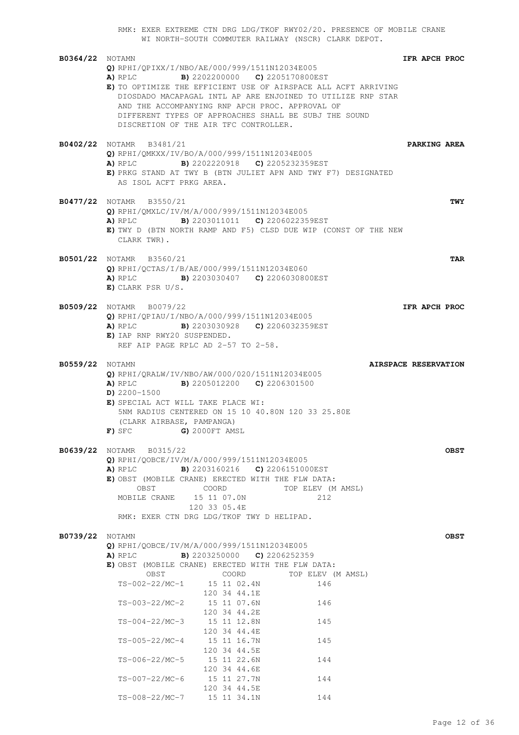RMK: EXER EXTREME CTN DRG LDG/TKOF RWY02/20. PRESENCE OF MOBILE CRANE WI NORTH-SOUTH COMMUTER RAILWAY (NSCR) CLARK DEPOT.

**B0364/22** NOTAMN **IFR APCH PROC**

**Q)** RPHI/QPIXX/I/NBO/AE/000/999/1511N12034E005
**A)** RPLC **B)** 2202200000 **C)** 2205170800EST
**E)** TO OPTIMIZE THE EFFICIENT USE OF AIRSPACE ALL ACFT ARRIVING DIOSDADO MACAPAGAL INTL AP ARE ENJOINED TO UTILIZE RNP STAR AND THE ACCOMPANYING RNP APCH PROC. APPROVAL OF DIFFERENT TYPES OF APPROACHES SHALL BE SUBJ THE SOUND DISCRETION OF THE AIR TFC CONTROLLER.

**B0402/22** NOTAMR B3481/21 **PARKING AREA**

**Q)** RPHI/QMKXX/IV/BO/A/000/999/1511N12034E005
**A)** RPLC **B)** 2202220918 **C)** 2205232359EST
**E)** PRKG STAND AT TWY B (BTN JULIET APN AND TWY F7) DESIGNATED AS ISOL ACFT PRKG AREA.

**B0477/22** NOTAMR B3550/21 **TWY**

**Q)** RPHI/QMXLC/IV/M/A/000/999/1511N12034E005
**A)** RPLC **B)** 2203011011 **C)** 2206022359EST
**E)** TWY D (BTN NORTH RAMP AND F5) CLSD DUE WIP (CONST OF THE NEW CLARK TWR).

**B0501/22** NOTAMR B3560/21 **TAR**

**Q)** RPHI/QCTAS/I/B/AE/000/999/1511N12034E060
**A)** RPLC **B)** 2203030407 **C)** 2206030800EST
**E)** CLARK PSR U/S.

**B0509/22** NOTAMR B0079/22 **IFR APCH PROC**

**Q)** RPHI/QPIAU/I/NBO/A/000/999/1511N12034E005
**A)** RPLC **B)** 2203030928 **C)** 2206032359EST
**E)** IAP RNP RWY20 SUSPENDED.
REF AIP PAGE RPLC AD 2-57 TO 2-58.

**B0559/22** NOTAMN **AIRSPACE RESERVATION**

**Q)** RPHI/QRALW/IV/NBO/AW/000/020/1511N12034E005
**A)** RPLC **B)** 2205012200 **C)** 2206301500
**D)** 2200-1500
**E)** SPECIAL ACT WILL TAKE PLACE WI:
5NM RADIUS CENTERED ON 15 10 40.80N 120 33 25.80E
(CLARK AIRBASE, PAMPANGA)
**F)** SFC **G)** 2000FT AMSL

**B0639/22** NOTAMR B0315/22 **OBST**

**Q)** RPHI/QOBCE/IV/M/A/000/999/1511N12034E005
**A)** RPLC **B)** 2203160216 **C)** 2206151000EST
**E)** OBST (MOBILE CRANE) ERECTED WITH THE FLW DATA:

| OBST | COORD | TOP ELEV (M AMSL) |
|---|---|---|
| MOBILE CRANE | 15 11 07.0N 120 33 05.4E | 212 |

RMK: EXER CTN DRG LDG/TKOF TWY D HELIPAD.

**B0739/22** NOTAMN **OBST**

**Q)** RPHI/QOBCE/IV/M/A/000/999/1511N12034E005
**A)** RPLC **B)** 2203250000 **C)** 2206252359
**E)** OBST (MOBILE CRANE) ERECTED WITH THE FLW DATA:

| OBST | COORD | TOP ELEV (M AMSL) |
|---|---|---|
| TS-002-22/MC-1 | 15 11 02.4N 120 34 44.1E | 146 |
| TS-003-22/MC-2 | 15 11 07.6N 120 34 44.2E | 146 |
| TS-004-22/MC-3 | 15 11 12.8N 120 34 44.4E | 145 |
| TS-005-22/MC-4 | 15 11 16.7N 120 34 44.5E | 145 |
| TS-006-22/MC-5 | 15 11 22.6N 120 34 44.6E | 144 |
| TS-007-22/MC-6 | 15 11 27.7N 120 34 44.5E | 144 |
| TS-008-22/MC-7 | 15 11 34.1N | 144 |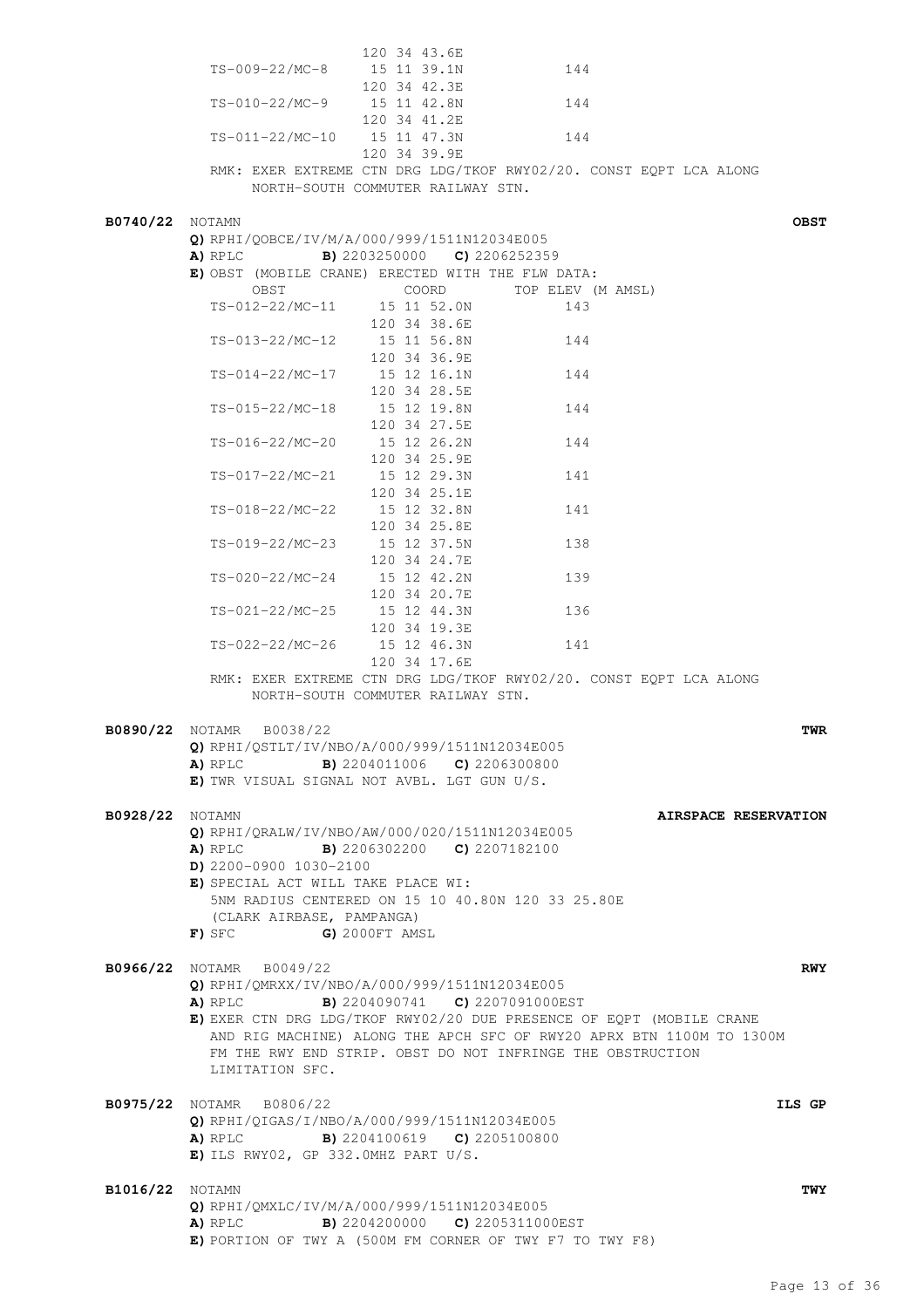```
                      120 34 43.6E
   TS-009-22/MC-8     15 11 39.1N           144
                      120 34 42.3E
   TS-010-22/MC-9     15 11 42.8N           144
                      120 34 41.2E
   TS-011-22/MC-10    15 11 47.3N           144
                      120 34 39.9E
   RMK: EXER EXTREME CTN DRG LDG/TKOF RWY02/20. CONST EQPT LCA ALONG
        NORTH-SOUTH COMMUTER RAILWAY STN.
```

**B0740/22** NOTAMN **OBST**

**Q)** RPHI/QOBCE/IV/M/A/000/999/1511N12034E005
**A)** RPLC **B)** 2203250000 **C)** 2206252359
**E)** OBST (MOBILE CRANE) ERECTED WITH THE FLW DATA:

```
   OBST               COORD        TOP ELEV (M AMSL)
   TS-012-22/MC-11    15 11 52.0N           143
                      120 34 38.6E
   TS-013-22/MC-12    15 11 56.8N           144
                      120 34 36.9E
   TS-014-22/MC-17    15 12 16.1N           144
                      120 34 28.5E
   TS-015-22/MC-18    15 12 19.8N           144
                      120 34 27.5E
   TS-016-22/MC-20    15 12 26.2N           144
                      120 34 25.9E
   TS-017-22/MC-21    15 12 29.3N           141
                      120 34 25.1E
   TS-018-22/MC-22    15 12 32.8N           141
                      120 34 25.8E
   TS-019-22/MC-23    15 12 37.5N           138
                      120 34 24.7E
   TS-020-22/MC-24    15 12 42.2N           139
                      120 34 20.7E
   TS-021-22/MC-25    15 12 44.3N           136
                      120 34 19.3E
   TS-022-22/MC-26    15 12 46.3N           141
                      120 34 17.6E
   RMK: EXER EXTREME CTN DRG LDG/TKOF RWY02/20. CONST EQPT LCA ALONG
        NORTH-SOUTH COMMUTER RAILWAY STN.
```

**B0890/22** NOTAMR B0038/22 **TWR**

**Q)** RPHI/QSTLT/IV/NBO/A/000/999/1511N12034E005
**A)** RPLC **B)** 2204011006 **C)** 2206300800
**E)** TWR VISUAL SIGNAL NOT AVBL. LGT GUN U/S.

**B0928/22** NOTAMN **AIRSPACE RESERVATION**

**Q)** RPHI/QRALW/IV/NBO/AW/000/020/1511N12034E005
**A)** RPLC **B)** 2206302200 **C)** 2207182100
**D)** 2200-0900 1030-2100
**E)** SPECIAL ACT WILL TAKE PLACE WI:
5NM RADIUS CENTERED ON 15 10 40.80N 120 33 25.80E
(CLARK AIRBASE, PAMPANGA)
**F)** SFC **G)** 2000FT AMSL

**B0966/22** NOTAMR B0049/22 **RWY**

**Q)** RPHI/QMRXX/IV/NBO/A/000/999/1511N12034E005
**A)** RPLC **B)** 2204090741 **C)** 2207091000EST
**E)** EXER CTN DRG LDG/TKOF RWY02/20 DUE PRESENCE OF EQPT (MOBILE CRANE AND RIG MACHINE) ALONG THE APCH SFC OF RWY20 APRX BTN 1100M TO 1300M FM THE RWY END STRIP. OBST DO NOT INFRINGE THE OBSTRUCTION LIMITATION SFC.

**B0975/22** NOTAMR B0806/22 **ILS GP**

**Q)** RPHI/QIGAS/I/NBO/A/000/999/1511N12034E005
**A)** RPLC **B)** 2204100619 **C)** 2205100800
**E)** ILS RWY02, GP 332.0MHZ PART U/S.

**B1016/22** NOTAMN **TWY**

**Q)** RPHI/QMXLC/IV/M/A/000/999/1511N12034E005
**A)** RPLC **B)** 2204200000 **C)** 2205311000EST
**E)** PORTION OF TWY A (500M FM CORNER OF TWY F7 TO TWY F8)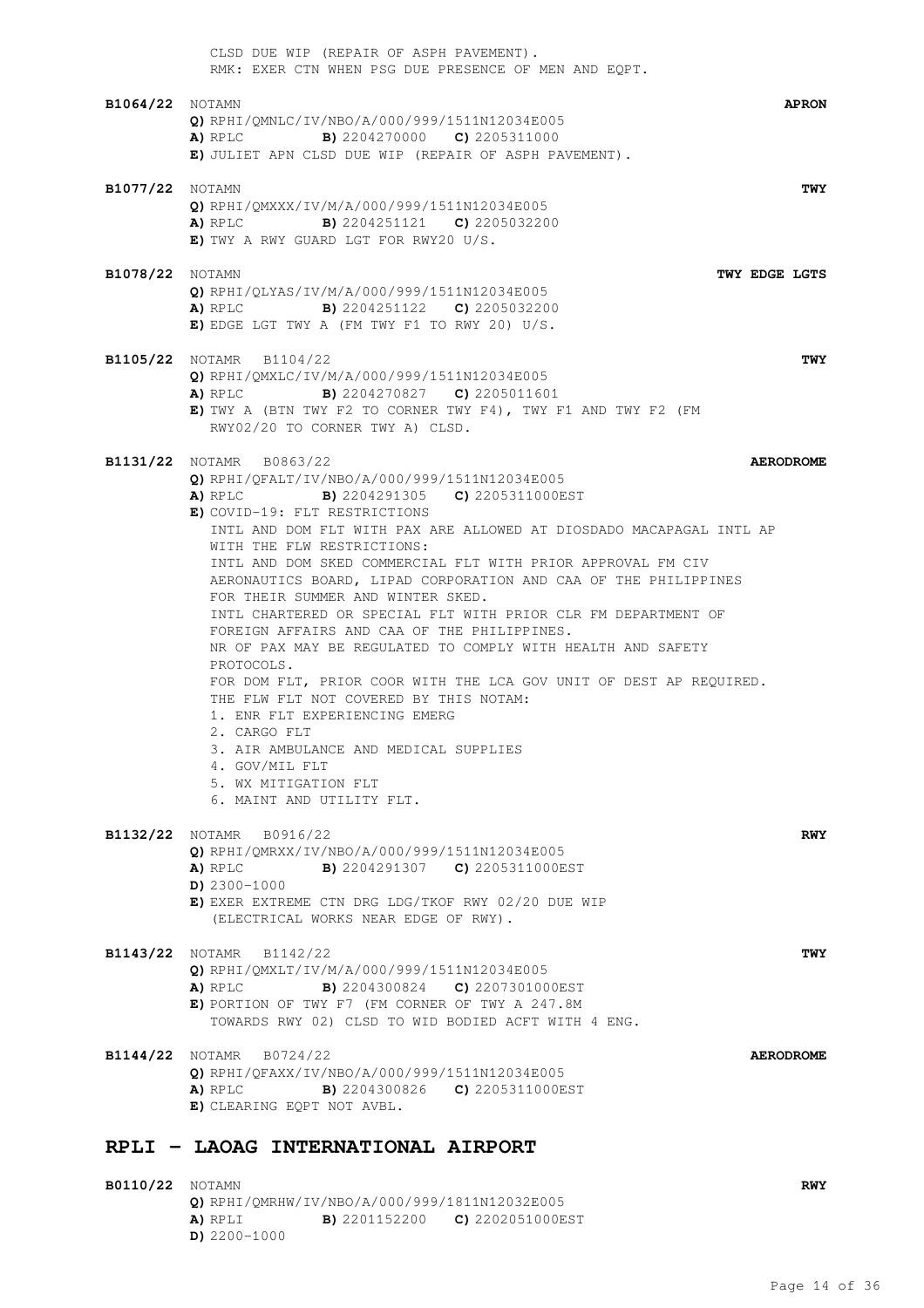CLSD DUE WIP (REPAIR OF ASPH PAVEMENT).
RMK: EXER CTN WHEN PSG DUE PRESENCE OF MEN AND EQPT.

**B1064/22** NOTAMN **APRON**
**Q)** RPHI/QMNLC/IV/NBO/A/000/999/1511N12034E005
**A)** RPLC **B)** 2204270000 **C)** 2205311000
**E)** JULIET APN CLSD DUE WIP (REPAIR OF ASPH PAVEMENT).

**B1077/22** NOTAMN **TWY**
**Q)** RPHI/QMXXX/IV/M/A/000/999/1511N12034E005
**A)** RPLC **B)** 2204251121 **C)** 2205032200
**E)** TWY A RWY GUARD LGT FOR RWY20 U/S.

**B1078/22** NOTAMN **TWY EDGE LGTS**
**Q)** RPHI/QLYAS/IV/M/A/000/999/1511N12034E005
**A)** RPLC **B)** 2204251122 **C)** 2205032200
**E)** EDGE LGT TWY A (FM TWY F1 TO RWY 20) U/S.

**B1105/22** NOTAMR B1104/22 **TWY**
**Q)** RPHI/QMXLC/IV/M/A/000/999/1511N12034E005
**A)** RPLC **B)** 2204270827 **C)** 2205011601
**E)** TWY A (BTN TWY F2 TO CORNER TWY F4), TWY F1 AND TWY F2 (FM RWY02/20 TO CORNER TWY A) CLSD.

**B1131/22** NOTAMR B0863/22 **AERODROME**
**Q)** RPHI/QFALT/IV/NBO/A/000/999/1511N12034E005
**A)** RPLC **B)** 2204291305 **C)** 2205311000EST
**E)** COVID-19: FLT RESTRICTIONS
INTL AND DOM FLT WITH PAX ARE ALLOWED AT DIOSDADO MACAPAGAL INTL AP WITH THE FLW RESTRICTIONS:
INTL AND DOM SKED COMMERCIAL FLT WITH PRIOR APPROVAL FM CIV AERONAUTICS BOARD, LIPAD CORPORATION AND CAA OF THE PHILIPPINES FOR THEIR SUMMER AND WINTER SKED.
INTL CHARTERED OR SPECIAL FLT WITH PRIOR CLR FM DEPARTMENT OF FOREIGN AFFAIRS AND CAA OF THE PHILIPPINES.
NR OF PAX MAY BE REGULATED TO COMPLY WITH HEALTH AND SAFETY PROTOCOLS.
FOR DOM FLT, PRIOR COOR WITH THE LCA GOV UNIT OF DEST AP REQUIRED.
THE FLW FLT NOT COVERED BY THIS NOTAM:
1. ENR FLT EXPERIENCING EMERG
2. CARGO FLT
3. AIR AMBULANCE AND MEDICAL SUPPLIES
4. GOV/MIL FLT
5. WX MITIGATION FLT
6. MAINT AND UTILITY FLT.

**B1132/22** NOTAMR B0916/22 **RWY**
**Q)** RPHI/QMRXX/IV/NBO/A/000/999/1511N12034E005
**A)** RPLC **B)** 2204291307 **C)** 2205311000EST
**D)** 2300-1000
**E)** EXER EXTREME CTN DRG LDG/TKOF RWY 02/20 DUE WIP (ELECTRICAL WORKS NEAR EDGE OF RWY).

**B1143/22** NOTAMR B1142/22 **TWY**
**Q)** RPHI/QMXLT/IV/M/A/000/999/1511N12034E005
**A)** RPLC **B)** 2204300824 **C)** 2207301000EST
**E)** PORTION OF TWY F7 (FM CORNER OF TWY A 247.8M TOWARDS RWY 02) CLSD TO WID BODIED ACFT WITH 4 ENG.

**B1144/22** NOTAMR B0724/22 **AERODROME**
**Q)** RPHI/QFAXX/IV/NBO/A/000/999/1511N12034E005
**A)** RPLC **B)** 2204300826 **C)** 2205311000EST
**E)** CLEARING EQPT NOT AVBL.

## RPLI – LAOAG INTERNATIONAL AIRPORT

**B0110/22** NOTAMN **RWY**
**Q)** RPHI/QMRHW/IV/NBO/A/000/999/1811N12032E005
**A)** RPLI **B)** 2201152200 **C)** 2202051000EST
**D)** 2200-1000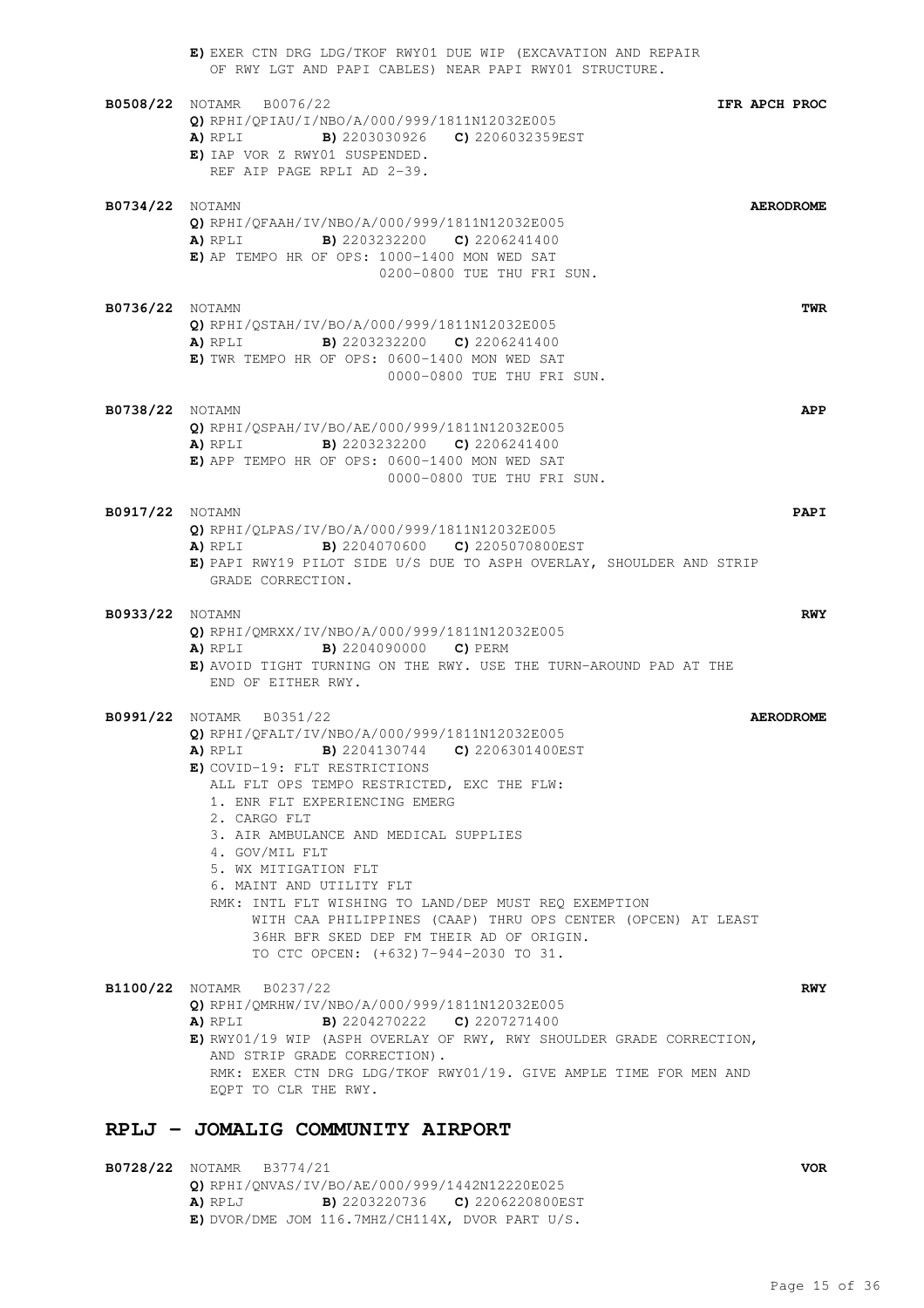**E)** EXER CTN DRG LDG/TKOF RWY01 DUE WIP (EXCAVATION AND REPAIR OF RWY LGT AND PAPI CABLES) NEAR PAPI RWY01 STRUCTURE.

**B0508/22** NOTAMR B0076/22 **IFR APCH PROC**
**Q)** RPHI/QPIAU/I/NBO/A/000/999/1811N12032E005
**A)** RPLI **B)** 2203030926 **C)** 2206032359EST
**E)** IAP VOR Z RWY01 SUSPENDED.
REF AIP PAGE RPLI AD 2-39.

**B0734/22** NOTAMN **AERODROME**
**Q)** RPHI/QFAAH/IV/NBO/A/000/999/1811N12032E005
**A)** RPLI **B)** 2203232200 **C)** 2206241400
**E)** AP TEMPO HR OF OPS: 1000-1400 MON WED SAT
0200-0800 TUE THU FRI SUN.

**B0736/22** NOTAMN **TWR**
**Q)** RPHI/QSTAH/IV/BO/A/000/999/1811N12032E005
**A)** RPLI **B)** 2203232200 **C)** 2206241400
**E)** TWR TEMPO HR OF OPS: 0600-1400 MON WED SAT
0000-0800 TUE THU FRI SUN.

**B0738/22** NOTAMN **APP**
**Q)** RPHI/QSPAH/IV/BO/AE/000/999/1811N12032E005
**A)** RPLI **B)** 2203232200 **C)** 2206241400
**E)** APP TEMPO HR OF OPS: 0600-1400 MON WED SAT
0000-0800 TUE THU FRI SUN.

**B0917/22** NOTAMN **PAPI**
**Q)** RPHI/QLPAS/IV/BO/A/000/999/1811N12032E005
**A)** RPLI **B)** 2204070600 **C)** 2205070800EST
**E)** PAPI RWY19 PILOT SIDE U/S DUE TO ASPH OVERLAY, SHOULDER AND STRIP GRADE CORRECTION.

**B0933/22** NOTAMN **RWY**
**Q)** RPHI/QMRXX/IV/NBO/A/000/999/1811N12032E005
**A)** RPLI **B)** 2204090000 **C)** PERM
**E)** AVOID TIGHT TURNING ON THE RWY. USE THE TURN-AROUND PAD AT THE END OF EITHER RWY.

**B0991/22** NOTAMR B0351/22 **AERODROME**
**Q)** RPHI/QFALT/IV/NBO/A/000/999/1811N12032E005
**A)** RPLI **B)** 2204130744 **C)** 2206301400EST
**E)** COVID-19: FLT RESTRICTIONS
ALL FLT OPS TEMPO RESTRICTED, EXC THE FLW:
1. ENR FLT EXPERIENCING EMERG
2. CARGO FLT
3. AIR AMBULANCE AND MEDICAL SUPPLIES
4. GOV/MIL FLT
5. WX MITIGATION FLT
6. MAINT AND UTILITY FLT
RMK: INTL FLT WISHING TO LAND/DEP MUST REQ EXEMPTION WITH CAA PHILIPPINES (CAAP) THRU OPS CENTER (OPCEN) AT LEAST 36HR BFR SKED DEP FM THEIR AD OF ORIGIN.
TO CTC OPCEN: (+632)7-944-2030 TO 31.

**B1100/22** NOTAMR B0237/22 **RWY**
**Q)** RPHI/QMRHW/IV/NBO/A/000/999/1811N12032E005
**A)** RPLI **B)** 2204270222 **C)** 2207271400
**E)** RWY01/19 WIP (ASPH OVERLAY OF RWY, RWY SHOULDER GRADE CORRECTION, AND STRIP GRADE CORRECTION).
RMK: EXER CTN DRG LDG/TKOF RWY01/19. GIVE AMPLE TIME FOR MEN AND EQPT TO CLR THE RWY.

## RPLJ - JOMALIG COMMUNITY AIRPORT

**B0728/22** NOTAMR B3774/21 **VOR**
**Q)** RPHI/QNVAS/IV/BO/AE/000/999/1442N12220E025
**A)** RPLJ **B)** 2203220736 **C)** 2206220800EST
**E)** DVOR/DME JOM 116.7MHZ/CH114X, DVOR PART U/S.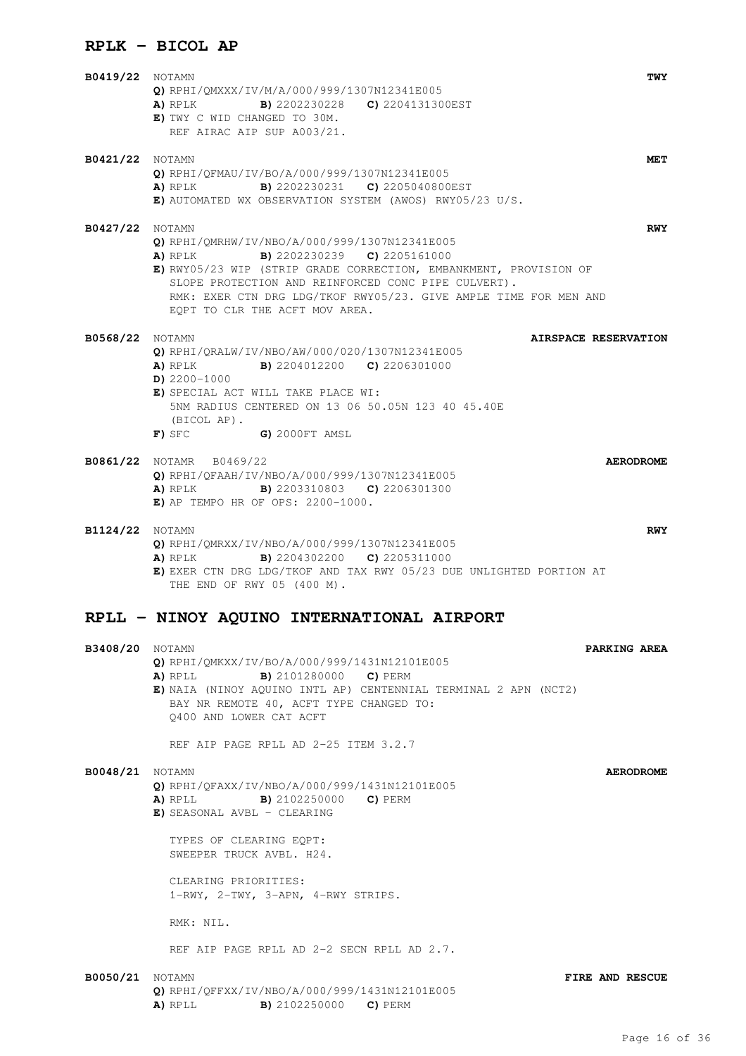## RPLK – BICOL AP

**B0419/22** NOTAMN **TWY**
**Q)** RPHI/QMXXX/IV/M/A/000/999/1307N12341E005
**A)** RPLK **B)** 2202230228 **C)** 2204131300EST
**E)** TWY C WID CHANGED TO 30M.
REF AIRAC AIP SUP A003/21.

**B0421/22** NOTAMN **MET**
**Q)** RPHI/QFMAU/IV/BO/A/000/999/1307N12341E005
**A)** RPLK **B)** 2202230231 **C)** 2205040800EST
**E)** AUTOMATED WX OBSERVATION SYSTEM (AWOS) RWY05/23 U/S.

**B0427/22** NOTAMN **RWY**
**Q)** RPHI/QMRHW/IV/NBO/A/000/999/1307N12341E005
**A)** RPLK **B)** 2202230239 **C)** 2205161000
**E)** RWY05/23 WIP (STRIP GRADE CORRECTION, EMBANKMENT, PROVISION OF SLOPE PROTECTION AND REINFORCED CONC PIPE CULVERT).
RMK: EXER CTN DRG LDG/TKOF RWY05/23. GIVE AMPLE TIME FOR MEN AND EQPT TO CLR THE ACFT MOV AREA.

**B0568/22** NOTAMN **AIRSPACE RESERVATION**
**Q)** RPHI/QRALW/IV/NBO/AW/000/020/1307N12341E005
**A)** RPLK **B)** 2204012200 **C)** 2206301000
**D)** 2200-1000
**E)** SPECIAL ACT WILL TAKE PLACE WI:
5NM RADIUS CENTERED ON 13 06 50.05N 123 40 45.40E (BICOL AP).
**F)** SFC **G)** 2000FT AMSL

**B0861/22** NOTAMR B0469/22 **AERODROME**
**Q)** RPHI/QFAAH/IV/NBO/A/000/999/1307N12341E005
**A)** RPLK **B)** 2203310803 **C)** 2206301300
**E)** AP TEMPO HR OF OPS: 2200-1000.

**B1124/22** NOTAMN **RWY**
**Q)** RPHI/QMRXX/IV/NBO/A/000/999/1307N12341E005
**A)** RPLK **B)** 2204302200 **C)** 2205311000
**E)** EXER CTN DRG LDG/TKOF AND TAX RWY 05/23 DUE UNLIGHTED PORTION AT THE END OF RWY 05 (400 M).

## RPLL – NINOY AQUINO INTERNATIONAL AIRPORT

**B3408/20** NOTAMN **PARKING AREA**
**Q)** RPHI/QMKXX/IV/BO/A/000/999/1431N12101E005
**A)** RPLL **B)** 2101280000 **C)** PERM
**E)** NAIA (NINOY AQUINO INTL AP) CENTENNIAL TERMINAL 2 APN (NCT2) BAY NR REMOTE 40, ACFT TYPE CHANGED TO:
Q400 AND LOWER CAT ACFT

REF AIP PAGE RPLL AD 2-25 ITEM 3.2.7

**B0048/21** NOTAMN **AERODROME**
**Q)** RPHI/QFAXX/IV/NBO/A/000/999/1431N12101E005
**A)** RPLL **B)** 2102250000 **C)** PERM
**E)** SEASONAL AVBL - CLEARING

TYPES OF CLEARING EQPT:
SWEEPER TRUCK AVBL. H24.

CLEARING PRIORITIES:
1-RWY, 2-TWY, 3-APN, 4-RWY STRIPS.

RMK: NIL.

REF AIP PAGE RPLL AD 2-2 SECN RPLL AD 2.7.

**B0050/21** NOTAMN **FIRE AND RESCUE**
**Q)** RPHI/QFFXX/IV/NBO/A/000/999/1431N12101E005
**A)** RPLL **B)** 2102250000 **C)** PERM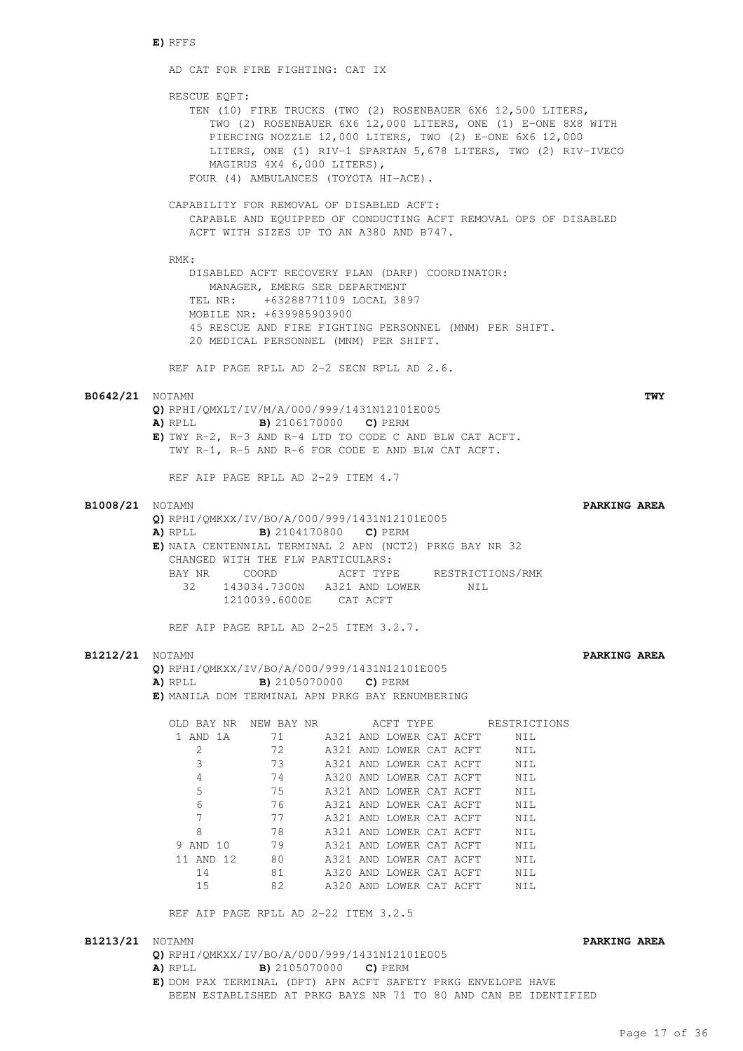**E)** RFFS

AD CAT FOR FIRE FIGHTING: CAT IX

RESCUE EQPT:
TEN (10) FIRE TRUCKS (TWO (2) ROSENBAUER 6X6 12,500 LITERS, TWO (2) ROSENBAUER 6X6 12,000 LITERS, ONE (1) E-ONE 8X8 WITH PIERCING NOZZLE 12,000 LITERS, TWO (2) E-ONE 6X6 12,000 LITERS, ONE (1) RIV-1 SPARTAN 5,678 LITERS, TWO (2) RIV-IVECO MAGIRUS 4X4 6,000 LITERS),
FOUR (4) AMBULANCES (TOYOTA HI-ACE).

CAPABILITY FOR REMOVAL OF DISABLED ACFT:
CAPABLE AND EQUIPPED OF CONDUCTING ACFT REMOVAL OPS OF DISABLED ACFT WITH SIZES UP TO AN A380 AND B747.

RMK:
DISABLED ACFT RECOVERY PLAN (DARP) COORDINATOR:
MANAGER, EMERG SER DEPARTMENT
TEL NR: +63288771109 LOCAL 3897
MOBILE NR: +639985903900
45 RESCUE AND FIRE FIGHTING PERSONNEL (MNM) PER SHIFT.
20 MEDICAL PERSONNEL (MNM) PER SHIFT.

REF AIP PAGE RPLL AD 2-2 SECN RPLL AD 2.6.

**B0642/21** NOTAMN **TWY**

**Q)** RPHI/QMXLT/IV/M/A/000/999/1431N12101E005
**A)** RPLL **B)** 2106170000 **C)** PERM
**E)** TWY R-2, R-3 AND R-4 LTD TO CODE C AND BLW CAT ACFT.
TWY R-1, R-5 AND R-6 FOR CODE E AND BLW CAT ACFT.

REF AIP PAGE RPLL AD 2-29 ITEM 4.7

**B1008/21** NOTAMN **PARKING AREA**

**Q)** RPHI/QMKXX/IV/BO/A/000/999/1431N12101E005
**A)** RPLL **B)** 2104170800 **C)** PERM
**E)** NAIA CENTENNIAL TERMINAL 2 APN (NCT2) PRKG BAY NR 32
CHANGED WITH THE FLW PARTICULARS:

| BAY NR | COORD | ACFT TYPE | RESTRICTIONS/RMK |
|---|---|---|---|
| 32 | 143034.7300N 1210039.6000E | A321 AND LOWER CAT ACFT | NIL |

REF AIP PAGE RPLL AD 2-25 ITEM 3.2.7.

**B1212/21** NOTAMN **PARKING AREA**

**Q)** RPHI/QMKXX/IV/BO/A/000/999/1431N12101E005
**A)** RPLL **B)** 2105070000 **C)** PERM
**E)** MANILA DOM TERMINAL APN PRKG BAY RENUMBERING

| OLD BAY NR | NEW BAY NR | ACFT TYPE | RESTRICTIONS |
|---|---|---|---|
| 1 AND 1A | 71 | A321 AND LOWER CAT ACFT | NIL |
| 2 | 72 | A321 AND LOWER CAT ACFT | NIL |
| 3 | 73 | A321 AND LOWER CAT ACFT | NIL |
| 4 | 74 | A320 AND LOWER CAT ACFT | NIL |
| 5 | 75 | A321 AND LOWER CAT ACFT | NIL |
| 6 | 76 | A321 AND LOWER CAT ACFT | NIL |
| 7 | 77 | A321 AND LOWER CAT ACFT | NIL |
| 8 | 78 | A321 AND LOWER CAT ACFT | NIL |
| 9 AND 10 | 79 | A321 AND LOWER CAT ACFT | NIL |
| 11 AND 12 | 80 | A321 AND LOWER CAT ACFT | NIL |
| 14 | 81 | A320 AND LOWER CAT ACFT | NIL |
| 15 | 82 | A320 AND LOWER CAT ACFT | NIL |

REF AIP PAGE RPLL AD 2-22 ITEM 3.2.5

**B1213/21** NOTAMN **PARKING AREA**

**Q)** RPHI/QMKXX/IV/BO/A/000/999/1431N12101E005
**A)** RPLL **B)** 2105070000 **C)** PERM
**E)** DOM PAX TERMINAL (DPT) APN ACFT SAFETY PRKG ENVELOPE HAVE BEEN ESTABLISHED AT PRKG BAYS NR 71 TO 80 AND CAN BE IDENTIFIED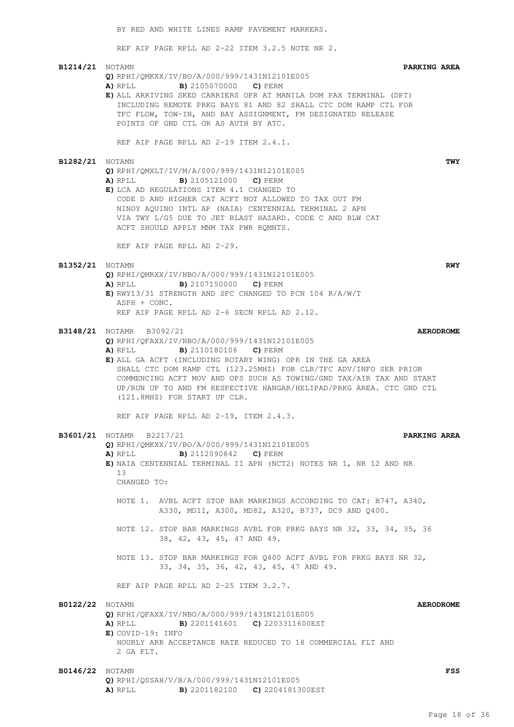BY RED AND WHITE LINES RAMP PAVEMENT MARKERS.

REF AIP PAGE RPLL AD 2-22 ITEM 3.2.5 NOTE NR 2.

**B1214/21** NOTAMN **PARKING AREA**

**Q)** RPHI/QMKXX/IV/BO/A/000/999/1431N12101E005
**A)** RPLL **B)** 2105070000 **C)** PERM
**E)** ALL ARRIVING SKED CARRIERS OPR AT MANILA DOM PAX TERMINAL (DPT) INCLUDING REMOTE PRKG BAYS 81 AND 82 SHALL CTC DOM RAMP CTL FOR TFC FLOW, TOW-IN, AND BAY ASSIGNMENT, FM DESIGNATED RELEASE POINTS OF GND CTL OR AS AUTH BY ATC.

REF AIP PAGE RPLL AD 2-19 ITEM 2.4.1.

**B1282/21** NOTAMN **TWY**

**Q)** RPHI/QMXLT/IV/M/A/000/999/1431N12101E005
**A)** RPLL **B)** 2105121000 **C)** PERM
**E)** LCA AD REGULATIONS ITEM 4.1 CHANGED TO
CODE D AND HIGHER CAT ACFT NOT ALLOWED TO TAX OUT FM NINOY AQUINO INTL AP (NAIA) CENTENNIAL TERMINAL 2 APN VIA TWY L/G5 DUE TO JET BLAST HAZARD. CODE C AND BLW CAT ACFT SHOULD APPLY MNM TAX PWR RQMNTS.

REF AIP PAGE RPLL AD 2-29.

**B1352/21** NOTAMN **RWY**

**Q)** RPHI/QMRXX/IV/NBO/A/000/999/1431N12101E005
**A)** RPLL **B)** 2107150000 **C)** PERM
**E)** RWY13/31 STRENGTH AND SFC CHANGED TO PCN 104 R/A/W/T ASPH + CONC.
REF AIP PAGE RPLL AD 2-6 SECN RPLL AD 2.12.

**B3148/21** NOTAMR B3092/21 **AERODROME**

**Q)** RPHI/QFAXX/IV/NBO/A/000/999/1431N12101E005
**A)** RPLL **B)** 2110180106 **C)** PERM
**E)** ALL GA ACFT (INCLUDING ROTARY WING) OPR IN THE GA AREA SHALL CTC DOM RAMP CTL (123.25MHZ) FOR CLR/TFC ADV/INFO SER PRIOR COMMENCING ACFT MOV AND OPS SUCH AS TOWING/GND TAX/AIR TAX AND START UP/RUN UP TO AND FM RESPECTIVE HANGAR/HELIPAD/PRKG AREA. CTC GND CTL (121.8MHZ) FOR START UP CLR.

REF AIP PAGE RPLL AD 2-19, ITEM 2.4.3.

**B3601/21** NOTAMR B2217/21 **PARKING AREA**

**Q)** RPHI/QMKXX/IV/BO/A/000/999/1431N12101E005
**A)** RPLL **B)** 2112090842 **C)** PERM
**E)** NAIA CENTENNIAL TERMINAL II APN (NCT2) NOTES NR 1, NR 12 AND NR 13
CHANGED TO:

NOTE 1. AVBL ACFT STOP BAR MARKINGS ACCORDING TO CAT: B747, A340, A330, MD11, A300, MD82, A320, B737, DC9 AND Q400.

NOTE 12. STOP BAR MARKINGS AVBL FOR PRKG BAYS NR 32, 33, 34, 35, 36 38, 42, 43, 45, 47 AND 49.

NOTE 13. STOP BAR MARKINGS FOR Q400 ACFT AVBL FOR PRKG BAYS NR 32, 33, 34, 35, 36, 42, 43, 45, 47 AND 49.

REF AIP PAGE RPLL AD 2-25 ITEM 3.2.7.

**B0122/22** NOTAMN **AERODROME**

**Q)** RPHI/QFAXX/IV/NBO/A/000/999/1431N12101E005
**A)** RPLL **B)** 2201141601 **C)** 2203311600EST
**E)** COVID-19: INFO
HOURLY ARR ACCEPTANCE RATE REDUCED TO 18 COMMERCIAL FLT AND 2 GA FLT.

**B0146/22** NOTAMN **FSS**

**Q)** RPHI/QSSAH/V/B/A/000/999/1431N12101E005
**A)** RPLL **B)** 2201182100 **C)** 2204181300EST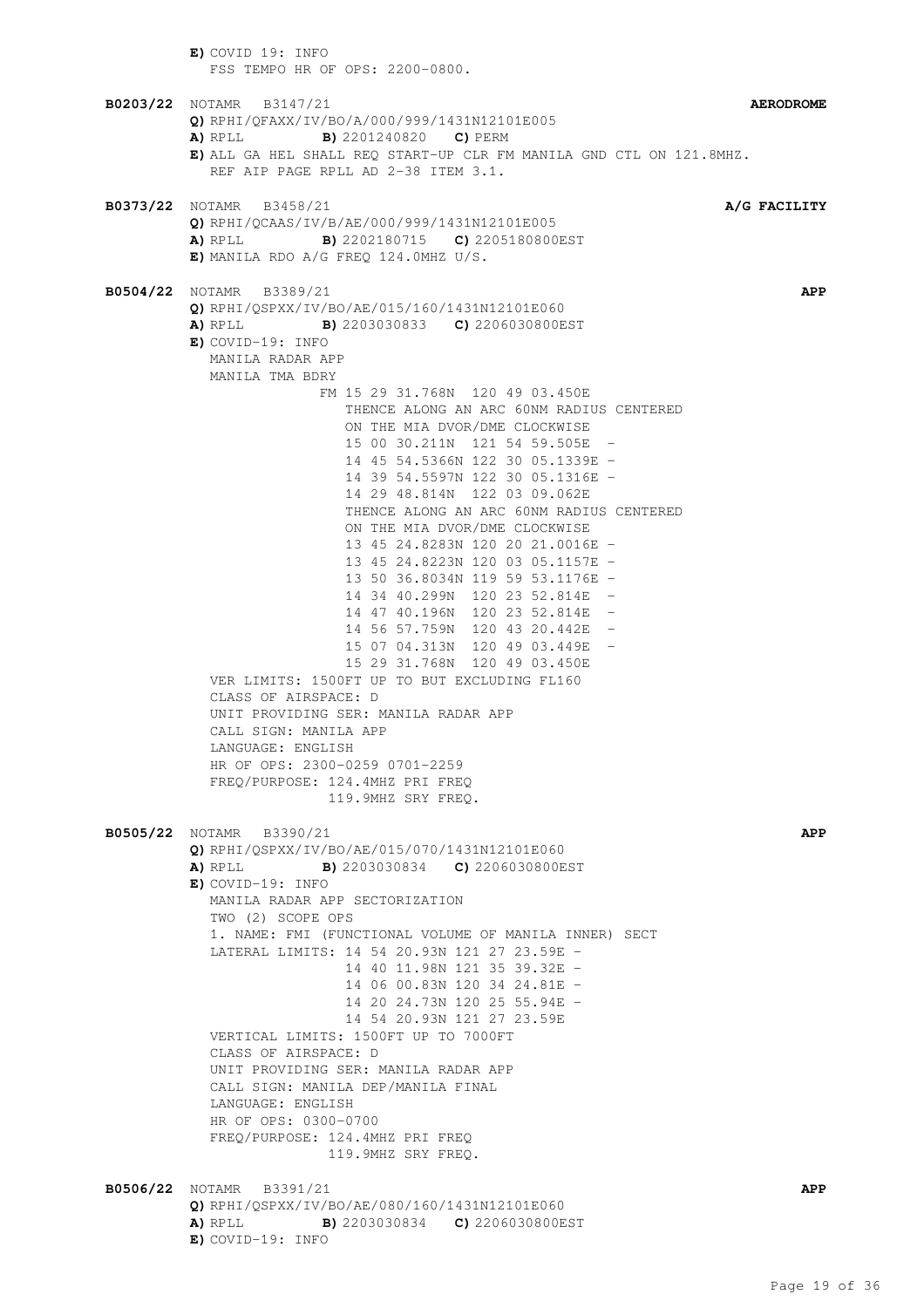**E)** COVID 19: INFO
FSS TEMPO HR OF OPS: 2200-0800.

**B0203/22** NOTAMR B3147/21 **AERODROME**
**Q)** RPHI/QFAXX/IV/BO/A/000/999/1431N12101E005
**A)** RPLL **B)** 2201240820 **C)** PERM
**E)** ALL GA HEL SHALL REQ START-UP CLR FM MANILA GND CTL ON 121.8MHZ.
REF AIP PAGE RPLL AD 2-38 ITEM 3.1.

**B0373/22** NOTAMR B3458/21 **A/G FACILITY**
**Q)** RPHI/QCAAS/IV/B/AE/000/999/1431N12101E005
**A)** RPLL **B)** 2202180715 **C)** 2205180800EST
**E)** MANILA RDO A/G FREQ 124.0MHZ U/S.

**B0504/22** NOTAMR B3389/21 **APP**
**Q)** RPHI/QSPXX/IV/BO/AE/015/160/1431N12101E060
**A)** RPLL **B)** 2203030833 **C)** 2206030800EST
**E)** COVID-19: INFO
MANILA RADAR APP
MANILA TMA BDRY
FM 15 29 31.768N 120 49 03.450E
THENCE ALONG AN ARC 60NM RADIUS CENTERED
ON THE MIA DVOR/DME CLOCKWISE
15 00 30.211N 121 54 59.505E -
14 45 54.5366N 122 30 05.1339E -
14 39 54.5597N 122 30 05.1316E -
14 29 48.814N 122 03 09.062E
THENCE ALONG AN ARC 60NM RADIUS CENTERED
ON THE MIA DVOR/DME CLOCKWISE
13 45 24.8283N 120 20 21.0016E -
13 45 24.8223N 120 03 05.1157E -
13 50 36.8034N 119 59 53.1176E -
14 34 40.299N 120 23 52.814E -
14 47 40.196N 120 23 52.814E -
14 56 57.759N 120 43 20.442E -
15 07 04.313N 120 49 03.449E -
15 29 31.768N 120 49 03.450E
VER LIMITS: 1500FT UP TO BUT EXCLUDING FL160
CLASS OF AIRSPACE: D
UNIT PROVIDING SER: MANILA RADAR APP
CALL SIGN: MANILA APP
LANGUAGE: ENGLISH
HR OF OPS: 2300-0259 0701-2259
FREQ/PURPOSE: 124.4MHZ PRI FREQ
119.9MHZ SRY FREQ.

**B0505/22** NOTAMR B3390/21 **APP**
**Q)** RPHI/QSPXX/IV/BO/AE/015/070/1431N12101E060
**A)** RPLL **B)** 2203030834 **C)** 2206030800EST
**E)** COVID-19: INFO
MANILA RADAR APP SECTORIZATION
TWO (2) SCOPE OPS
1. NAME: FMI (FUNCTIONAL VOLUME OF MANILA INNER) SECT
LATERAL LIMITS: 14 54 20.93N 121 27 23.59E -
14 40 11.98N 121 35 39.32E -
14 06 00.83N 120 34 24.81E -
14 20 24.73N 120 25 55.94E -
14 54 20.93N 121 27 23.59E
VERTICAL LIMITS: 1500FT UP TO 7000FT
CLASS OF AIRSPACE: D
UNIT PROVIDING SER: MANILA RADAR APP
CALL SIGN: MANILA DEP/MANILA FINAL
LANGUAGE: ENGLISH
HR OF OPS: 0300-0700
FREQ/PURPOSE: 124.4MHZ PRI FREQ
119.9MHZ SRY FREQ.

**B0506/22** NOTAMR B3391/21 **APP**
**Q)** RPHI/QSPXX/IV/BO/AE/080/160/1431N12101E060
**A)** RPLL **B)** 2203030834 **C)** 2206030800EST
**E)** COVID-19: INFO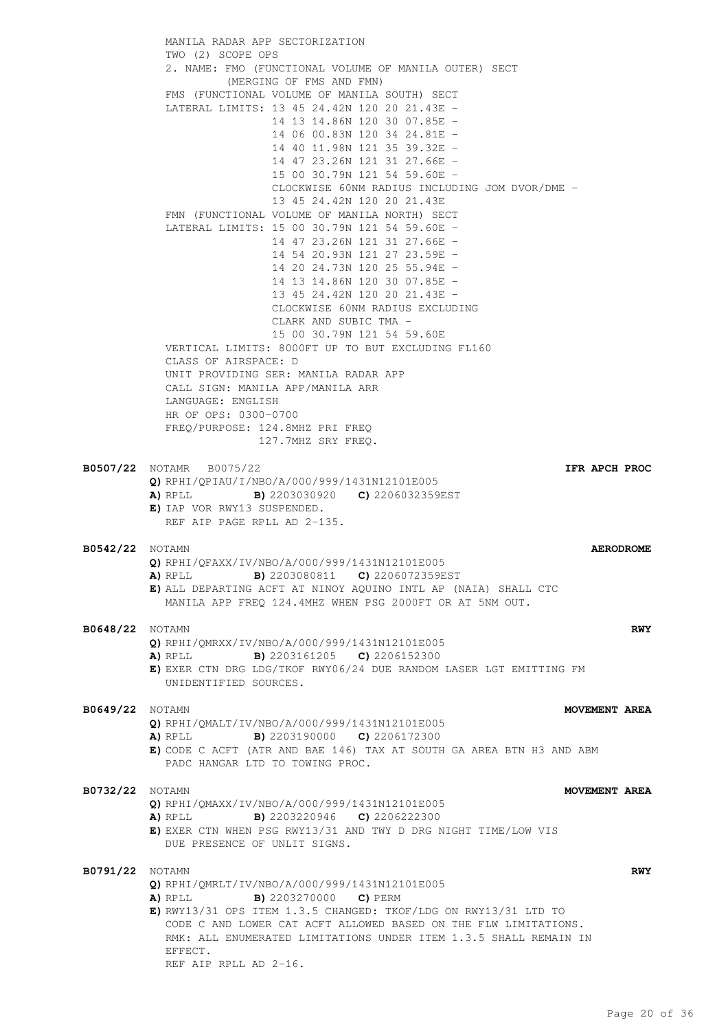MANILA RADAR APP SECTORIZATION
TWO (2) SCOPE OPS
2. NAME: FMO (FUNCTIONAL VOLUME OF MANILA OUTER) SECT
(MERGING OF FMS AND FMN)
FMS (FUNCTIONAL VOLUME OF MANILA SOUTH) SECT
LATERAL LIMITS: 13 45 24.42N 120 20 21.43E -
14 13 14.86N 120 30 07.85E -
14 06 00.83N 120 34 24.81E -
14 40 11.98N 121 35 39.32E -
14 47 23.26N 121 31 27.66E -
15 00 30.79N 121 54 59.60E -
CLOCKWISE 60NM RADIUS INCLUDING JOM DVOR/DME -
13 45 24.42N 120 20 21.43E
FMN (FUNCTIONAL VOLUME OF MANILA NORTH) SECT
LATERAL LIMITS: 15 00 30.79N 121 54 59.60E -
14 47 23.26N 121 31 27.66E -
14 54 20.93N 121 27 23.59E -
14 20 24.73N 120 25 55.94E -
14 13 14.86N 120 30 07.85E -
13 45 24.42N 120 20 21.43E -
CLOCKWISE 60NM RADIUS EXCLUDING
CLARK AND SUBIC TMA -
15 00 30.79N 121 54 59.60E
VERTICAL LIMITS: 8000FT UP TO BUT EXCLUDING FL160
CLASS OF AIRSPACE: D
UNIT PROVIDING SER: MANILA RADAR APP
CALL SIGN: MANILA APP/MANILA ARR
LANGUAGE: ENGLISH
HR OF OPS: 0300-0700
FREQ/PURPOSE: 124.8MHZ PRI FREQ
127.7MHZ SRY FREQ.

**B0507/22** NOTAMR B0075/22 **IFR APCH PROC**
**Q)** RPHI/QPIAU/I/NBO/A/000/999/1431N12101E005
**A)** RPLL **B)** 2203030920 **C)** 2206032359EST
**E)** IAP VOR RWY13 SUSPENDED.
REF AIP PAGE RPLL AD 2-135.

**B0542/22** NOTAMN **AERODROME**
**Q)** RPHI/QFAXX/IV/NBO/A/000/999/1431N12101E005
**A)** RPLL **B)** 2203080811 **C)** 2206072359EST
**E)** ALL DEPARTING ACFT AT NINOY AQUINO INTL AP (NAIA) SHALL CTC
MANILA APP FREQ 124.4MHZ WHEN PSG 2000FT OR AT 5NM OUT.

**B0648/22** NOTAMN **RWY**
**Q)** RPHI/QMRXX/IV/NBO/A/000/999/1431N12101E005
**A)** RPLL **B)** 2203161205 **C)** 2206152300
**E)** EXER CTN DRG LDG/TKOF RWY06/24 DUE RANDOM LASER LGT EMITTING FM
UNIDENTIFIED SOURCES.

**B0649/22** NOTAMN **MOVEMENT AREA**
**Q)** RPHI/QMALT/IV/NBO/A/000/999/1431N12101E005
**A)** RPLL **B)** 2203190000 **C)** 2206172300
**E)** CODE C ACFT (ATR AND BAE 146) TAX AT SOUTH GA AREA BTN H3 AND ABM
PADC HANGAR LTD TO TOWING PROC.

**B0732/22** NOTAMN **MOVEMENT AREA**
**Q)** RPHI/QMAXX/IV/NBO/A/000/999/1431N12101E005
**A)** RPLL **B)** 2203220946 **C)** 2206222300
**E)** EXER CTN WHEN PSG RWY13/31 AND TWY D DRG NIGHT TIME/LOW VIS
DUE PRESENCE OF UNLIT SIGNS.

**B0791/22** NOTAMN **RWY**
**Q)** RPHI/QMRLT/IV/NBO/A/000/999/1431N12101E005
**A)** RPLL **B)** 2203270000 **C)** PERM
**E)** RWY13/31 OPS ITEM 1.3.5 CHANGED: TKOF/LDG ON RWY13/31 LTD TO
CODE C AND LOWER CAT ACFT ALLOWED BASED ON THE FLW LIMITATIONS.
RMK: ALL ENUMERATED LIMITATIONS UNDER ITEM 1.3.5 SHALL REMAIN IN
EFFECT.
REF AIP RPLL AD 2-16.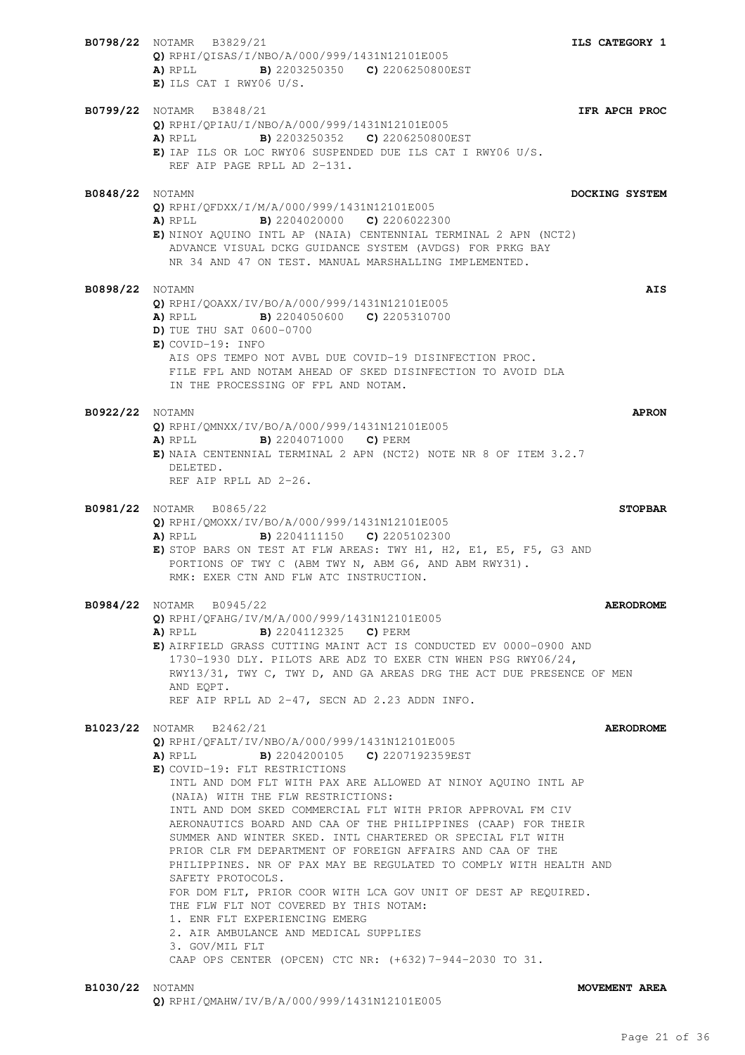**B0798/22** NOTAMR B3829/21 **ILS CATEGORY 1**
**Q)** RPHI/QISAS/I/NBO/A/000/999/1431N12101E005
**A)** RPLL **B)** 2203250350 **C)** 2206250800EST
**E)** ILS CAT I RWY06 U/S.

**B0799/22** NOTAMR B3848/21 **IFR APCH PROC**
**Q)** RPHI/QPIAU/I/NBO/A/000/999/1431N12101E005
**A)** RPLL **B)** 2203250352 **C)** 2206250800EST
**E)** IAP ILS OR LOC RWY06 SUSPENDED DUE ILS CAT I RWY06 U/S.
REF AIP PAGE RPLL AD 2-131.

**B0848/22** NOTAMN **DOCKING SYSTEM**
**Q)** RPHI/QFDXX/I/M/A/000/999/1431N12101E005
**A)** RPLL **B)** 2204020000 **C)** 2206022300
**E)** NINOY AQUINO INTL AP (NAIA) CENTENNIAL TERMINAL 2 APN (NCT2)
ADVANCE VISUAL DCKG GUIDANCE SYSTEM (AVDGS) FOR PRKG BAY
NR 34 AND 47 ON TEST. MANUAL MARSHALLING IMPLEMENTED.

**B0898/22** NOTAMN **AIS**
**Q)** RPHI/QOAXX/IV/BO/A/000/999/1431N12101E005
**A)** RPLL **B)** 2204050600 **C)** 2205310700
**D)** TUE THU SAT 0600-0700
**E)** COVID-19: INFO
AIS OPS TEMPO NOT AVBL DUE COVID-19 DISINFECTION PROC.
FILE FPL AND NOTAM AHEAD OF SKED DISINFECTION TO AVOID DLA
IN THE PROCESSING OF FPL AND NOTAM.

**B0922/22** NOTAMN **APRON**
**Q)** RPHI/QMNXX/IV/BO/A/000/999/1431N12101E005
**A)** RPLL **B)** 2204071000 **C)** PERM
**E)** NAIA CENTENNIAL TERMINAL 2 APN (NCT2) NOTE NR 8 OF ITEM 3.2.7
DELETED.
REF AIP RPLL AD 2-26.

**B0981/22** NOTAMR B0865/22 **STOPBAR**
**Q)** RPHI/QMOXX/IV/BO/A/000/999/1431N12101E005
**A)** RPLL **B)** 2204111150 **C)** 2205102300
**E)** STOP BARS ON TEST AT FLW AREAS: TWY H1, H2, E1, E5, F5, G3 AND
PORTIONS OF TWY C (ABM TWY N, ABM G6, AND ABM RWY31).
RMK: EXER CTN AND FLW ATC INSTRUCTION.

**B0984/22** NOTAMR B0945/22 **AERODROME**
**Q)** RPHI/QFAHG/IV/M/A/000/999/1431N12101E005
**A)** RPLL **B)** 2204112325 **C)** PERM
**E)** AIRFIELD GRASS CUTTING MAINT ACT IS CONDUCTED EV 0000-0900 AND
1730-1930 DLY. PILOTS ARE ADZ TO EXER CTN WHEN PSG RWY06/24,
RWY13/31, TWY C, TWY D, AND GA AREAS DRG THE ACT DUE PRESENCE OF MEN
AND EQPT.
REF AIP RPLL AD 2-47, SECN AD 2.23 ADDN INFO.

**B1023/22** NOTAMR B2462/21 **AERODROME**
**Q)** RPHI/QFALT/IV/NBO/A/000/999/1431N12101E005
**A)** RPLL **B)** 2204200105 **C)** 2207192359EST
**E)** COVID-19: FLT RESTRICTIONS
INTL AND DOM FLT WITH PAX ARE ALLOWED AT NINOY AQUINO INTL AP
(NAIA) WITH THE FLW RESTRICTIONS:
INTL AND DOM SKED COMMERCIAL FLT WITH PRIOR APPROVAL FM CIV
AERONAUTICS BOARD AND CAA OF THE PHILIPPINES (CAAP) FOR THEIR
SUMMER AND WINTER SKED. INTL CHARTERED OR SPECIAL FLT WITH
PRIOR CLR FM DEPARTMENT OF FOREIGN AFFAIRS AND CAA OF THE
PHILIPPINES. NR OF PAX MAY BE REGULATED TO COMPLY WITH HEALTH AND
SAFETY PROTOCOLS.
FOR DOM FLT, PRIOR COOR WITH LCA GOV UNIT OF DEST AP REQUIRED.
THE FLW FLT NOT COVERED BY THIS NOTAM:
1. ENR FLT EXPERIENCING EMERG
2. AIR AMBULANCE AND MEDICAL SUPPLIES
3. GOV/MIL FLT
CAAP OPS CENTER (OPCEN) CTC NR: (+632)7-944-2030 TO 31.

**B1030/22** NOTAMN **MOVEMENT AREA**
**Q)** RPHI/QMAHW/IV/B/A/000/999/1431N12101E005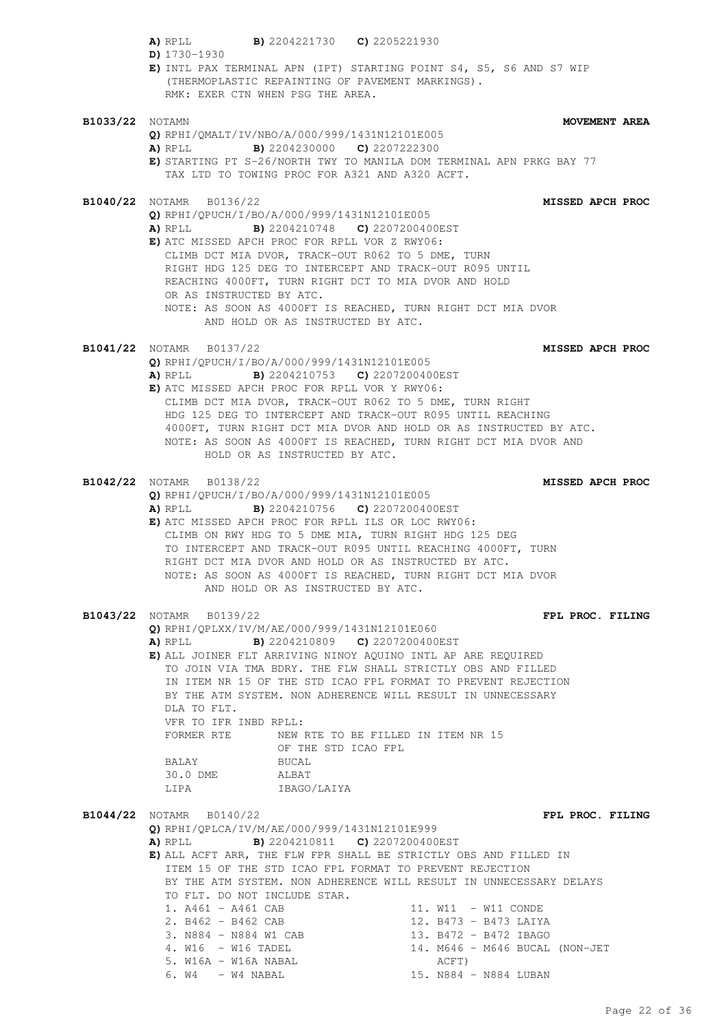**A)** RPLL **B)** 2204221730 **C)** 2205221930
**D)** 1730-1930
**E)** INTL PAX TERMINAL APN (IPT) STARTING POINT S4, S5, S6 AND S7 WIP (THERMOPLASTIC REPAINTING OF PAVEMENT MARKINGS).
RMK: EXER CTN WHEN PSG THE AREA.

**B1033/22** NOTAMN **MOVEMENT AREA**
**Q)** RPHI/QMALT/IV/NBO/A/000/999/1431N12101E005
**A)** RPLL **B)** 2204230000 **C)** 2207222300
**E)** STARTING PT S-26/NORTH TWY TO MANILA DOM TERMINAL APN PRKG BAY 77 TAX LTD TO TOWING PROC FOR A321 AND A320 ACFT.

**B1040/22** NOTAMR B0136/22 **MISSED APCH PROC**
**Q)** RPHI/QPUCH/I/BO/A/000/999/1431N12101E005
**A)** RPLL **B)** 2204210748 **C)** 2207200400EST
**E)** ATC MISSED APCH PROC FOR RPLL VOR Z RWY06:
CLIMB DCT MIA DVOR, TRACK-OUT R062 TO 5 DME, TURN RIGHT HDG 125 DEG TO INTERCEPT AND TRACK-OUT R095 UNTIL REACHING 4000FT, TURN RIGHT DCT TO MIA DVOR AND HOLD OR AS INSTRUCTED BY ATC.
NOTE: AS SOON AS 4000FT IS REACHED, TURN RIGHT DCT MIA DVOR AND HOLD OR AS INSTRUCTED BY ATC.

**B1041/22** NOTAMR B0137/22 **MISSED APCH PROC**
**Q)** RPHI/QPUCH/I/BO/A/000/999/1431N12101E005
**A)** RPLL **B)** 2204210753 **C)** 2207200400EST
**E)** ATC MISSED APCH PROC FOR RPLL VOR Y RWY06:
CLIMB DCT MIA DVOR, TRACK-OUT R062 TO 5 DME, TURN RIGHT HDG 125 DEG TO INTERCEPT AND TRACK-OUT R095 UNTIL REACHING 4000FT, TURN RIGHT DCT MIA DVOR AND HOLD OR AS INSTRUCTED BY ATC.
NOTE: AS SOON AS 4000FT IS REACHED, TURN RIGHT DCT MIA DVOR AND HOLD OR AS INSTRUCTED BY ATC.

**B1042/22** NOTAMR B0138/22 **MISSED APCH PROC**
**Q)** RPHI/QPUCH/I/BO/A/000/999/1431N12101E005
**A)** RPLL **B)** 2204210756 **C)** 2207200400EST
**E)** ATC MISSED APCH PROC FOR RPLL ILS OR LOC RWY06:
CLIMB ON RWY HDG TO 5 DME MIA, TURN RIGHT HDG 125 DEG TO INTERCEPT AND TRACK-OUT R095 UNTIL REACHING 4000FT, TURN RIGHT DCT MIA DVOR AND HOLD OR AS INSTRUCTED BY ATC.
NOTE: AS SOON AS 4000FT IS REACHED, TURN RIGHT DCT MIA DVOR AND HOLD OR AS INSTRUCTED BY ATC.

**B1043/22** NOTAMR B0139/22 **FPL PROC. FILING**
**Q)** RPHI/QPLXX/IV/M/AE/000/999/1431N12101E060
**A)** RPLL **B)** 2204210809 **C)** 2207200400EST
**E)** ALL JOINER FLT ARRIVING NINOY AQUINO INTL AP ARE REQUIRED TO JOIN VIA TMA BDRY. THE FLW SHALL STRICTLY OBS AND FILLED IN ITEM NR 15 OF THE STD ICAO FPL FORMAT TO PREVENT REJECTION BY THE ATM SYSTEM. NON ADHERENCE WILL RESULT IN UNNECESSARY DLA TO FLT.
VFR TO IFR INBD RPLL:

| FORMER RTE | NEW RTE TO BE FILLED IN ITEM NR 15 OF THE STD ICAO FPL |
|---|---|
| BALAY | BUCAL |
| 30.0 DME | ALBAT |
| LIPA | IBAGO/LAIYA |

**B1044/22** NOTAMR B0140/22 **FPL PROC. FILING**
**Q)** RPHI/QPLCA/IV/M/AE/000/999/1431N12101E999
**A)** RPLL **B)** 2204210811 **C)** 2207200400EST
**E)** ALL ACFT ARR, THE FLW FPR SHALL BE STRICTLY OBS AND FILLED IN ITEM 15 OF THE STD ICAO FPL FORMAT TO PREVENT REJECTION BY THE ATM SYSTEM. NON ADHERENCE WILL RESULT IN UNNECESSARY DELAYS TO FLT. DO NOT INCLUDE STAR.

1. A461 - A461 CAB
2. B462 - B462 CAB
3. N884 - N884 W1 CAB
4. W16 - W16 TADEL
5. W16A - W16A NABAL
6. W4 - W4 NABAL
11. W11 - W11 CONDE
12. B473 - B473 LAIYA
13. B472 - B472 IBAGO
14. M646 - M646 BUCAL (NON-JET ACFT)
15. N884 - N884 LUBAN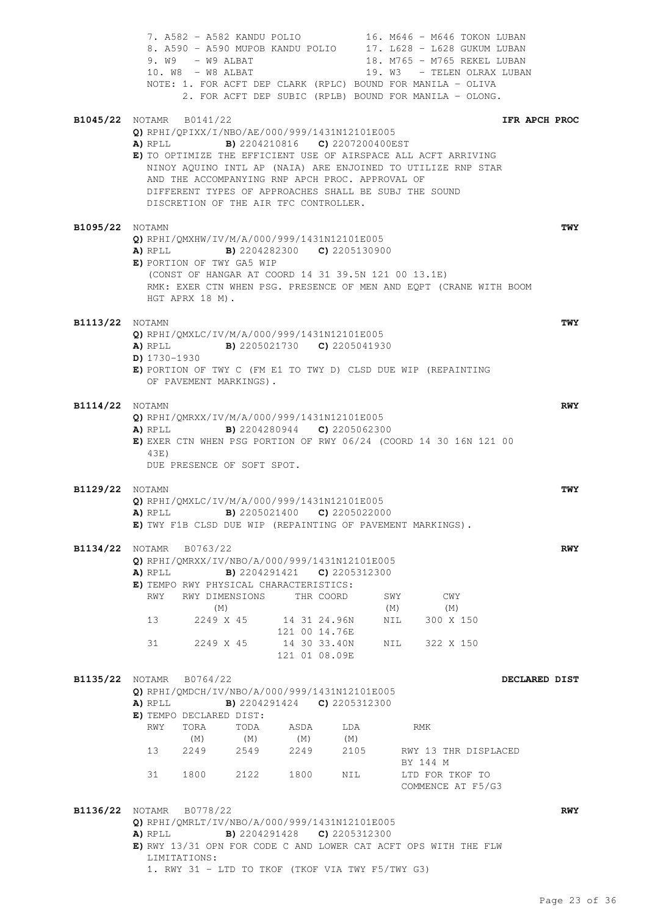7. A582 - A582 KANDU POLIO
8. A590 - A590 MUPOB KANDU POLIO
9. W9 - W9 ALBAT
10. W8 - W8 ALBAT
16. M646 - M646 TOKON LUBAN
17. L628 - L628 GUKUM LUBAN
18. M765 - M765 REKEL LUBAN
19. W3 - TELEN OLRAX LUBAN

NOTE: 1. FOR ACFT DEP CLARK (RPLC) BOUND FOR MANILA - OLIVA
2. FOR ACFT DEP SUBIC (RPLB) BOUND FOR MANILA - OLONG.

**B1045/22** NOTAMR B0141/22 **IFR APCH PROC**

**Q)** RPHI/QPIXX/I/NBO/AE/000/999/1431N12101E005
**A)** RPLL **B)** 2204210816 **C)** 2207200400EST
**E)** TO OPTIMIZE THE EFFICIENT USE OF AIRSPACE ALL ACFT ARRIVING NINOY AQUINO INTL AP (NAIA) ARE ENJOINED TO UTILIZE RNP STAR AND THE ACCOMPANYING RNP APCH PROC. APPROVAL OF DIFFERENT TYPES OF APPROACHES SHALL BE SUBJ THE SOUND DISCRETION OF THE AIR TFC CONTROLLER.

**B1095/22** NOTAMN **TWY**

**Q)** RPHI/QMXHW/IV/M/A/000/999/1431N12101E005
**A)** RPLL **B)** 2204282300 **C)** 2205130900
**E)** PORTION OF TWY GA5 WIP
(CONST OF HANGAR AT COORD 14 31 39.5N 121 00 13.1E)
RMK: EXER CTN WHEN PSG. PRESENCE OF MEN AND EQPT (CRANE WITH BOOM HGT APRX 18 M).

**B1113/22** NOTAMN **TWY**

**Q)** RPHI/QMXLC/IV/M/A/000/999/1431N12101E005
**A)** RPLL **B)** 2205021730 **C)** 2205041930
**D)** 1730-1930
**E)** PORTION OF TWY C (FM E1 TO TWY D) CLSD DUE WIP (REPAINTING OF PAVEMENT MARKINGS).

**B1114/22** NOTAMN **RWY**

**Q)** RPHI/QMRXX/IV/M/A/000/999/1431N12101E005
**A)** RPLL **B)** 2204280944 **C)** 2205062300
**E)** EXER CTN WHEN PSG PORTION OF RWY 06/24 (COORD 14 30 16N 121 00 43E)
DUE PRESENCE OF SOFT SPOT.

**B1129/22** NOTAMN **TWY**

**Q)** RPHI/QMXLC/IV/M/A/000/999/1431N12101E005
**A)** RPLL **B)** 2205021400 **C)** 2205022000
**E)** TWY F1B CLSD DUE WIP (REPAINTING OF PAVEMENT MARKINGS).

**B1134/22** NOTAMR B0763/22 **RWY**

**Q)** RPHI/QMRXX/IV/NBO/A/000/999/1431N12101E005
**A)** RPLL **B)** 2204291421 **C)** 2205312300
**E)** TEMPO RWY PHYSICAL CHARACTERISTICS:

| RWY | RWY DIMENSIONS (M) | THR COORD | SWY (M) | CWY (M) |
|---|---|---|---|---|
| 13 | 2249 X 45 | 14 31 24.96N 121 00 14.76E | NIL | 300 X 150 |
| 31 | 2249 X 45 | 14 30 33.40N 121 01 08.09E | NIL | 322 X 150 |

**B1135/22** NOTAMR B0764/22 **DECLARED DIST**

**Q)** RPHI/QMDCH/IV/NBO/A/000/999/1431N12101E005
**A)** RPLL **B)** 2204291424 **C)** 2205312300
**E)** TEMPO DECLARED DIST:

| RWY | TORA (M) | TODA (M) | ASDA (M) | LDA (M) | RMK |
|---|---|---|---|---|---|
| 13 | 2249 | 2549 | 2249 | 2105 | RWY 13 THR DISPLACED BY 144 M |
| 31 | 1800 | 2122 | 1800 | NIL | LTD FOR TKOF TO COMMENCE AT F5/G3 |

**B1136/22** NOTAMR B0778/22 **RWY**

**Q)** RPHI/QMRLT/IV/NBO/A/000/999/1431N12101E005
**A)** RPLL **B)** 2204291428 **C)** 2205312300
**E)** RWY 13/31 OPN FOR CODE C AND LOWER CAT ACFT OPS WITH THE FLW LIMITATIONS:
1. RWY 31 - LTD TO TKOF (TKOF VIA TWY F5/TWY G3)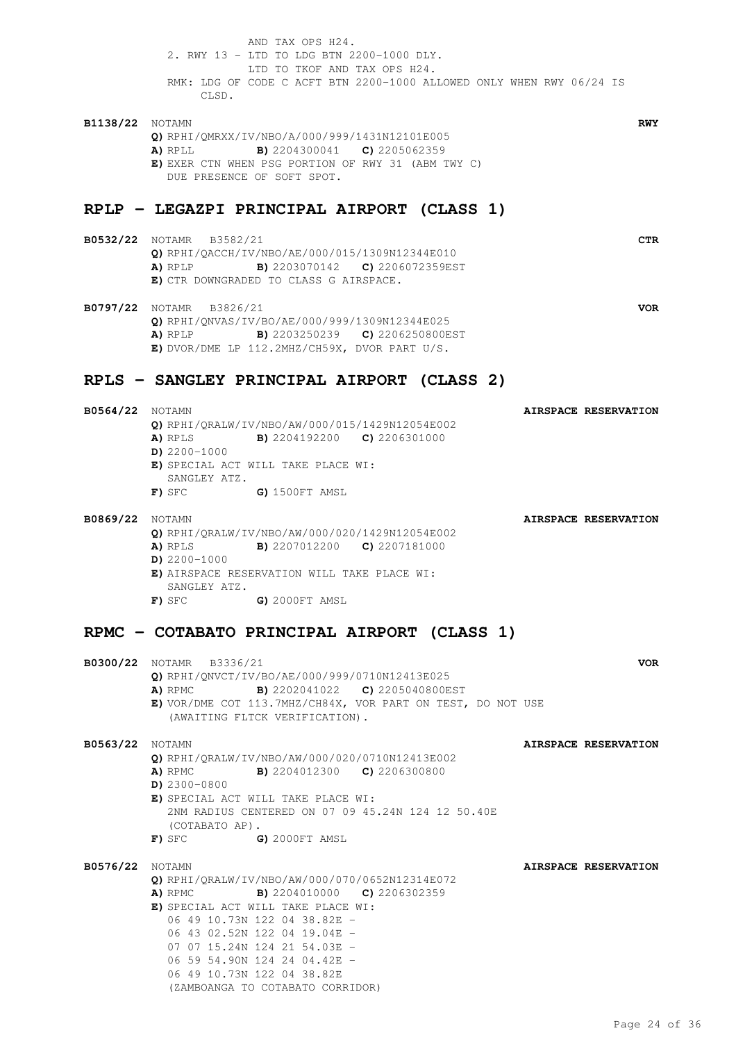AND TAX OPS H24.
2. RWY 13 - LTD TO LDG BTN 2200-1000 DLY.
LTD TO TKOF AND TAX OPS H24.
RMK: LDG OF CODE C ACFT BTN 2200-1000 ALLOWED ONLY WHEN RWY 06/24 IS CLSD.

**B1138/22** NOTAMN **RWY**
**Q)** RPHI/QMRXX/IV/NBO/A/000/999/1431N12101E005
**A)** RPLL **B)** 2204300041 **C)** 2205062359
**E)** EXER CTN WHEN PSG PORTION OF RWY 31 (ABM TWY C) DUE PRESENCE OF SOFT SPOT.

## RPLP - LEGAZPI PRINCIPAL AIRPORT (CLASS 1)

**B0532/22** NOTAMR B3582/21 **CTR**
**Q)** RPHI/QACCH/IV/NBO/AE/000/015/1309N12344E010
**A)** RPLP **B)** 2203070142 **C)** 2206072359EST
**E)** CTR DOWNGRADED TO CLASS G AIRSPACE.

**B0797/22** NOTAMR B3826/21 **VOR**
**Q)** RPHI/QNVAS/IV/BO/AE/000/999/1309N12344E025
**A)** RPLP **B)** 2203250239 **C)** 2206250800EST
**E)** DVOR/DME LP 112.2MHZ/CH59X, DVOR PART U/S.

## RPLS - SANGLEY PRINCIPAL AIRPORT (CLASS 2)

**B0564/22** NOTAMN **AIRSPACE RESERVATION**
**Q)** RPHI/QRALW/IV/NBO/AW/000/015/1429N12054E002
**A)** RPLS **B)** 2204192200 **C)** 2206301000
**D)** 2200-1000
**E)** SPECIAL ACT WILL TAKE PLACE WI:
SANGLEY ATZ.
**F)** SFC **G)** 1500FT AMSL

**B0869/22** NOTAMN **AIRSPACE RESERVATION**
**Q)** RPHI/QRALW/IV/NBO/AW/000/020/1429N12054E002
**A)** RPLS **B)** 2207012200 **C)** 2207181000
**D)** 2200-1000
**E)** AIRSPACE RESERVATION WILL TAKE PLACE WI:
SANGLEY ATZ.
**F)** SFC **G)** 2000FT AMSL

## RPMC - COTABATO PRINCIPAL AIRPORT (CLASS 1)

**B0300/22** NOTAMR B3336/21 **VOR**
**Q)** RPHI/QNVCT/IV/BO/AE/000/999/0710N12413E025
**A)** RPMC **B)** 2202041022 **C)** 2205040800EST
**E)** VOR/DME COT 113.7MHZ/CH84X, VOR PART ON TEST, DO NOT USE (AWAITING FLTCK VERIFICATION).

**B0563/22** NOTAMN **AIRSPACE RESERVATION**
**Q)** RPHI/QRALW/IV/NBO/AW/000/020/0710N12413E002
**A)** RPMC **B)** 2204012300 **C)** 2206300800
**D)** 2300-0800
**E)** SPECIAL ACT WILL TAKE PLACE WI:
2NM RADIUS CENTERED ON 07 09 45.24N 124 12 50.40E
(COTABATO AP).
**F)** SFC **G)** 2000FT AMSL

**B0576/22** NOTAMN **AIRSPACE RESERVATION**
**Q)** RPHI/QRALW/IV/NBO/AW/000/070/0652N12314E072
**A)** RPMC **B)** 2204010000 **C)** 2206302359
**E)** SPECIAL ACT WILL TAKE PLACE WI:
06 49 10.73N 122 04 38.82E -
06 43 02.52N 122 04 19.04E -
07 07 15.24N 124 21 54.03E -
06 59 54.90N 124 24 04.42E -
06 49 10.73N 122 04 38.82E
(ZAMBOANGA TO COTABATO CORRIDOR)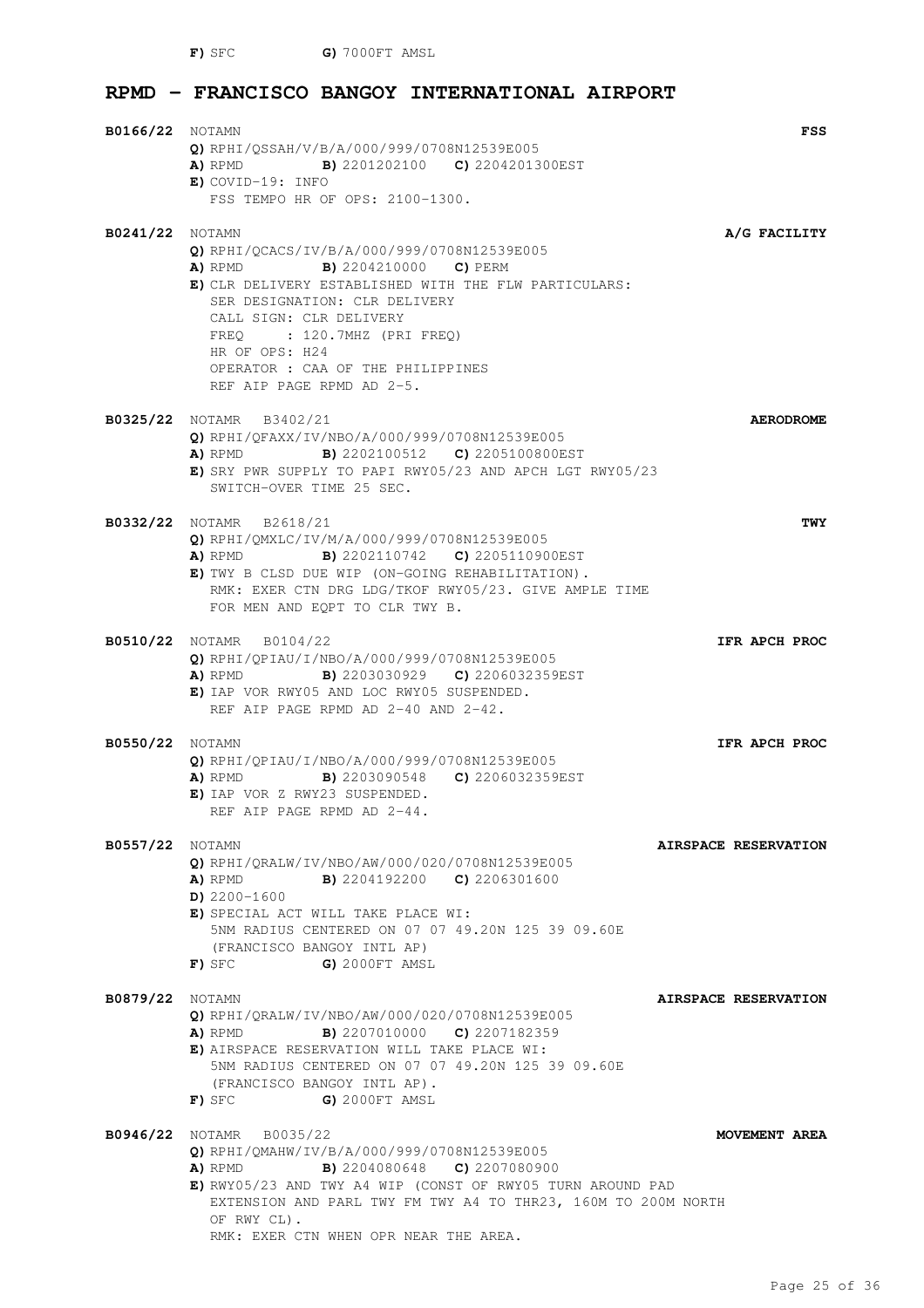**F)** SFC **G)** 7000FT AMSL

## RPMD - FRANCISCO BANGOY INTERNATIONAL AIRPORT

**B0166/22** NOTAMN **FSS**
**Q)** RPHI/QSSAH/V/B/A/000/999/0708N12539E005
**A)** RPMD **B)** 2201202100 **C)** 2204201300EST
**E)** COVID-19: INFO
FSS TEMPO HR OF OPS: 2100-1300.

**B0241/22** NOTAMN **A/G FACILITY**
**Q)** RPHI/QCACS/IV/B/A/000/999/0708N12539E005
**A)** RPMD **B)** 2204210000 **C)** PERM
**E)** CLR DELIVERY ESTABLISHED WITH THE FLW PARTICULARS:
SER DESIGNATION: CLR DELIVERY
CALL SIGN: CLR DELIVERY
FREQ : 120.7MHZ (PRI FREQ)
HR OF OPS: H24
OPERATOR : CAA OF THE PHILIPPINES
REF AIP PAGE RPMD AD 2-5.

**B0325/22** NOTAMR B3402/21 **AERODROME**
**Q)** RPHI/QFAXX/IV/NBO/A/000/999/0708N12539E005
**A)** RPMD **B)** 2202100512 **C)** 2205100800EST
**E)** SRY PWR SUPPLY TO PAPI RWY05/23 AND APCH LGT RWY05/23
SWITCH-OVER TIME 25 SEC.

**B0332/22** NOTAMR B2618/21 **TWY**
**Q)** RPHI/QMXLC/IV/M/A/000/999/0708N12539E005
**A)** RPMD **B)** 2202110742 **C)** 2205110900EST
**E)** TWY B CLSD DUE WIP (ON-GOING REHABILITATION).
RMK: EXER CTN DRG LDG/TKOF RWY05/23. GIVE AMPLE TIME
FOR MEN AND EQPT TO CLR TWY B.

**B0510/22** NOTAMR B0104/22 **IFR APCH PROC**
**Q)** RPHI/QPIAU/I/NBO/A/000/999/0708N12539E005
**A)** RPMD **B)** 2203030929 **C)** 2206032359EST
**E)** IAP VOR RWY05 AND LOC RWY05 SUSPENDED.
REF AIP PAGE RPMD AD 2-40 AND 2-42.

**B0550/22** NOTAMN **IFR APCH PROC**
**Q)** RPHI/QPIAU/I/NBO/A/000/999/0708N12539E005
**A)** RPMD **B)** 2203090548 **C)** 2206032359EST
**E)** IAP VOR Z RWY23 SUSPENDED.
REF AIP PAGE RPMD AD 2-44.

**B0557/22** NOTAMN **AIRSPACE RESERVATION**
**Q)** RPHI/QRALW/IV/NBO/AW/000/020/0708N12539E005
**A)** RPMD **B)** 2204192200 **C)** 2206301600
**D)** 2200-1600
**E)** SPECIAL ACT WILL TAKE PLACE WI:
5NM RADIUS CENTERED ON 07 07 49.20N 125 39 09.60E
(FRANCISCO BANGOY INTL AP)
**F)** SFC **G)** 2000FT AMSL

**B0879/22** NOTAMN **AIRSPACE RESERVATION**
**Q)** RPHI/QRALW/IV/NBO/AW/000/020/0708N12539E005
**A)** RPMD **B)** 2207010000 **C)** 2207182359
**E)** AIRSPACE RESERVATION WILL TAKE PLACE WI:
5NM RADIUS CENTERED ON 07 07 49.20N 125 39 09.60E
(FRANCISCO BANGOY INTL AP).
**F)** SFC **G)** 2000FT AMSL

**B0946/22** NOTAMR B0035/22 **MOVEMENT AREA**
**Q)** RPHI/QMAHW/IV/B/A/000/999/0708N12539E005
**A)** RPMD **B)** 2204080648 **C)** 2207080900
**E)** RWY05/23 AND TWY A4 WIP (CONST OF RWY05 TURN AROUND PAD
EXTENSION AND PARL TWY FM TWY A4 TO THR23, 160M TO 200M NORTH
OF RWY CL).
RMK: EXER CTN WHEN OPR NEAR THE AREA.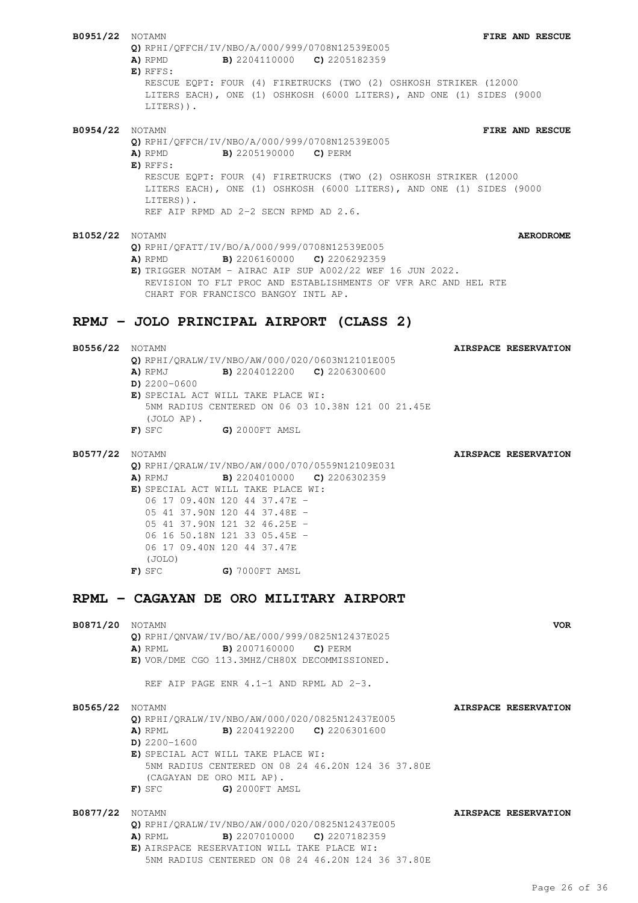**B0951/22** NOTAMN **FIRE AND RESCUE**

**Q)** RPHI/QFFCH/IV/NBO/A/000/999/0708N12539E005
**A)** RPMD **B)** 2204110000 **C)** 2205182359
**E)** RFFS:
RESCUE EQPT: FOUR (4) FIRETRUCKS (TWO (2) OSHKOSH STRIKER (12000 LITERS EACH), ONE (1) OSHKOSH (6000 LITERS), AND ONE (1) SIDES (9000 LITERS)).

**B0954/22** NOTAMN **FIRE AND RESCUE**

**Q)** RPHI/QFFCH/IV/NBO/A/000/999/0708N12539E005
**A)** RPMD **B)** 2205190000 **C)** PERM
**E)** RFFS:
RESCUE EQPT: FOUR (4) FIRETRUCKS (TWO (2) OSHKOSH STRIKER (12000 LITERS EACH), ONE (1) OSHKOSH (6000 LITERS), AND ONE (1) SIDES (9000 LITERS)).
REF AIP RPMD AD 2-2 SECN RPMD AD 2.6.

**B1052/22** NOTAMN **AERODROME**

**Q)** RPHI/QFATT/IV/BO/A/000/999/0708N12539E005
**A)** RPMD **B)** 2206160000 **C)** 2206292359
**E)** TRIGGER NOTAM - AIRAC AIP SUP A002/22 WEF 16 JUN 2022.
REVISION TO FLT PROC AND ESTABLISHMENTS OF VFR ARC AND HEL RTE CHART FOR FRANCISCO BANGOY INTL AP.

## RPMJ – JOLO PRINCIPAL AIRPORT (CLASS 2)

**B0556/22** NOTAMN **AIRSPACE RESERVATION**

**Q)** RPHI/QRALW/IV/NBO/AW/000/020/0603N12101E005
**A)** RPMJ **B)** 2204012200 **C)** 2206300600
**D)** 2200-0600
**E)** SPECIAL ACT WILL TAKE PLACE WI:
5NM RADIUS CENTERED ON 06 03 10.38N 121 00 21.45E
(JOLO AP).
**F)** SFC **G)** 2000FT AMSL

**B0577/22** NOTAMN **AIRSPACE RESERVATION**

**Q)** RPHI/QRALW/IV/NBO/AW/000/070/0559N12109E031
**A)** RPMJ **B)** 2204010000 **C)** 2206302359
**E)** SPECIAL ACT WILL TAKE PLACE WI:
06 17 09.40N 120 44 37.47E -
05 41 37.90N 120 44 37.48E -
05 41 37.90N 121 32 46.25E -
06 16 50.18N 121 33 05.45E -
06 17 09.40N 120 44 37.47E
(JOLO)
**F)** SFC **G)** 7000FT AMSL

## RPML – CAGAYAN DE ORO MILITARY AIRPORT

**B0871/20** NOTAMN **VOR**

**Q)** RPHI/QNVAW/IV/BO/AE/000/999/0825N12437E025
**A)** RPML **B)** 2007160000 **C)** PERM
**E)** VOR/DME CGO 113.3MHZ/CH80X DECOMMISSIONED.

REF AIP PAGE ENR 4.1-1 AND RPML AD 2-3.

**B0565/22** NOTAMN **AIRSPACE RESERVATION**

**Q)** RPHI/QRALW/IV/NBO/AW/000/020/0825N12437E005
**A)** RPML **B)** 2204192200 **C)** 2206301600
**D)** 2200-1600
**E)** SPECIAL ACT WILL TAKE PLACE WI:
5NM RADIUS CENTERED ON 08 24 46.20N 124 36 37.80E
(CAGAYAN DE ORO MIL AP).
**F)** SFC **G)** 2000FT AMSL

**B0877/22** NOTAMN **AIRSPACE RESERVATION**

**Q)** RPHI/QRALW/IV/NBO/AW/000/020/0825N12437E005
**A)** RPML **B)** 2207010000 **C)** 2207182359
**E)** AIRSPACE RESERVATION WILL TAKE PLACE WI:
5NM RADIUS CENTERED ON 08 24 46.20N 124 36 37.80E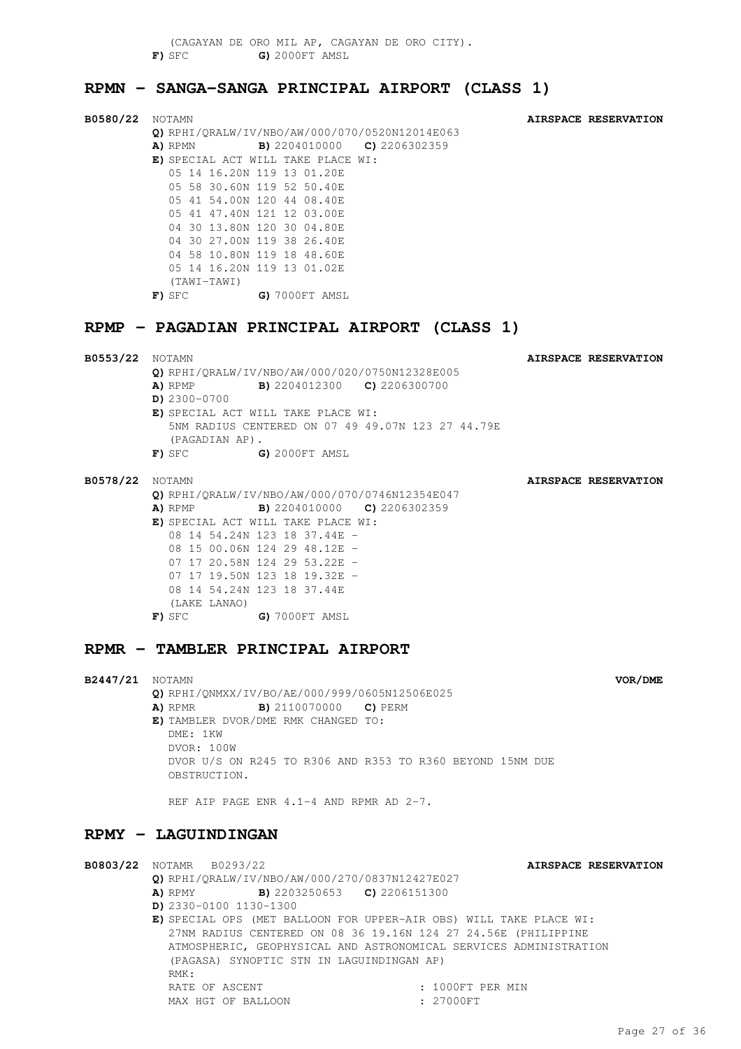(CAGAYAN DE ORO MIL AP, CAGAYAN DE ORO CITY).
**F)** SFC **G)** 2000FT AMSL

## RPMN - SANGA-SANGA PRINCIPAL AIRPORT (CLASS 1)

**B0580/22** NOTAMN **AIRSPACE RESERVATION**

**Q)** RPHI/QRALW/IV/NBO/AW/000/070/0520N12014E063
**A)** RPMN **B)** 2204010000 **C)** 2206302359
**E)** SPECIAL ACT WILL TAKE PLACE WI:
05 14 16.20N 119 13 01.20E
05 58 30.60N 119 52 50.40E
05 41 54.00N 120 44 08.40E
05 41 47.40N 121 12 03.00E
04 30 13.80N 120 30 04.80E
04 30 27.00N 119 38 26.40E
04 58 10.80N 119 18 48.60E
05 14 16.20N 119 13 01.02E
(TAWI-TAWI)
**F)** SFC **G)** 7000FT AMSL

## RPMP - PAGADIAN PRINCIPAL AIRPORT (CLASS 1)

**B0553/22** NOTAMN **AIRSPACE RESERVATION**

**Q)** RPHI/QRALW/IV/NBO/AW/000/020/0750N12328E005
**A)** RPMP **B)** 2204012300 **C)** 2206300700
**D)** 2300-0700
**E)** SPECIAL ACT WILL TAKE PLACE WI:
5NM RADIUS CENTERED ON 07 49 49.07N 123 27 44.79E
(PAGADIAN AP).
**F)** SFC **G)** 2000FT AMSL

**B0578/22** NOTAMN **AIRSPACE RESERVATION**

**Q)** RPHI/QRALW/IV/NBO/AW/000/070/0746N12354E047
**A)** RPMP **B)** 2204010000 **C)** 2206302359
**E)** SPECIAL ACT WILL TAKE PLACE WI:
08 14 54.24N 123 18 37.44E -
08 15 00.06N 124 29 48.12E -
07 17 20.58N 124 29 53.22E -
07 17 19.50N 123 18 19.32E -
08 14 54.24N 123 18 37.44E
(LAKE LANAO)
**F)** SFC **G)** 7000FT AMSL

## RPMR - TAMBLER PRINCIPAL AIRPORT

**B2447/21** NOTAMN **VOR/DME**

**Q)** RPHI/QNMXX/IV/BO/AE/000/999/0605N12506E025
**A)** RPMR **B)** 2110070000 **C)** PERM
**E)** TAMBLER DVOR/DME RMK CHANGED TO:
DME: 1KW
DVOR: 100W
DVOR U/S ON R245 TO R306 AND R353 TO R360 BEYOND 15NM DUE OBSTRUCTION.

REF AIP PAGE ENR 4.1-4 AND RPMR AD 2-7.

## RPMY - LAGUINDINGAN

**B0803/22** NOTAMR B0293/22 **AIRSPACE RESERVATION**

**Q)** RPHI/QRALW/IV/NBO/AW/000/270/0837N12427E027
**A)** RPMY **B)** 2203250653 **C)** 2206151300
**D)** 2330-0100 1130-1300
**E)** SPECIAL OPS (MET BALLOON FOR UPPER-AIR OBS) WILL TAKE PLACE WI:
27NM RADIUS CENTERED ON 08 36 19.16N 124 27 24.56E (PHILIPPINE ATMOSPHERIC, GEOPHYSICAL AND ASTRONOMICAL SERVICES ADMINISTRATION (PAGASA) SYNOPTIC STN IN LAGUINDINGAN AP)
RMK:
RATE OF ASCENT : 1000FT PER MIN
MAX HGT OF BALLOON : 27000FT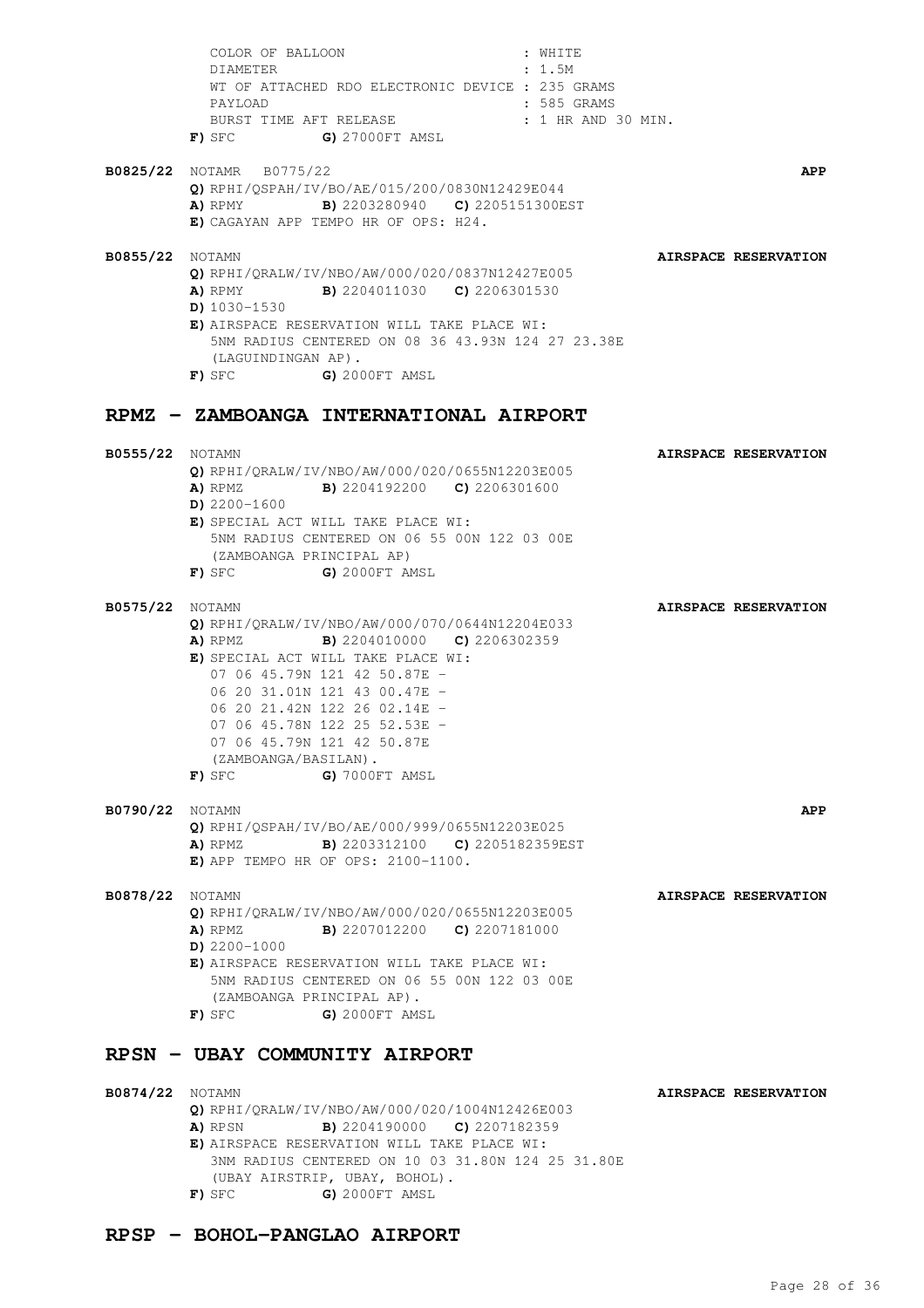COLOR OF BALLOON : WHITE
DIAMETER : 1.5M
WT OF ATTACHED RDO ELECTRONIC DEVICE : 235 GRAMS
PAYLOAD : 585 GRAMS
BURST TIME AFT RELEASE : 1 HR AND 30 MIN.
**F)** SFC **G)** 27000FT AMSL

**B0825/22** NOTAMR B0775/22 **APP**
**Q)** RPHI/QSPAH/IV/BO/AE/015/200/0830N12429E044
**A)** RPMY **B)** 2203280940 **C)** 2205151300EST
**E)** CAGAYAN APP TEMPO HR OF OPS: H24.

**B0855/22** NOTAMN **AIRSPACE RESERVATION**
**Q)** RPHI/QRALW/IV/NBO/AW/000/020/0837N12427E005
**A)** RPMY **B)** 2204011030 **C)** 2206301530
**D)** 1030-1530
**E)** AIRSPACE RESERVATION WILL TAKE PLACE WI:
5NM RADIUS CENTERED ON 08 36 43.93N 124 27 23.38E
(LAGUINDINGAN AP).
**F)** SFC **G)** 2000FT AMSL

## RPMZ - ZAMBOANGA INTERNATIONAL AIRPORT

**B0555/22** NOTAMN **AIRSPACE RESERVATION**
**Q)** RPHI/QRALW/IV/NBO/AW/000/020/0655N12203E005
**A)** RPMZ **B)** 2204192200 **C)** 2206301600
**D)** 2200-1600
**E)** SPECIAL ACT WILL TAKE PLACE WI:
5NM RADIUS CENTERED ON 06 55 00N 122 03 00E
(ZAMBOANGA PRINCIPAL AP)
**F)** SFC **G)** 2000FT AMSL

**B0575/22** NOTAMN **AIRSPACE RESERVATION**
**Q)** RPHI/QRALW/IV/NBO/AW/000/070/0644N12204E033
**A)** RPMZ **B)** 2204010000 **C)** 2206302359
**E)** SPECIAL ACT WILL TAKE PLACE WI:
07 06 45.79N 121 42 50.87E -
06 20 31.01N 121 43 00.47E -
06 20 21.42N 122 26 02.14E -
07 06 45.78N 122 25 52.53E -
07 06 45.79N 121 42 50.87E
(ZAMBOANGA/BASILAN).
**F)** SFC **G)** 7000FT AMSL

**B0790/22** NOTAMN **APP**
**Q)** RPHI/QSPAH/IV/BO/AE/000/999/0655N12203E025
**A)** RPMZ **B)** 2203312100 **C)** 2205182359EST
**E)** APP TEMPO HR OF OPS: 2100-1100.

**B0878/22** NOTAMN **AIRSPACE RESERVATION**
**Q)** RPHI/QRALW/IV/NBO/AW/000/020/0655N12203E005
**A)** RPMZ **B)** 2207012200 **C)** 2207181000
**D)** 2200-1000
**E)** AIRSPACE RESERVATION WILL TAKE PLACE WI:
5NM RADIUS CENTERED ON 06 55 00N 122 03 00E
(ZAMBOANGA PRINCIPAL AP).
**F)** SFC **G)** 2000FT AMSL

## RPSN - UBAY COMMUNITY AIRPORT

**B0874/22** NOTAMN **AIRSPACE RESERVATION**
**Q)** RPHI/QRALW/IV/NBO/AW/000/020/1004N12426E003
**A)** RPSN **B)** 2204190000 **C)** 2207182359
**E)** AIRSPACE RESERVATION WILL TAKE PLACE WI:
3NM RADIUS CENTERED ON 10 03 31.80N 124 25 31.80E
(UBAY AIRSTRIP, UBAY, BOHOL).
**F)** SFC **G)** 2000FT AMSL

## RPSP - BOHOL-PANGLAO AIRPORT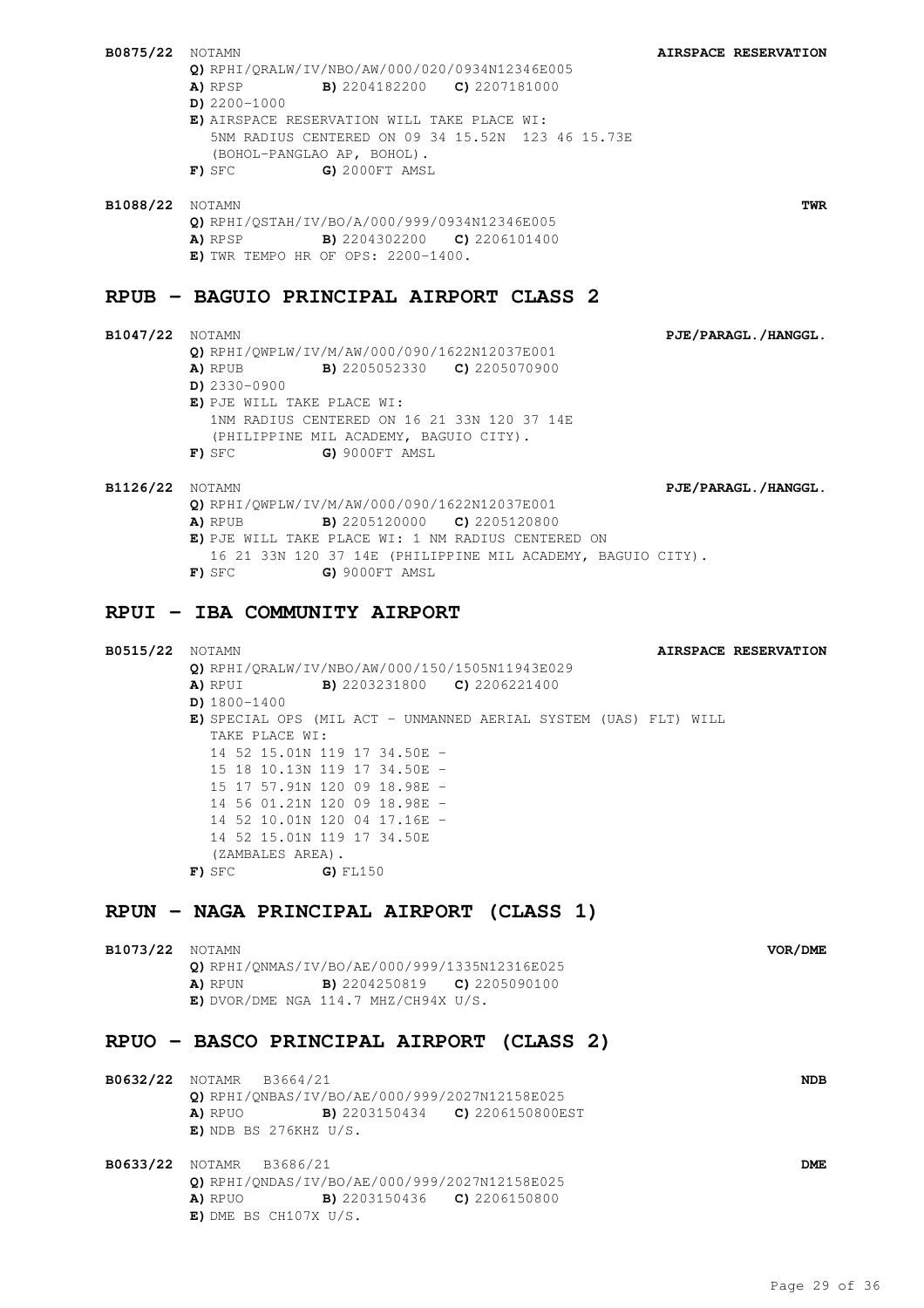**B0875/22** NOTAMN **AIRSPACE RESERVATION**

**Q)** RPHI/QRALW/IV/NBO/AW/000/020/0934N12346E005
**A)** RPSP **B)** 2204182200 **C)** 2207181000
**D)** 2200-1000
**E)** AIRSPACE RESERVATION WILL TAKE PLACE WI:
5NM RADIUS CENTERED ON 09 34 15.52N 123 46 15.73E
(BOHOL-PANGLAO AP, BOHOL).
**F)** SFC **G)** 2000FT AMSL

**B1088/22** NOTAMN **TWR**

**Q)** RPHI/QSTAH/IV/BO/A/000/999/0934N12346E005
**A)** RPSP **B)** 2204302200 **C)** 2206101400
**E)** TWR TEMPO HR OF OPS: 2200-1400.

## RPUB – BAGUIO PRINCIPAL AIRPORT CLASS 2

**B1047/22** NOTAMN **PJE/PARAGL./HANGGL.**

**Q)** RPHI/QWPLW/IV/M/AW/000/090/1622N12037E001
**A)** RPUB **B)** 2205052330 **C)** 2205070900
**D)** 2330-0900
**E)** PJE WILL TAKE PLACE WI:
1NM RADIUS CENTERED ON 16 21 33N 120 37 14E
(PHILIPPINE MIL ACADEMY, BAGUIO CITY).
**F)** SFC **G)** 9000FT AMSL

**B1126/22** NOTAMN **PJE/PARAGL./HANGGL.**

**Q)** RPHI/QWPLW/IV/M/AW/000/090/1622N12037E001
**A)** RPUB **B)** 2205120000 **C)** 2205120800
**E)** PJE WILL TAKE PLACE WI: 1 NM RADIUS CENTERED ON
16 21 33N 120 37 14E (PHILIPPINE MIL ACADEMY, BAGUIO CITY).
**F)** SFC **G)** 9000FT AMSL

## RPUI – IBA COMMUNITY AIRPORT

**B0515/22** NOTAMN **AIRSPACE RESERVATION**

**Q)** RPHI/QRALW/IV/NBO/AW/000/150/1505N11943E029
**A)** RPUI **B)** 2203231800 **C)** 2206221400
**D)** 1800-1400
**E)** SPECIAL OPS (MIL ACT - UNMANNED AERIAL SYSTEM (UAS) FLT) WILL
TAKE PLACE WI:
14 52 15.01N 119 17 34.50E -
15 18 10.13N 119 17 34.50E -
15 17 57.91N 120 09 18.98E -
14 56 01.21N 120 09 18.98E -
14 52 10.01N 120 04 17.16E -
14 52 15.01N 119 17 34.50E
(ZAMBALES AREA).
**F)** SFC **G)** FL150

## RPUN – NAGA PRINCIPAL AIRPORT (CLASS 1)

**B1073/22** NOTAMN **VOR/DME**

**Q)** RPHI/QNMAS/IV/BO/AE/000/999/1335N12316E025
**A)** RPUN **B)** 2204250819 **C)** 2205090100
**E)** DVOR/DME NGA 114.7 MHZ/CH94X U/S.

## RPUO – BASCO PRINCIPAL AIRPORT (CLASS 2)

**B0632/22** NOTAMR B3664/21 **NDB**

**Q)** RPHI/QNBAS/IV/BO/AE/000/999/2027N12158E025
**A)** RPUO **B)** 2203150434 **C)** 2206150800EST
**E)** NDB BS 276KHZ U/S.

**B0633/22** NOTAMR B3686/21 **DME**

**Q)** RPHI/QNDAS/IV/BO/AE/000/999/2027N12158E025
**A)** RPUO **B)** 2203150436 **C)** 2206150800
**E)** DME BS CH107X U/S.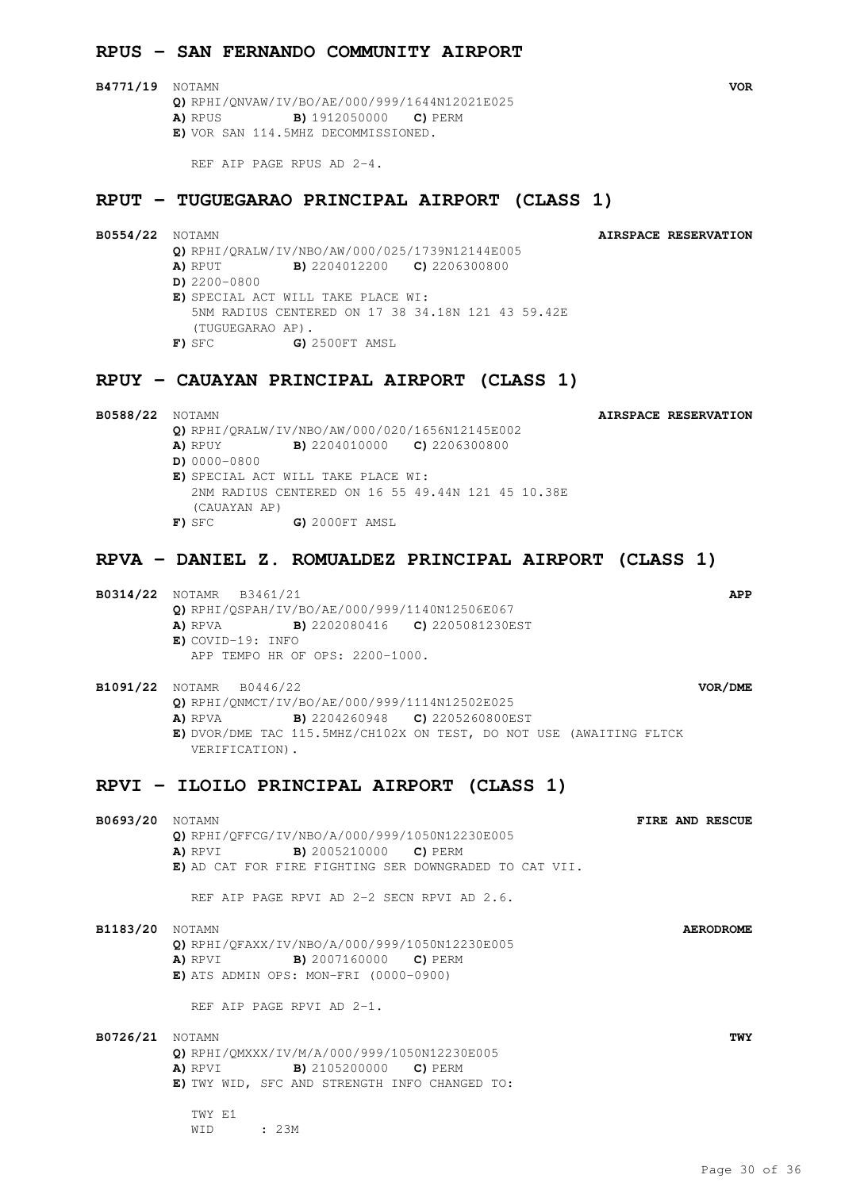## RPUS – SAN FERNANDO COMMUNITY AIRPORT

**B4771/19** NOTAMN **VOR**

**Q)** RPHI/QNVAW/IV/BO/AE/000/999/1644N12021E025
**A)** RPUS **B)** 1912050000 **C)** PERM
**E)** VOR SAN 114.5MHZ DECOMMISSIONED.

REF AIP PAGE RPUS AD 2-4.

## RPUT – TUGUEGARAO PRINCIPAL AIRPORT (CLASS 1)

**B0554/22** NOTAMN **AIRSPACE RESERVATION**

**Q)** RPHI/QRALW/IV/NBO/AW/000/025/1739N12144E005
**A)** RPUT **B)** 2204012200 **C)** 2206300800
**D)** 2200-0800
**E)** SPECIAL ACT WILL TAKE PLACE WI:
5NM RADIUS CENTERED ON 17 38 34.18N 121 43 59.42E
(TUGUEGARAO AP).
**F)** SFC **G)** 2500FT AMSL

## RPUY – CAUAYAN PRINCIPAL AIRPORT (CLASS 1)

**B0588/22** NOTAMN **AIRSPACE RESERVATION**

**Q)** RPHI/QRALW/IV/NBO/AW/000/020/1656N12145E002
**A)** RPUY **B)** 2204010000 **C)** 2206300800
**D)** 0000-0800
**E)** SPECIAL ACT WILL TAKE PLACE WI:
2NM RADIUS CENTERED ON 16 55 49.44N 121 45 10.38E
(CAUAYAN AP)
**F)** SFC **G)** 2000FT AMSL

## RPVA – DANIEL Z. ROMUALDEZ PRINCIPAL AIRPORT (CLASS 1)

**B0314/22** NOTAMR B3461/21 **APP**

**Q)** RPHI/QSPAH/IV/BO/AE/000/999/1140N12506E067
**A)** RPVA **B)** 2202080416 **C)** 2205081230EST
**E)** COVID-19: INFO
APP TEMPO HR OF OPS: 2200-1000.

**B1091/22** NOTAMR B0446/22 **VOR/DME**

**Q)** RPHI/QNMCT/IV/BO/AE/000/999/1114N12502E025
**A)** RPVA **B)** 2204260948 **C)** 2205260800EST
**E)** DVOR/DME TAC 115.5MHZ/CH102X ON TEST, DO NOT USE (AWAITING FLTCK VERIFICATION).

## RPVI – ILOILO PRINCIPAL AIRPORT (CLASS 1)

**B0693/20** NOTAMN **FIRE AND RESCUE**

**Q)** RPHI/QFFCG/IV/NBO/A/000/999/1050N12230E005
**A)** RPVI **B)** 2005210000 **C)** PERM
**E)** AD CAT FOR FIRE FIGHTING SER DOWNGRADED TO CAT VII.

REF AIP PAGE RPVI AD 2-2 SECN RPVI AD 2.6.

**B1183/20** NOTAMN **AERODROME**

**Q)** RPHI/QFAXX/IV/NBO/A/000/999/1050N12230E005
**A)** RPVI **B)** 2007160000 **C)** PERM
**E)** ATS ADMIN OPS: MON-FRI (0000-0900)

REF AIP PAGE RPVI AD 2-1.

**B0726/21** NOTAMN **TWY**

**Q)** RPHI/QMXXX/IV/M/A/000/999/1050N12230E005
**A)** RPVI **B)** 2105200000 **C)** PERM
**E)** TWY WID, SFC AND STRENGTH INFO CHANGED TO:

TWY E1
WID : 23M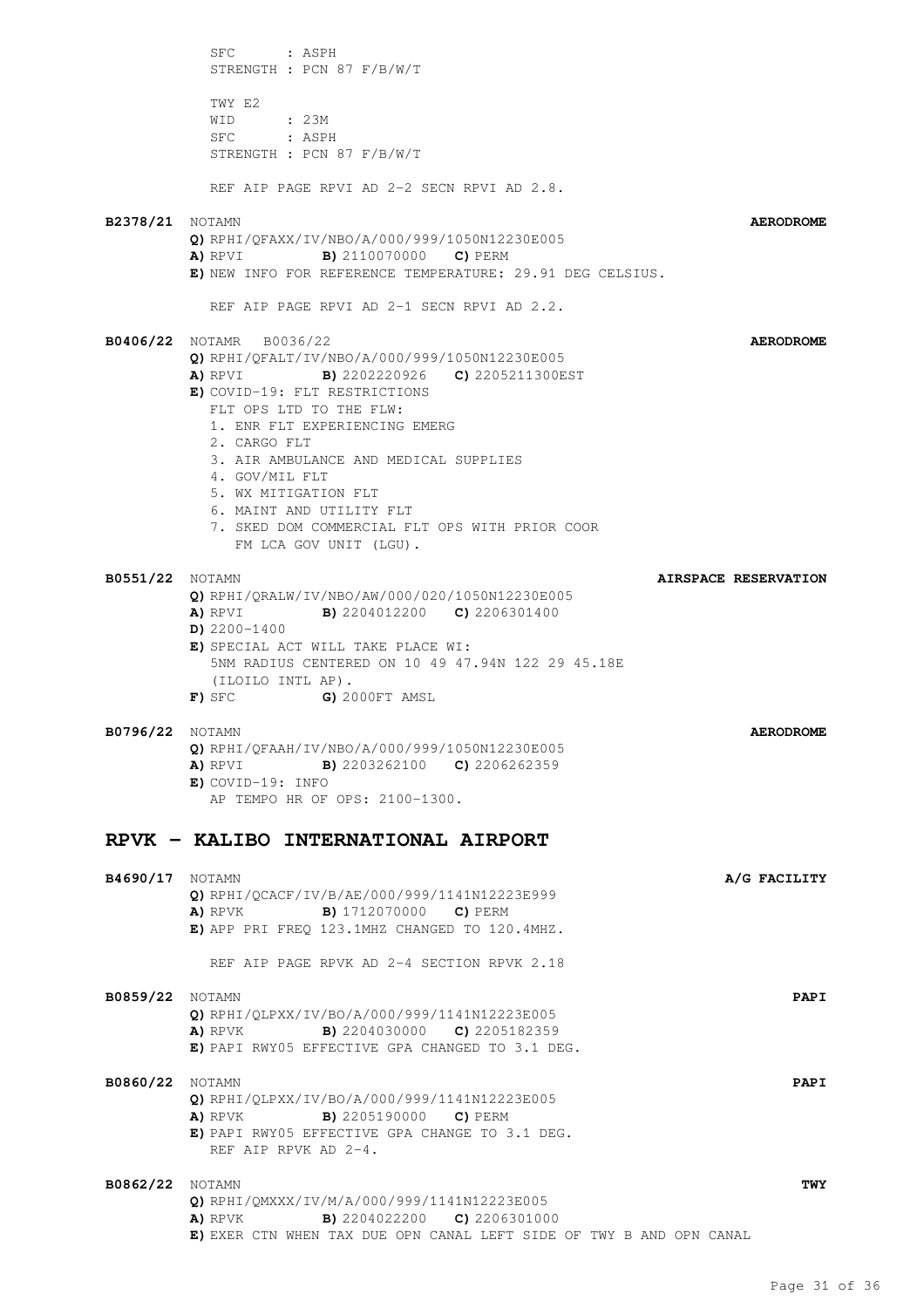SFC : ASPH
STRENGTH : PCN 87 F/B/W/T

TWY E2
WID : 23M
SFC : ASPH
STRENGTH : PCN 87 F/B/W/T

REF AIP PAGE RPVI AD 2-2 SECN RPVI AD 2.8.

**B2378/21** NOTAMN **AERODROME**

**Q)** RPHI/QFAXX/IV/NBO/A/000/999/1050N12230E005
**A)** RPVI **B)** 2110070000 **C)** PERM
**E)** NEW INFO FOR REFERENCE TEMPERATURE: 29.91 DEG CELSIUS.

REF AIP PAGE RPVI AD 2-1 SECN RPVI AD 2.2.

**B0406/22** NOTAMR B0036/22 **AERODROME**

**Q)** RPHI/QFALT/IV/NBO/A/000/999/1050N12230E005
**A)** RPVI **B)** 2202220926 **C)** 2205211300EST
**E)** COVID-19: FLT RESTRICTIONS
FLT OPS LTD TO THE FLW:
1. ENR FLT EXPERIENCING EMERG
2. CARGO FLT
3. AIR AMBULANCE AND MEDICAL SUPPLIES
4. GOV/MIL FLT
5. WX MITIGATION FLT
6. MAINT AND UTILITY FLT
7. SKED DOM COMMERCIAL FLT OPS WITH PRIOR COOR
FM LCA GOV UNIT (LGU).

**B0551/22** NOTAMN **AIRSPACE RESERVATION**

**Q)** RPHI/QRALW/IV/NBO/AW/000/020/1050N12230E005
**A)** RPVI **B)** 2204012200 **C)** 2206301400
**D)** 2200-1400
**E)** SPECIAL ACT WILL TAKE PLACE WI:
5NM RADIUS CENTERED ON 10 49 47.94N 122 29 45.18E
(ILOILO INTL AP).
**F)** SFC **G)** 2000FT AMSL

**B0796/22** NOTAMN **AERODROME**

**Q)** RPHI/QFAAH/IV/NBO/A/000/999/1050N12230E005
**A)** RPVI **B)** 2203262100 **C)** 2206262359
**E)** COVID-19: INFO
AP TEMPO HR OF OPS: 2100-1300.

## RPVK – KALIBO INTERNATIONAL AIRPORT

**B4690/17** NOTAMN **A/G FACILITY**

**Q)** RPHI/QCACF/IV/B/AE/000/999/1141N12223E999
**A)** RPVK **B)** 1712070000 **C)** PERM
**E)** APP PRI FREQ 123.1MHZ CHANGED TO 120.4MHZ.

REF AIP PAGE RPVK AD 2-4 SECTION RPVK 2.18

**B0859/22** NOTAMN **PAPI**

**Q)** RPHI/QLPXX/IV/BO/A/000/999/1141N12223E005
**A)** RPVK **B)** 2204030000 **C)** 2205182359
**E)** PAPI RWY05 EFFECTIVE GPA CHANGED TO 3.1 DEG.

**B0860/22** NOTAMN **PAPI**

**Q)** RPHI/QLPXX/IV/BO/A/000/999/1141N12223E005
**A)** RPVK **B)** 2205190000 **C)** PERM
**E)** PAPI RWY05 EFFECTIVE GPA CHANGE TO 3.1 DEG.
REF AIP RPVK AD 2-4.

**B0862/22** NOTAMN **TWY**

**Q)** RPHI/QMXXX/IV/M/A/000/999/1141N12223E005
**A)** RPVK **B)** 2204022200 **C)** 2206301000
**E)** EXER CTN WHEN TAX DUE OPN CANAL LEFT SIDE OF TWY B AND OPN CANAL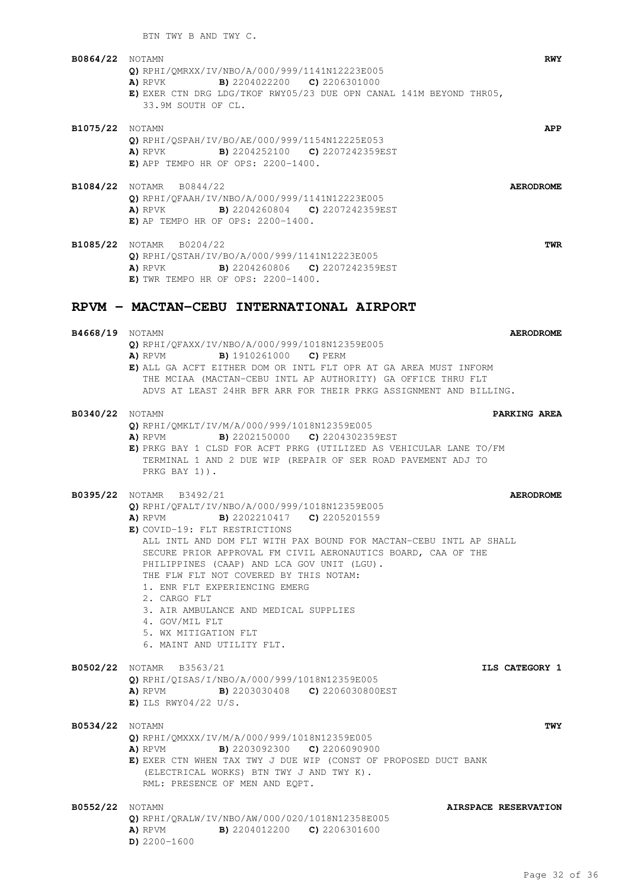BTN TWY B AND TWY C.

**B0864/22** NOTAMN **RWY**
**Q)** RPHI/QMRXX/IV/NBO/A/000/999/1141N12223E005
**A)** RPVK **B)** 2204022200 **C)** 2206301000
**E)** EXER CTN DRG LDG/TKOF RWY05/23 DUE OPN CANAL 141M BEYOND THR05, 33.9M SOUTH OF CL.

**B1075/22** NOTAMN **APP**
**Q)** RPHI/QSPAH/IV/BO/AE/000/999/1154N12225E053
**A)** RPVK **B)** 2204252100 **C)** 2207242359EST
**E)** APP TEMPO HR OF OPS: 2200-1400.

**B1084/22** NOTAMR B0844/22 **AERODROME**
**Q)** RPHI/QFAAH/IV/NBO/A/000/999/1141N12223E005
**A)** RPVK **B)** 2204260804 **C)** 2207242359EST
**E)** AP TEMPO HR OF OPS: 2200-1400.

**B1085/22** NOTAMR B0204/22 **TWR**
**Q)** RPHI/QSTAH/IV/BO/A/000/999/1141N12223E005
**A)** RPVK **B)** 2204260806 **C)** 2207242359EST
**E)** TWR TEMPO HR OF OPS: 2200-1400.

## RPVM - MACTAN-CEBU INTERNATIONAL AIRPORT

**B4668/19** NOTAMN **AERODROME**
**Q)** RPHI/QFAXX/IV/NBO/A/000/999/1018N12359E005
**A)** RPVM **B)** 1910261000 **C)** PERM
**E)** ALL GA ACFT EITHER DOM OR INTL FLT OPR AT GA AREA MUST INFORM THE MCIAA (MACTAN-CEBU INTL AP AUTHORITY) GA OFFICE THRU FLT ADVS AT LEAST 24HR BFR ARR FOR THEIR PRKG ASSIGNMENT AND BILLING.

**B0340/22** NOTAMN **PARKING AREA**
**Q)** RPHI/QMKLT/IV/M/A/000/999/1018N12359E005
**A)** RPVM **B)** 2202150000 **C)** 2204302359EST
**E)** PRKG BAY 1 CLSD FOR ACFT PRKG (UTILIZED AS VEHICULAR LANE TO/FM TERMINAL 1 AND 2 DUE WIP (REPAIR OF SER ROAD PAVEMENT ADJ TO PRKG BAY 1)).

**B0395/22** NOTAMR B3492/21 **AERODROME**
**Q)** RPHI/QFALT/IV/NBO/A/000/999/1018N12359E005
**A)** RPVM **B)** 2202210417 **C)** 2205201559
**E)** COVID-19: FLT RESTRICTIONS
ALL INTL AND DOM FLT WITH PAX BOUND FOR MACTAN-CEBU INTL AP SHALL SECURE PRIOR APPROVAL FM CIVIL AERONAUTICS BOARD, CAA OF THE PHILIPPINES (CAAP) AND LCA GOV UNIT (LGU).
THE FLW FLT NOT COVERED BY THIS NOTAM:
1. ENR FLT EXPERIENCING EMERG
2. CARGO FLT
3. AIR AMBULANCE AND MEDICAL SUPPLIES
4. GOV/MIL FLT
5. WX MITIGATION FLT
6. MAINT AND UTILITY FLT.

**B0502/22** NOTAMR B3563/21 **ILS CATEGORY 1**
**Q)** RPHI/QISAS/I/NBO/A/000/999/1018N12359E005
**A)** RPVM **B)** 2203030408 **C)** 2206030800EST
**E)** ILS RWY04/22 U/S.

**B0534/22** NOTAMN **TWY**
**Q)** RPHI/QMXXX/IV/M/A/000/999/1018N12359E005
**A)** RPVM **B)** 2203092300 **C)** 2206090900
**E)** EXER CTN WHEN TAX TWY J DUE WIP (CONST OF PROPOSED DUCT BANK (ELECTRICAL WORKS) BTN TWY J AND TWY K).
RML: PRESENCE OF MEN AND EQPT.

**B0552/22** NOTAMN **AIRSPACE RESERVATION**
**Q)** RPHI/QRALW/IV/NBO/AW/000/020/1018N12358E005
**A)** RPVM **B)** 2204012200 **C)** 2206301600
**D)** 2200-1600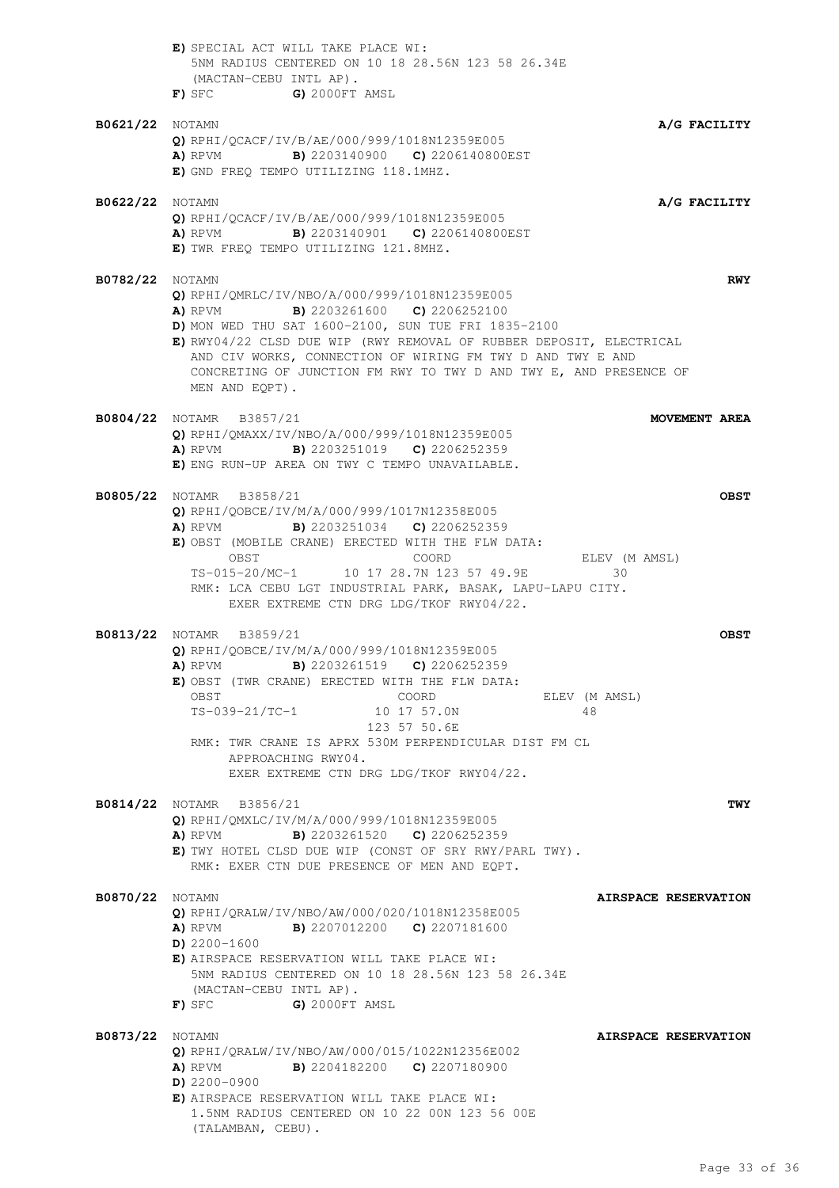**E)** SPECIAL ACT WILL TAKE PLACE WI:
5NM RADIUS CENTERED ON 10 18 28.56N 123 58 26.34E
(MACTAN-CEBU INTL AP).
**F)** SFC **G)** 2000FT AMSL

**B0621/22** NOTAMN **A/G FACILITY**
**Q)** RPHI/QCACF/IV/B/AE/000/999/1018N12359E005
**A)** RPVM **B)** 2203140900 **C)** 2206140800EST
**E)** GND FREQ TEMPO UTILIZING 118.1MHZ.

**B0622/22** NOTAMN **A/G FACILITY**
**Q)** RPHI/QCACF/IV/B/AE/000/999/1018N12359E005
**A)** RPVM **B)** 2203140901 **C)** 2206140800EST
**E)** TWR FREQ TEMPO UTILIZING 121.8MHZ.

**B0782/22** NOTAMN **RWY**
**Q)** RPHI/QMRLC/IV/NBO/A/000/999/1018N12359E005
**A)** RPVM **B)** 2203261600 **C)** 2206252100
**D)** MON WED THU SAT 1600-2100, SUN TUE FRI 1835-2100
**E)** RWY04/22 CLSD DUE WIP (RWY REMOVAL OF RUBBER DEPOSIT, ELECTRICAL AND CIV WORKS, CONNECTION OF WIRING FM TWY D AND TWY E AND CONCRETING OF JUNCTION FM RWY TO TWY D AND TWY E, AND PRESENCE OF MEN AND EQPT).

**B0804/22** NOTAMR B3857/21 **MOVEMENT AREA**
**Q)** RPHI/QMAXX/IV/NBO/A/000/999/1018N12359E005
**A)** RPVM **B)** 2203251019 **C)** 2206252359
**E)** ENG RUN-UP AREA ON TWY C TEMPO UNAVAILABLE.

**B0805/22** NOTAMR B3858/21 **OBST**
**Q)** RPHI/QOBCE/IV/M/A/000/999/1017N12358E005
**A)** RPVM **B)** 2203251034 **C)** 2206252359
**E)** OBST (MOBILE CRANE) ERECTED WITH THE FLW DATA:

| OBST | COORD | ELEV (M AMSL) |
|---|---|---|
| TS-015-20/MC-1 | 10 17 28.7N 123 57 49.9E | 30 |

RMK: LCA CEBU LGT INDUSTRIAL PARK, BASAK, LAPU-LAPU CITY.
EXER EXTREME CTN DRG LDG/TKOF RWY04/22.

**B0813/22** NOTAMR B3859/21 **OBST**
**Q)** RPHI/QOBCE/IV/M/A/000/999/1018N12359E005
**A)** RPVM **B)** 2203261519 **C)** 2206252359
**E)** OBST (TWR CRANE) ERECTED WITH THE FLW DATA:

| OBST | COORD | ELEV (M AMSL) |
|---|---|---|
| TS-039-21/TC-1 | 10 17 57.0N 123 57 50.6E | 48 |

RMK: TWR CRANE IS APRX 530M PERPENDICULAR DIST FM CL APPROACHING RWY04.
EXER EXTREME CTN DRG LDG/TKOF RWY04/22.

**B0814/22** NOTAMR B3856/21 **TWY**
**Q)** RPHI/QMXLC/IV/M/A/000/999/1018N12359E005
**A)** RPVM **B)** 2203261520 **C)** 2206252359
**E)** TWY HOTEL CLSD DUE WIP (CONST OF SRY RWY/PARL TWY).
RMK: EXER CTN DUE PRESENCE OF MEN AND EQPT.

**B0870/22** NOTAMN **AIRSPACE RESERVATION**
**Q)** RPHI/QRALW/IV/NBO/AW/000/020/1018N12358E005
**A)** RPVM **B)** 2207012200 **C)** 2207181600
**D)** 2200-1600
**E)** AIRSPACE RESERVATION WILL TAKE PLACE WI:
5NM RADIUS CENTERED ON 10 18 28.56N 123 58 26.34E
(MACTAN-CEBU INTL AP).
**F)** SFC **G)** 2000FT AMSL

**B0873/22** NOTAMN **AIRSPACE RESERVATION**
**Q)** RPHI/QRALW/IV/NBO/AW/000/015/1022N12356E002
**A)** RPVM **B)** 2204182200 **C)** 2207180900
**D)** 2200-0900
**E)** AIRSPACE RESERVATION WILL TAKE PLACE WI:
1.5NM RADIUS CENTERED ON 10 22 00N 123 56 00E
(TALAMBAN, CEBU).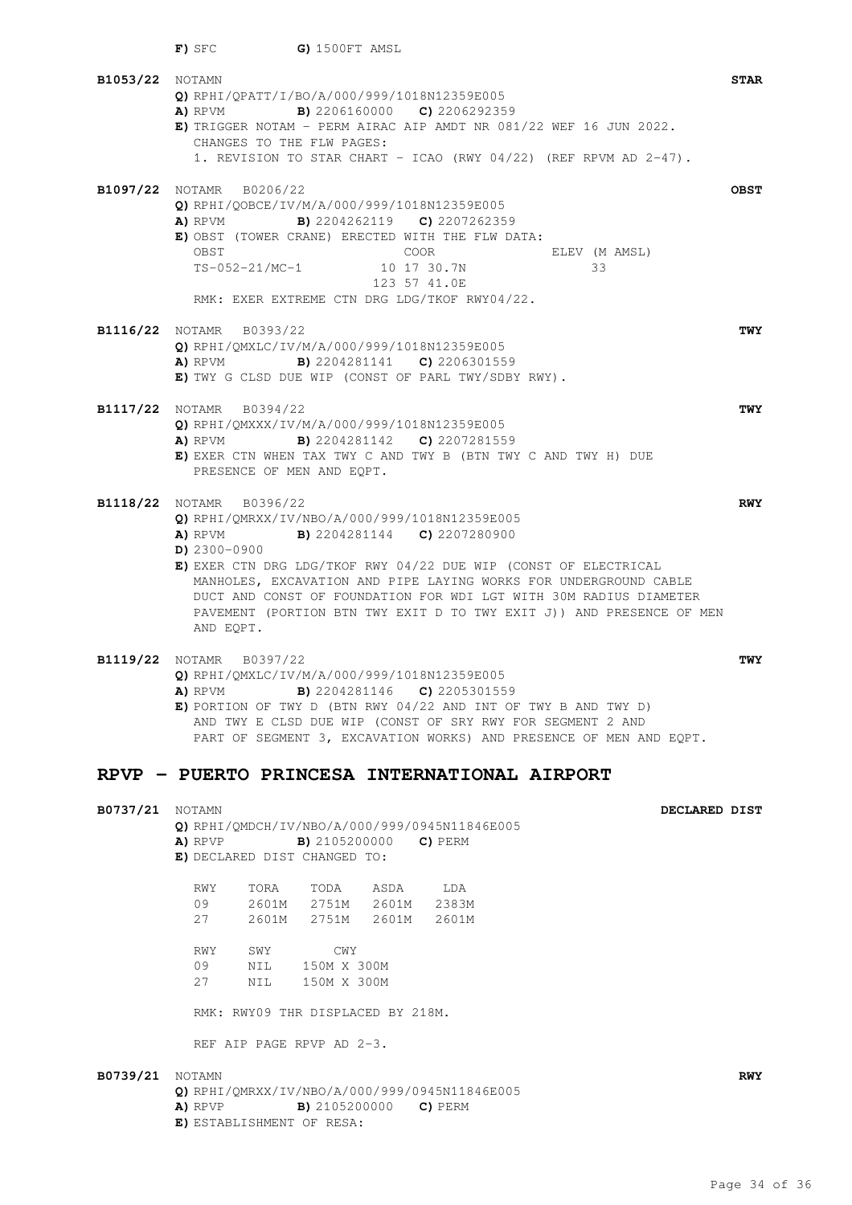**F)** SFC **G)** 1500FT AMSL

**B1053/22** NOTAMN **STAR**

**Q)** RPHI/QPATT/I/BO/A/000/999/1018N12359E005
**A)** RPVM **B)** 2206160000 **C)** 2206292359
**E)** TRIGGER NOTAM - PERM AIRAC AIP AMDT NR 081/22 WEF 16 JUN 2022.
CHANGES TO THE FLW PAGES:
1. REVISION TO STAR CHART - ICAO (RWY 04/22) (REF RPVM AD 2-47).

**B1097/22** NOTAMR B0206/22 **OBST**

**Q)** RPHI/QOBCE/IV/M/A/000/999/1018N12359E005
**A)** RPVM **B)** 2204262119 **C)** 2207262359
**E)** OBST (TOWER CRANE) ERECTED WITH THE FLW DATA:

| OBST | COOR | ELEV (M AMSL) |
|---|---|---|
| TS-052-21/MC-1 | 10 17 30.7N 123 57 41.0E | 33 |

RMK: EXER EXTREME CTN DRG LDG/TKOF RWY04/22.

**B1116/22** NOTAMR B0393/22 **TWY**

**Q)** RPHI/QMXLC/IV/M/A/000/999/1018N12359E005
**A)** RPVM **B)** 2204281141 **C)** 2206301559
**E)** TWY G CLSD DUE WIP (CONST OF PARL TWY/SDBY RWY).

**B1117/22** NOTAMR B0394/22 **TWY**

**Q)** RPHI/QMXXX/IV/M/A/000/999/1018N12359E005
**A)** RPVM **B)** 2204281142 **C)** 2207281559
**E)** EXER CTN WHEN TAX TWY C AND TWY B (BTN TWY C AND TWY H) DUE PRESENCE OF MEN AND EQPT.

**B1118/22** NOTAMR B0396/22 **RWY**

**Q)** RPHI/QMRXX/IV/NBO/A/000/999/1018N12359E005
**A)** RPVM **B)** 2204281144 **C)** 2207280900
**D)** 2300-0900
**E)** EXER CTN DRG LDG/TKOF RWY 04/22 DUE WIP (CONST OF ELECTRICAL MANHOLES, EXCAVATION AND PIPE LAYING WORKS FOR UNDERGROUND CABLE DUCT AND CONST OF FOUNDATION FOR WDI LGT WITH 30M RADIUS DIAMETER PAVEMENT (PORTION BTN TWY EXIT D TO TWY EXIT J)) AND PRESENCE OF MEN AND EQPT.

**B1119/22** NOTAMR B0397/22 **TWY**

**Q)** RPHI/QMXLC/IV/M/A/000/999/1018N12359E005
**A)** RPVM **B)** 2204281146 **C)** 2205301559
**E)** PORTION OF TWY D (BTN RWY 04/22 AND INT OF TWY B AND TWY D) AND TWY E CLSD DUE WIP (CONST OF SRY RWY FOR SEGMENT 2 AND PART OF SEGMENT 3, EXCAVATION WORKS) AND PRESENCE OF MEN AND EQPT.

## RPVP - PUERTO PRINCESA INTERNATIONAL AIRPORT

**B0737/21** NOTAMN **DECLARED DIST**

**Q)** RPHI/QMDCH/IV/NBO/A/000/999/0945N11846E005
**A)** RPVP **B)** 2105200000 **C)** PERM
**E)** DECLARED DIST CHANGED TO:

| RWY | TORA | TODA | ASDA | LDA |
|---|---|---|---|---|
| 09 | 2601M | 2751M | 2601M | 2383M |
| 27 | 2601M | 2751M | 2601M | 2601M |

| RWY | SWY | CWY |
|---|---|---|
| 09 | NIL | 150M X 300M |
| 27 | NIL | 150M X 300M |

RMK: RWY09 THR DISPLACED BY 218M.

REF AIP PAGE RPVP AD 2-3.

**B0739/21** NOTAMN **RWY**

**Q)** RPHI/QMRXX/IV/NBO/A/000/999/0945N11846E005
**A)** RPVP **B)** 2105200000 **C)** PERM
**E)** ESTABLISHMENT OF RESA: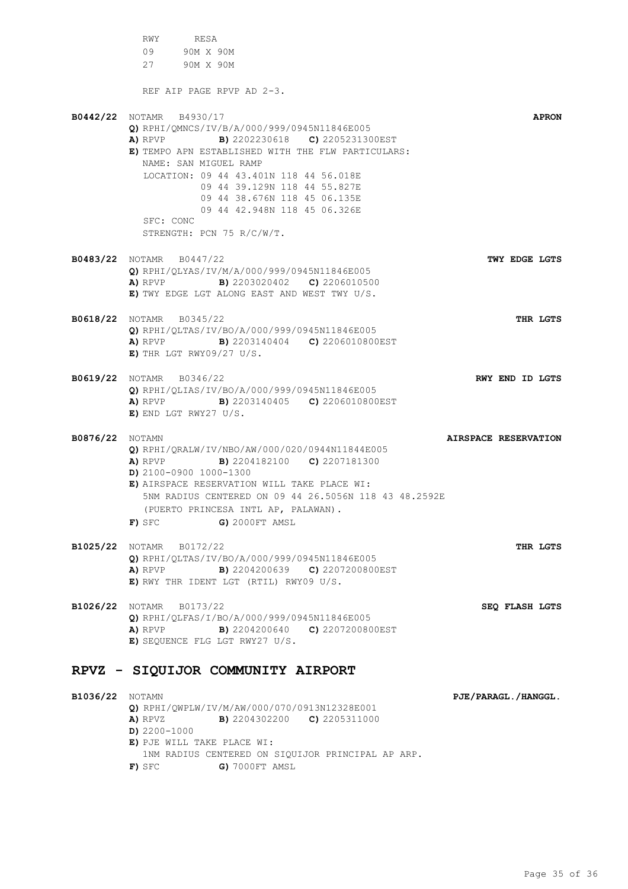RWY RESA

| RWY | RESA |
|---|---|
| 09 | 90M X 90M |
| 27 | 90M X 90M |

REF AIP PAGE RPVP AD 2-3.

**B0442/22** NOTAMR B4930/17 **APRON**

**Q)** RPHI/QMNCS/IV/B/A/000/999/0945N11846E005
**A)** RPVP **B)** 2202230618 **C)** 2205231300EST
**E)** TEMPO APN ESTABLISHED WITH THE FLW PARTICULARS:
NAME: SAN MIGUEL RAMP
LOCATION: 09 44 43.401N 118 44 56.018E
09 44 39.129N 118 44 55.827E
09 44 38.676N 118 45 06.135E
09 44 42.948N 118 45 06.326E
SFC: CONC
STRENGTH: PCN 75 R/C/W/T.

**B0483/22** NOTAMR B0447/22 **TWY EDGE LGTS**

**Q)** RPHI/QLYAS/IV/M/A/000/999/0945N11846E005
**A)** RPVP **B)** 2203020402 **C)** 2206010500
**E)** TWY EDGE LGT ALONG EAST AND WEST TWY U/S.

**B0618/22** NOTAMR B0345/22 **THR LGTS**

**Q)** RPHI/QLTAS/IV/BO/A/000/999/0945N11846E005
**A)** RPVP **B)** 2203140404 **C)** 2206010800EST
**E)** THR LGT RWY09/27 U/S.

**B0619/22** NOTAMR B0346/22 **RWY END ID LGTS**

**Q)** RPHI/QLIAS/IV/BO/A/000/999/0945N11846E005
**A)** RPVP **B)** 2203140405 **C)** 2206010800EST
**E)** END LGT RWY27 U/S.

**B0876/22** NOTAMN **AIRSPACE RESERVATION**

**Q)** RPHI/QRALW/IV/NBO/AW/000/020/0944N11844E005
**A)** RPVP **B)** 2204182100 **C)** 2207181300
**D)** 2100-0900 1000-1300
**E)** AIRSPACE RESERVATION WILL TAKE PLACE WI:
5NM RADIUS CENTERED ON 09 44 26.5056N 118 43 48.2592E
(PUERTO PRINCESA INTL AP, PALAWAN).
**F)** SFC **G)** 2000FT AMSL

**B1025/22** NOTAMR B0172/22 **THR LGTS**

**Q)** RPHI/QLTAS/IV/BO/A/000/999/0945N11846E005
**A)** RPVP **B)** 2204200639 **C)** 2207200800EST
**E)** RWY THR IDENT LGT (RTIL) RWY09 U/S.

**B1026/22** NOTAMR B0173/22 **SEQ FLASH LGTS**

**Q)** RPHI/QLFAS/I/BO/A/000/999/0945N11846E005
**A)** RPVP **B)** 2204200640 **C)** 2207200800EST
**E)** SEQUENCE FLG LGT RWY27 U/S.

## RPVZ - SIQUIJOR COMMUNITY AIRPORT

**B1036/22** NOTAMN **PJE/PARAGL./HANGGL.**

**Q)** RPHI/QWPLW/IV/M/AW/000/070/0913N12328E001
**A)** RPVZ **B)** 2204302200 **C)** 2205311000
**D)** 2200-1000
**E)** PJE WILL TAKE PLACE WI:
1NM RADIUS CENTERED ON SIQUIJOR PRINCIPAL AP ARP.
**F)** SFC **G)** 7000FT AMSL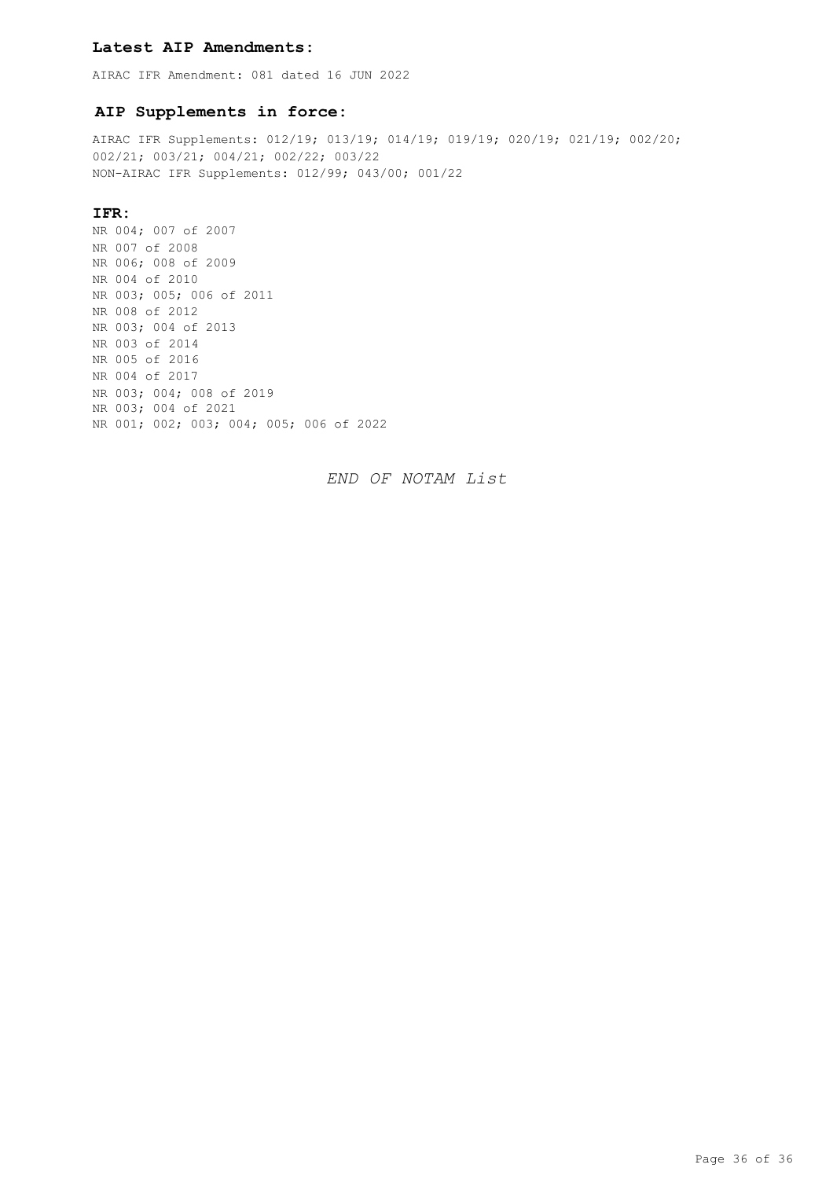## Latest AIP Amendments:

AIRAC IFR Amendment: 081 dated 16 JUN 2022

## AIP Supplements in force:

AIRAC IFR Supplements: 012/19; 013/19; 014/19; 019/19; 020/19; 021/19; 002/20; 002/21; 003/21; 004/21; 002/22; 003/22
NON-AIRAC IFR Supplements: 012/99; 043/00; 001/22

### IFR:

NR 004; 007 of 2007
NR 007 of 2008
NR 006; 008 of 2009
NR 004 of 2010
NR 003; 005; 006 of 2011
NR 008 of 2012
NR 003; 004 of 2013
NR 003 of 2014
NR 005 of 2016
NR 004 of 2017
NR 003; 004; 008 of 2019
NR 003; 004 of 2021
NR 001; 002; 003; 004; 005; 006 of 2022

*END OF NOTAM List*